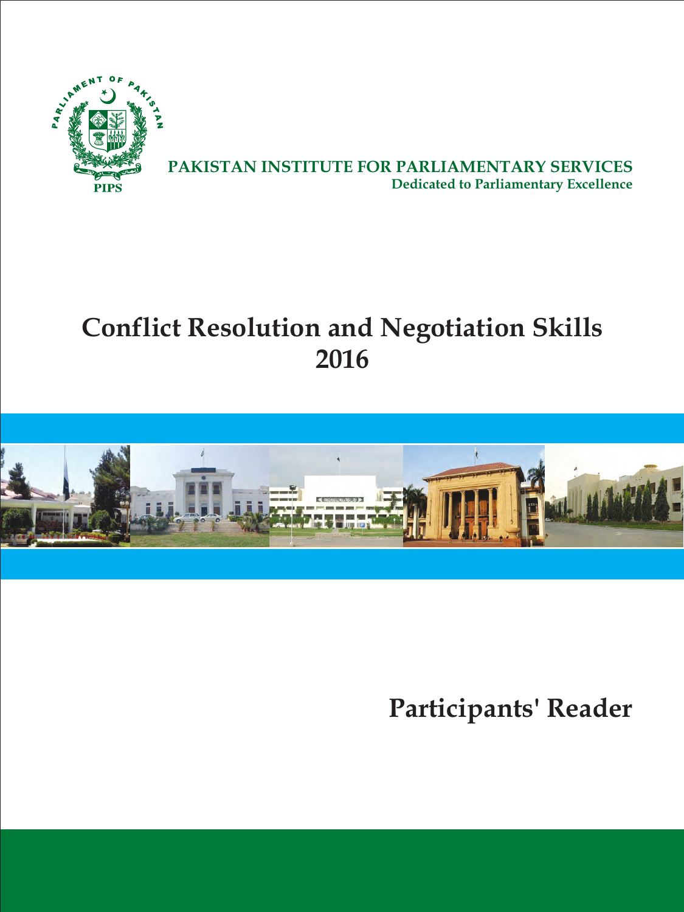PARLIAMENT OF PAKISTAN

PIPS

**PAKISTAN INSTITUTE FOR PARLIAMENTARY SERVICES**

**Dedicated to Parliamentary Excellence**

# Conflict Resolution and Negotiation Skills 2016

## Participants' Reader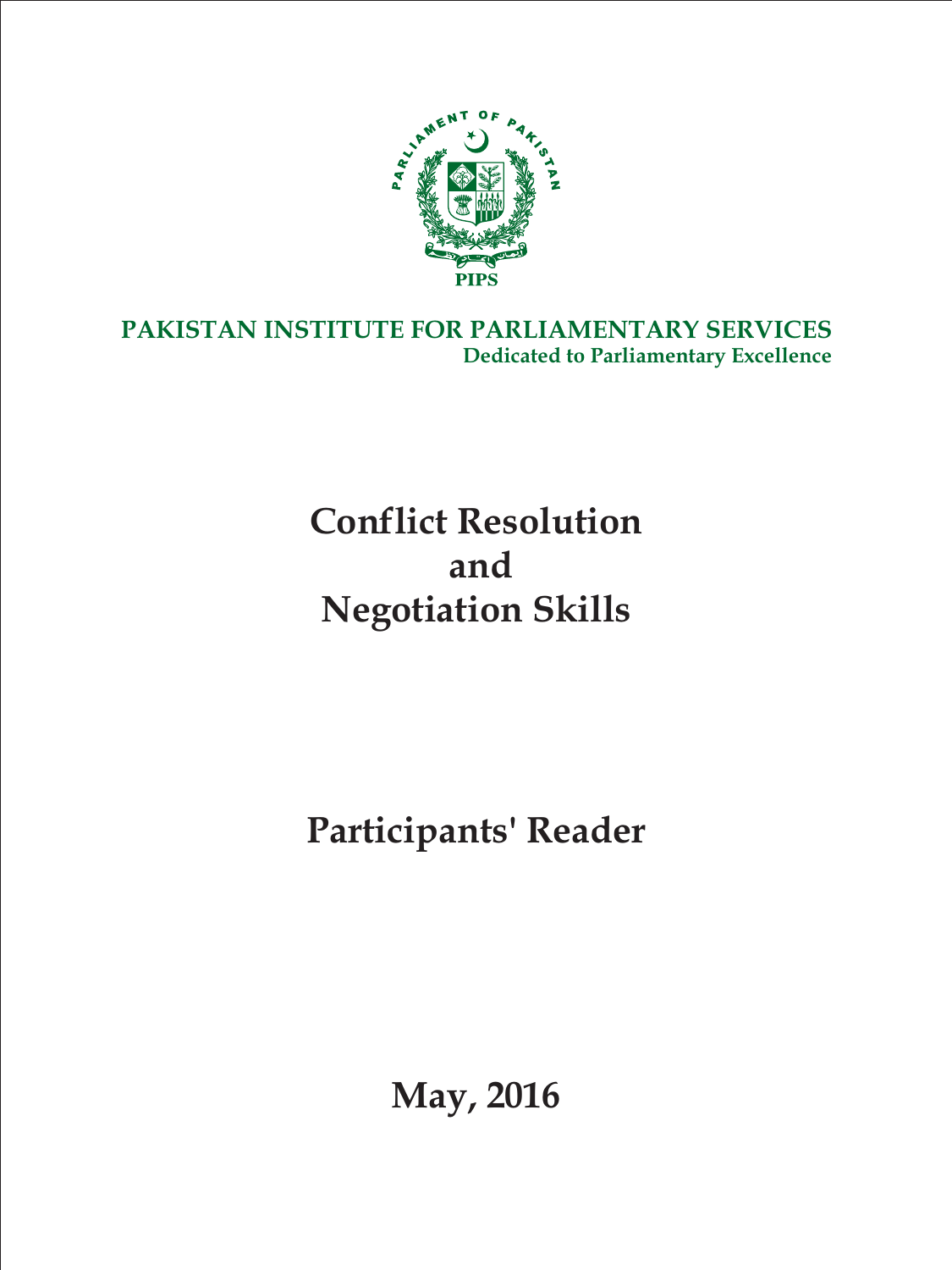PARLIAMENT OF PAKISTAN

PIPS

**PAKISTAN INSTITUTE FOR PARLIAMENTARY SERVICES**

**Dedicated to Parliamentary Excellence**

# Conflict Resolution and Negotiation Skills

## Participants' Reader

**May, 2016**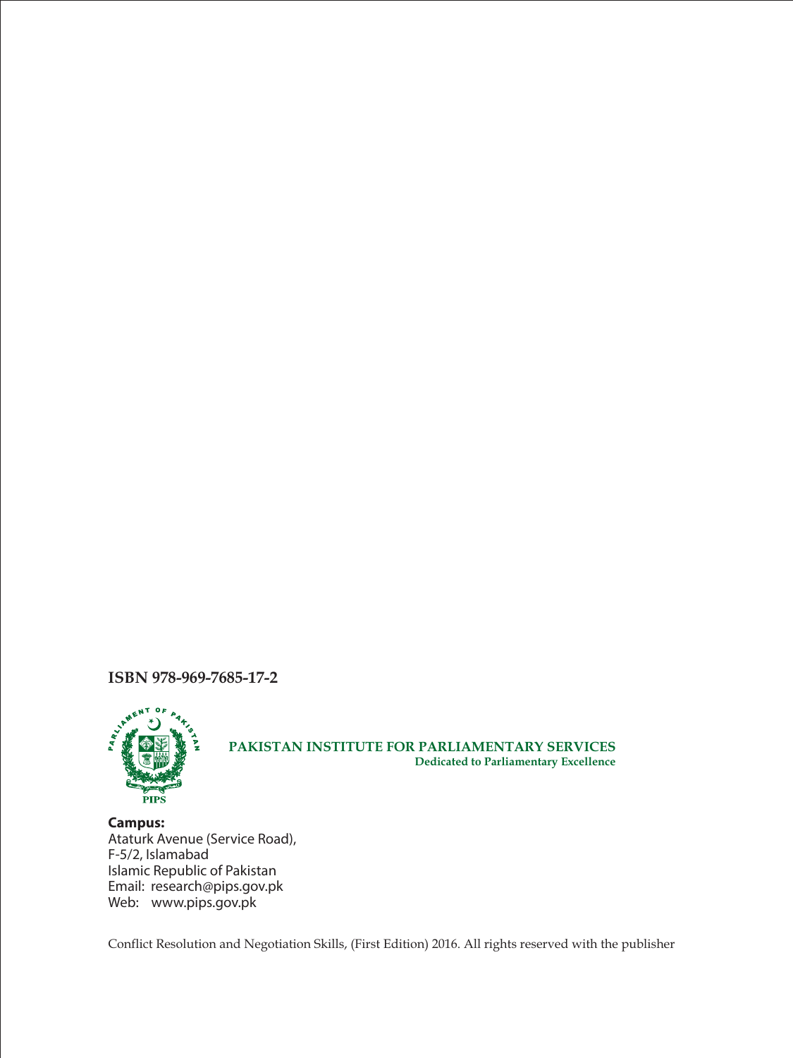**ISBN 978-969-7685-17-2**

**PAKISTAN INSTITUTE FOR PARLIAMENTARY SERVICES**
**Dedicated to Parliamentary Excellence**

**Campus:**
Ataturk Avenue (Service Road),
F-5/2, Islamabad
Islamic Republic of Pakistan
Email: research@pips.gov.pk
Web: www.pips.gov.pk

Conflict Resolution and Negotiation Skills, (First Edition) 2016. All rights reserved with the publisher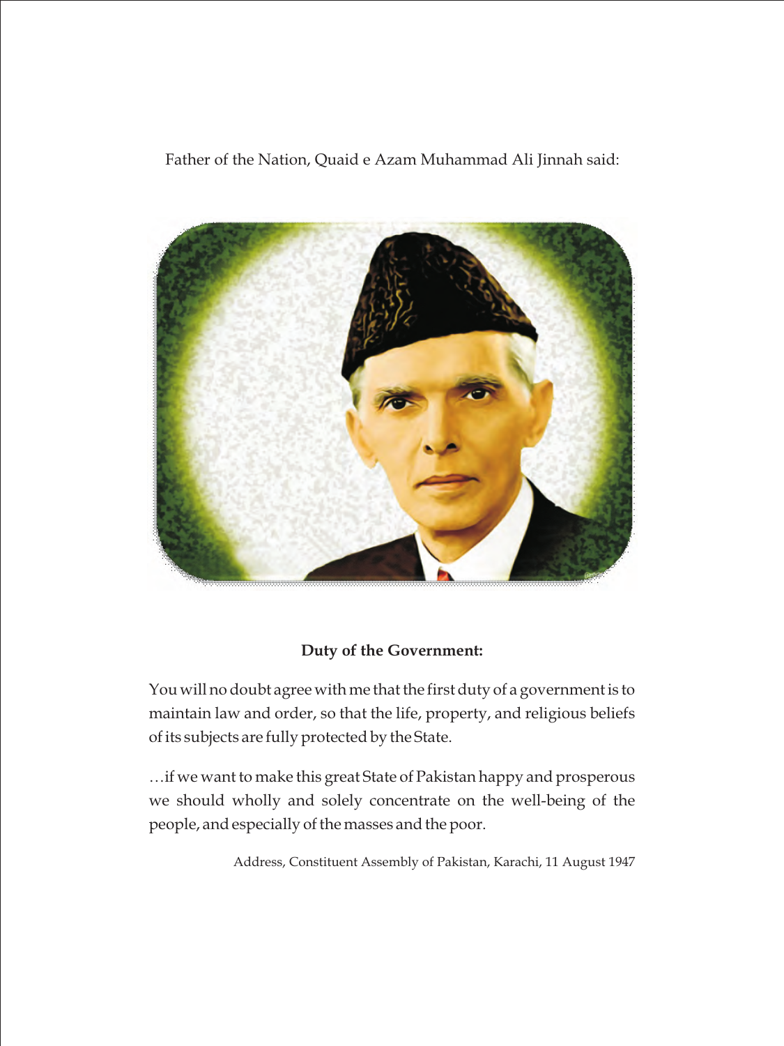Father of the Nation, Quaid e Azam Muhammad Ali Jinnah said:

**Duty of the Government:**

You will no doubt agree with me that the first duty of a government is to maintain law and order, so that the life, property, and religious beliefs of its subjects are fully protected by the State.

…if we want to make this great State of Pakistan happy and prosperous we should wholly and solely concentrate on the well-being of the people, and especially of the masses and the poor.

Address, Constituent Assembly of Pakistan, Karachi, 11 August 1947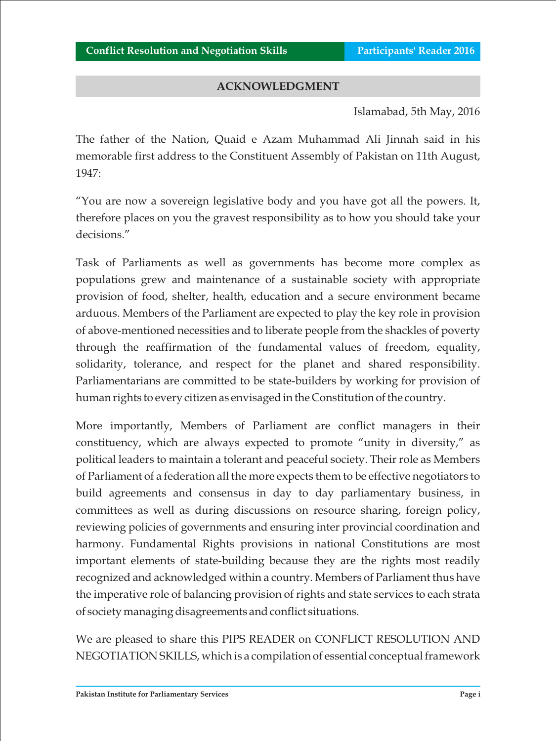## ACKNOWLEDGMENT

Islamabad, 5th May, 2016

The father of the Nation, Quaid e Azam Muhammad Ali Jinnah said in his memorable first address to the Constituent Assembly of Pakistan on 11th August, 1947:

"You are now a sovereign legislative body and you have got all the powers. It, therefore places on you the gravest responsibility as to how you should take your decisions."

Task of Parliaments as well as governments has become more complex as populations grew and maintenance of a sustainable society with appropriate provision of food, shelter, health, education and a secure environment became arduous. Members of the Parliament are expected to play the key role in provision of above-mentioned necessities and to liberate people from the shackles of poverty through the reaffirmation of the fundamental values of freedom, equality, solidarity, tolerance, and respect for the planet and shared responsibility. Parliamentarians are committed to be state-builders by working for provision of human rights to every citizen as envisaged in the Constitution of the country.

More importantly, Members of Parliament are conflict managers in their constituency, which are always expected to promote "unity in diversity," as political leaders to maintain a tolerant and peaceful society. Their role as Members of Parliament of a federation all the more expects them to be effective negotiators to build agreements and consensus in day to day parliamentary business, in committees as well as during discussions on resource sharing, foreign policy, reviewing policies of governments and ensuring inter provincial coordination and harmony. Fundamental Rights provisions in national Constitutions are most important elements of state-building because they are the rights most readily recognized and acknowledged within a country. Members of Parliament thus have the imperative role of balancing provision of rights and state services to each strata of society managing disagreements and conflict situations.

We are pleased to share this PIPS READER on CONFLICT RESOLUTION AND NEGOTIATION SKILLS, which is a compilation of essential conceptual framework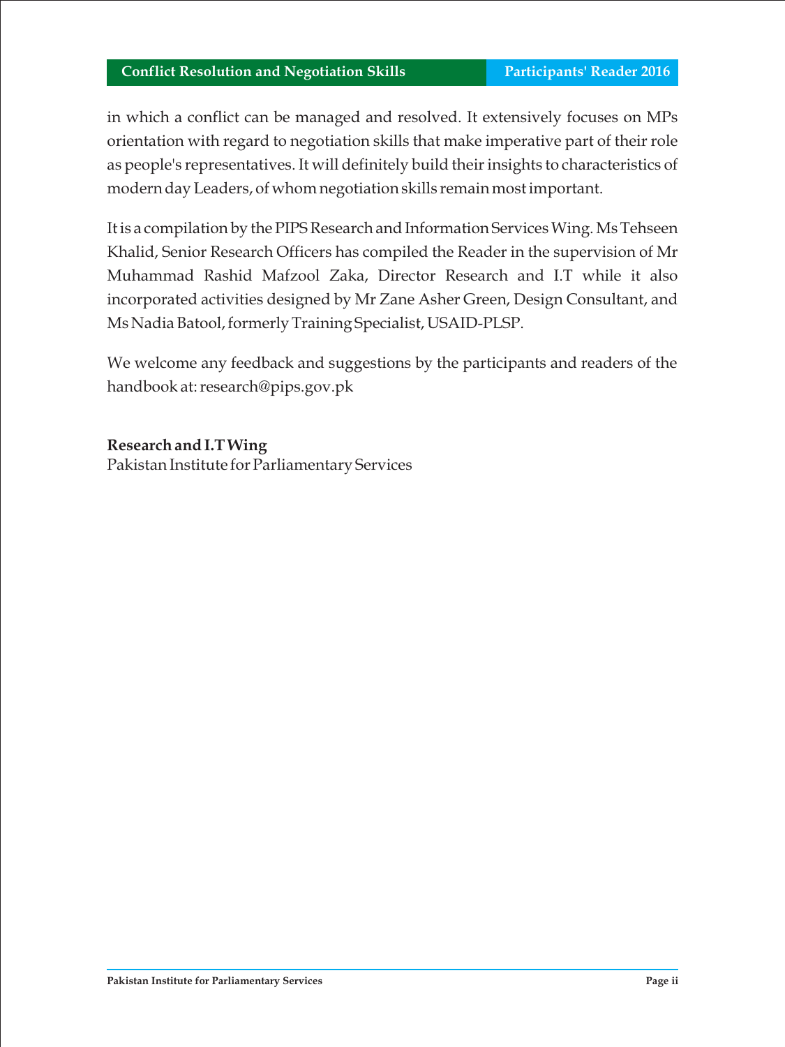in which a conflict can be managed and resolved. It extensively focuses on MPs orientation with regard to negotiation skills that make imperative part of their role as people's representatives. It will definitely build their insights to characteristics of modern day Leaders, of whom negotiation skills remain most important.

It is a compilation by the PIPS Research and Information Services Wing. Ms Tehseen Khalid, Senior Research Officers has compiled the Reader in the supervision of Mr Muhammad Rashid Mafzool Zaka, Director Research and I.T while it also incorporated activities designed by Mr Zane Asher Green, Design Consultant, and Ms Nadia Batool, formerly Training Specialist, USAID-PLSP.

We welcome any feedback and suggestions by the participants and readers of the handbook at: research@pips.gov.pk

**Research and I.T Wing**
Pakistan Institute for Parliamentary Services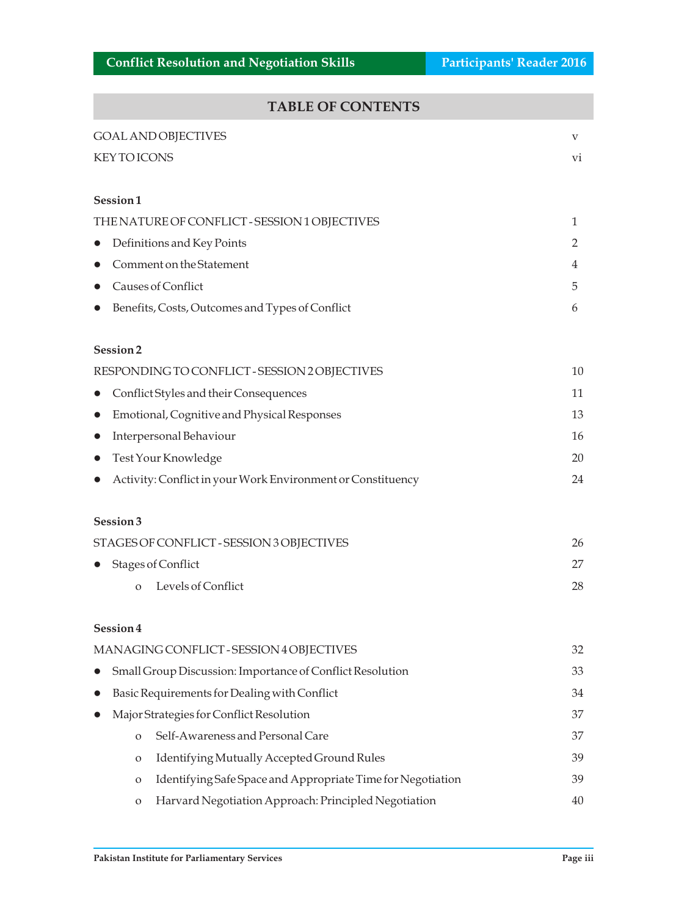## TABLE OF CONTENTS

GOAL AND OBJECTIVES v

KEY TO ICONS vi

**Session 1**

THE NATURE OF CONFLICT - SESSION 1 OBJECTIVES 1

- Definitions and Key Points 2
- Comment on the Statement 4
- Causes of Conflict 5
- Benefits, Costs, Outcomes and Types of Conflict 6

**Session 2**

RESPONDING TO CONFLICT - SESSION 2 OBJECTIVES 10

- Conflict Styles and their Consequences 11
- Emotional, Cognitive and Physical Responses 13
- Interpersonal Behaviour 16
- Test Your Knowledge 20
- Activity: Conflict in your Work Environment or Constituency 24

**Session 3**

STAGES OF CONFLICT - SESSION 3 OBJECTIVES 26

- Stages of Conflict 27
    - o Levels of Conflict 28

**Session 4**

MANAGING CONFLICT - SESSION 4 OBJECTIVES 32

- Small Group Discussion: Importance of Conflict Resolution 33
- Basic Requirements for Dealing with Conflict 34
- Major Strategies for Conflict Resolution 37
    - o Self-Awareness and Personal Care 37
    - o Identifying Mutually Accepted Ground Rules 39
    - o Identifying Safe Space and Appropriate Time for Negotiation 39
    - o Harvard Negotiation Approach: Principled Negotiation 40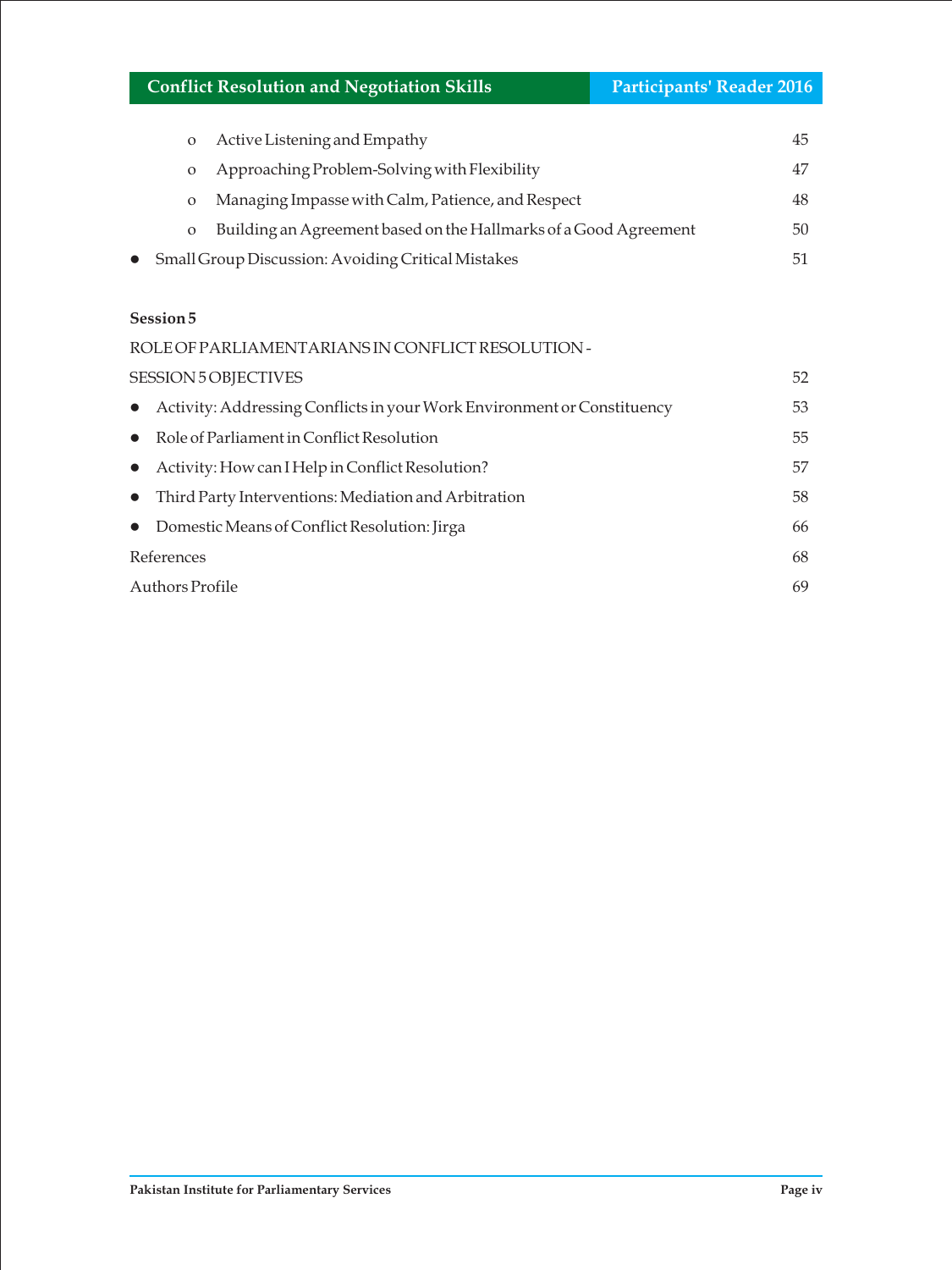- o Active Listening and Empathy 45
- o Approaching Problem-Solving with Flexibility 47
- o Managing Impasse with Calm, Patience, and Respect 48
- o Building an Agreement based on the Hallmarks of a Good Agreement 50

- Small Group Discussion: Avoiding Critical Mistakes 51

**Session 5**

ROLE OF PARLIAMENTARIANS IN CONFLICT RESOLUTION -

SESSION 5 OBJECTIVES 52

- Activity: Addressing Conflicts in your Work Environment or Constituency 53
- Role of Parliament in Conflict Resolution 55
- Activity: How can I Help in Conflict Resolution? 57
- Third Party Interventions: Mediation and Arbitration 58
- Domestic Means of Conflict Resolution: Jirga 66

References 68

Authors Profile 69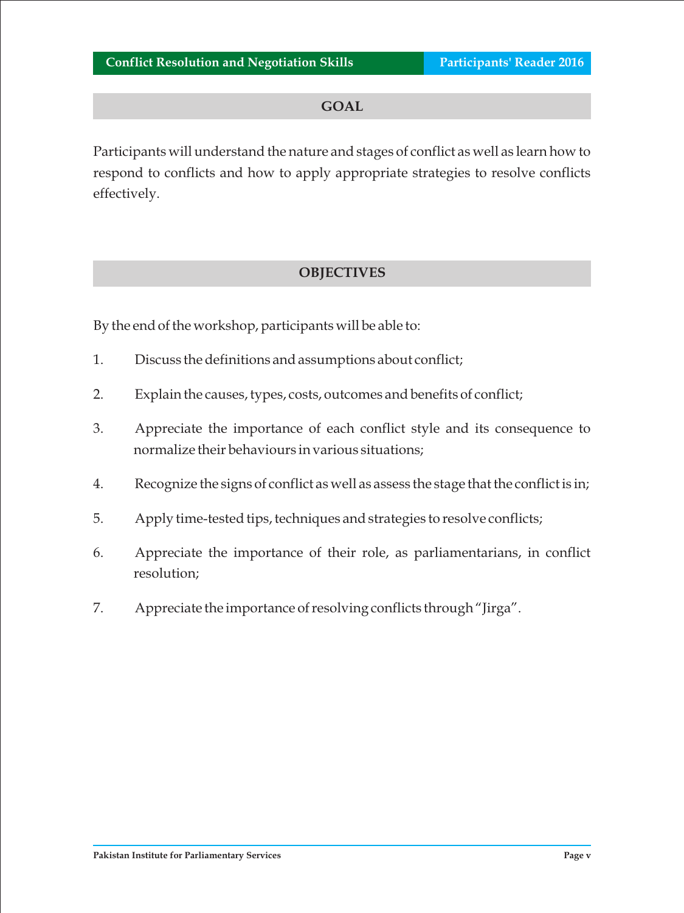## GOAL

Participants will understand the nature and stages of conflict as well as learn how to respond to conflicts and how to apply appropriate strategies to resolve conflicts effectively.

## OBJECTIVES

By the end of the workshop, participants will be able to:

1. Discuss the definitions and assumptions about conflict;
2. Explain the causes, types, costs, outcomes and benefits of conflict;
3. Appreciate the importance of each conflict style and its consequence to normalize their behaviours in various situations;
4. Recognize the signs of conflict as well as assess the stage that the conflict is in;
5. Apply time-tested tips, techniques and strategies to resolve conflicts;
6. Appreciate the importance of their role, as parliamentarians, in conflict resolution;
7. Appreciate the importance of resolving conflicts through "Jirga".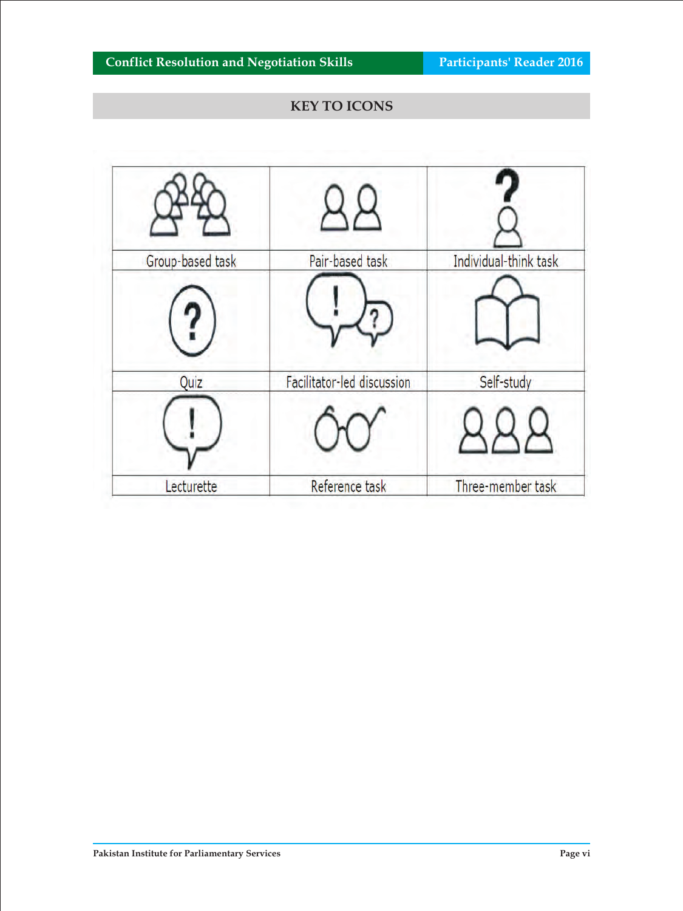## KEY TO ICONS

| | | |
|---|---|---|
| Group-based task | Pair-based task | Individual-think task |
| Quiz | Facilitator-led discussion | Self-study |
| Lecturette | Reference task | Three-member task |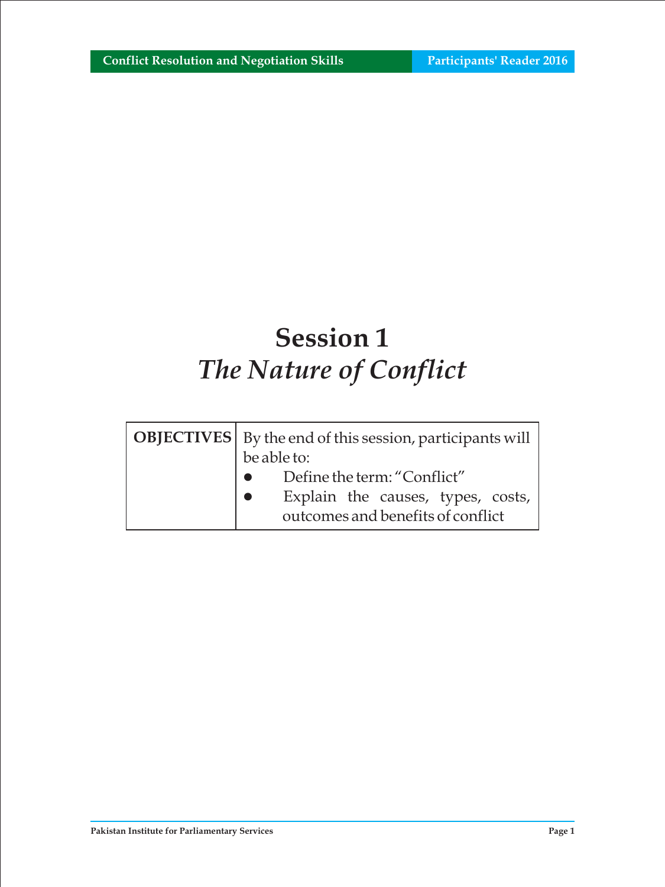# Session 1

## *The Nature of Conflict*

| OBJECTIVES | By the end of this session, participants will be able to:<br>• Define the term: "Conflict"<br>• Explain the causes, types, costs, outcomes and benefits of conflict |
|---|---|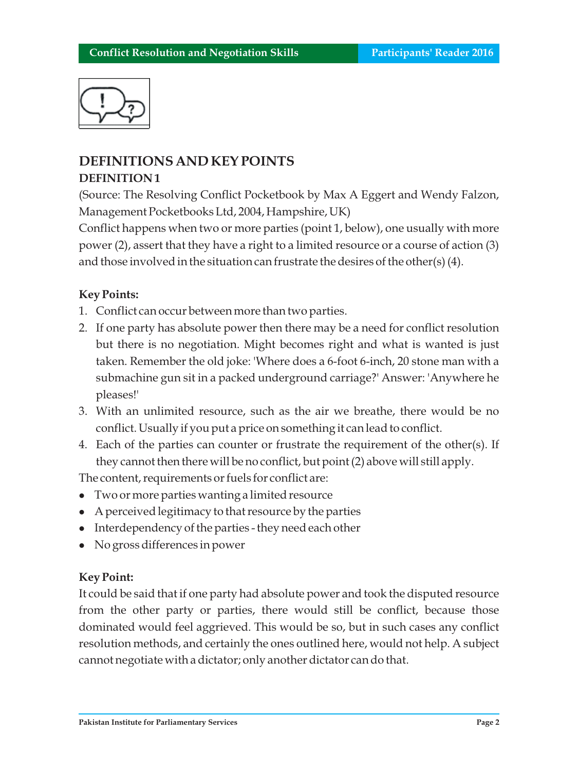## DEFINITIONS AND KEY POINTS

### DEFINITION 1

(Source: The Resolving Conflict Pocketbook by Max A Eggert and Wendy Falzon, Management Pocketbooks Ltd, 2004, Hampshire, UK)

Conflict happens when two or more parties (point 1, below), one usually with more power (2), assert that they have a right to a limited resource or a course of action (3) and those involved in the situation can frustrate the desires of the other(s) (4).

**Key Points:**

1. Conflict can occur between more than two parties.
2. If one party has absolute power then there may be a need for conflict resolution but there is no negotiation. Might becomes right and what is wanted is just taken. Remember the old joke: 'Where does a 6-foot 6-inch, 20 stone man with a submachine gun sit in a packed underground carriage?' Answer: 'Anywhere he pleases!'
3. With an unlimited resource, such as the air we breathe, there would be no conflict. Usually if you put a price on something it can lead to conflict.
4. Each of the parties can counter or frustrate the requirement of the other(s). If they cannot then there will be no conflict, but point (2) above will still apply.

The content, requirements or fuels for conflict are:

- Two or more parties wanting a limited resource
- A perceived legitimacy to that resource by the parties
- Interdependency of the parties - they need each other
- No gross differences in power

**Key Point:**

It could be said that if one party had absolute power and took the disputed resource from the other party or parties, there would still be conflict, because those dominated would feel aggrieved. This would be so, but in such cases any conflict resolution methods, and certainly the ones outlined here, would not help. A subject cannot negotiate with a dictator; only another dictator can do that.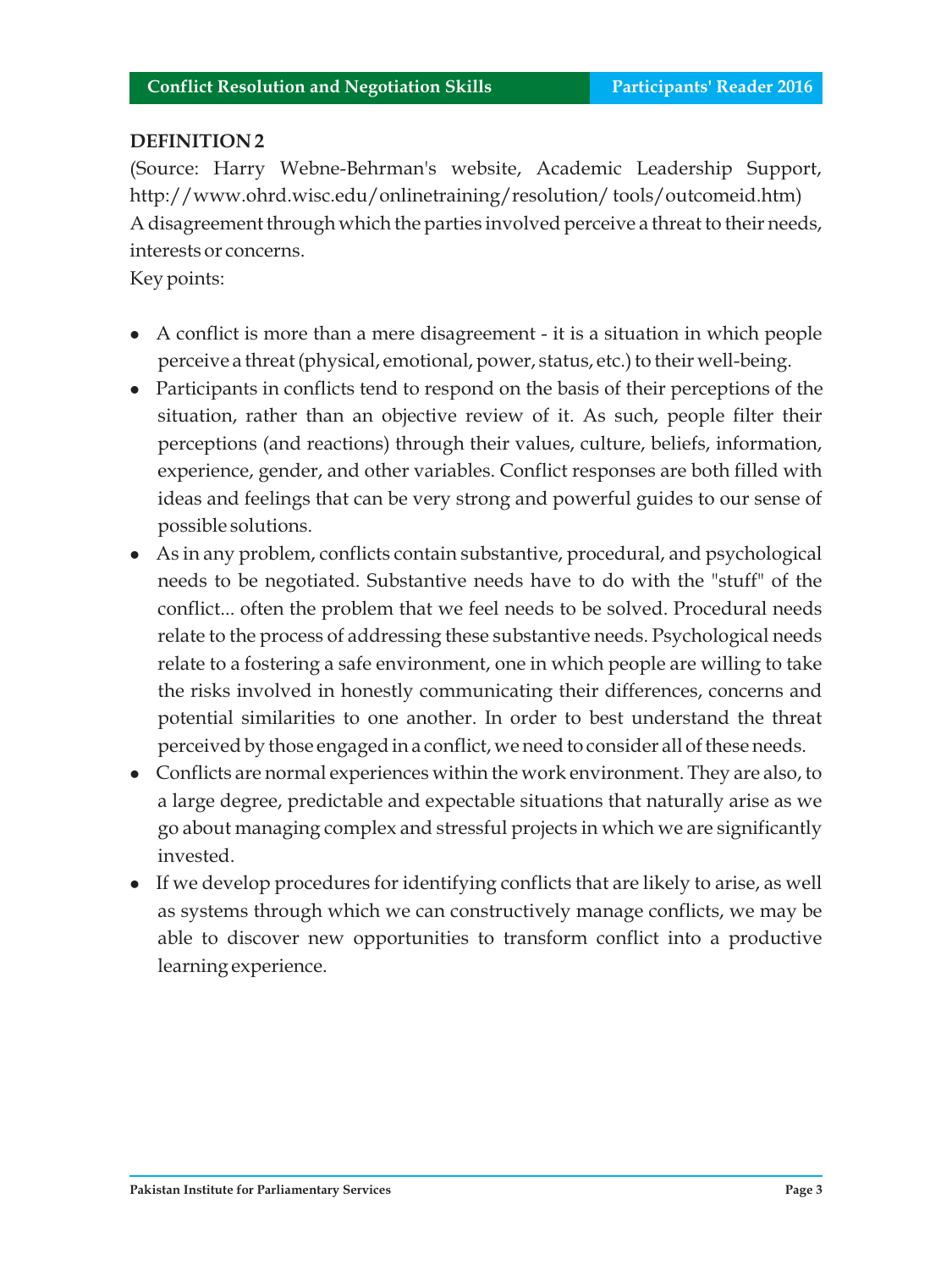**DEFINITION 2**

(Source: Harry Webne-Behrman's website, Academic Leadership Support, http://www.ohrd.wisc.edu/onlinetraining/resolution/ tools/outcomeid.htm)

A disagreement through which the parties involved perceive a threat to their needs, interests or concerns.

Key points:

- A conflict is more than a mere disagreement - it is a situation in which people perceive a threat (physical, emotional, power, status, etc.) to their well-being.
- Participants in conflicts tend to respond on the basis of their perceptions of the situation, rather than an objective review of it. As such, people filter their perceptions (and reactions) through their values, culture, beliefs, information, experience, gender, and other variables. Conflict responses are both filled with ideas and feelings that can be very strong and powerful guides to our sense of possible solutions.
- As in any problem, conflicts contain substantive, procedural, and psychological needs to be negotiated. Substantive needs have to do with the "stuff" of the conflict... often the problem that we feel needs to be solved. Procedural needs relate to the process of addressing these substantive needs. Psychological needs relate to a fostering a safe environment, one in which people are willing to take the risks involved in honestly communicating their differences, concerns and potential similarities to one another. In order to best understand the threat perceived by those engaged in a conflict, we need to consider all of these needs.
- Conflicts are normal experiences within the work environment. They are also, to a large degree, predictable and expectable situations that naturally arise as we go about managing complex and stressful projects in which we are significantly invested.
- If we develop procedures for identifying conflicts that are likely to arise, as well as systems through which we can constructively manage conflicts, we may be able to discover new opportunities to transform conflict into a productive learning experience.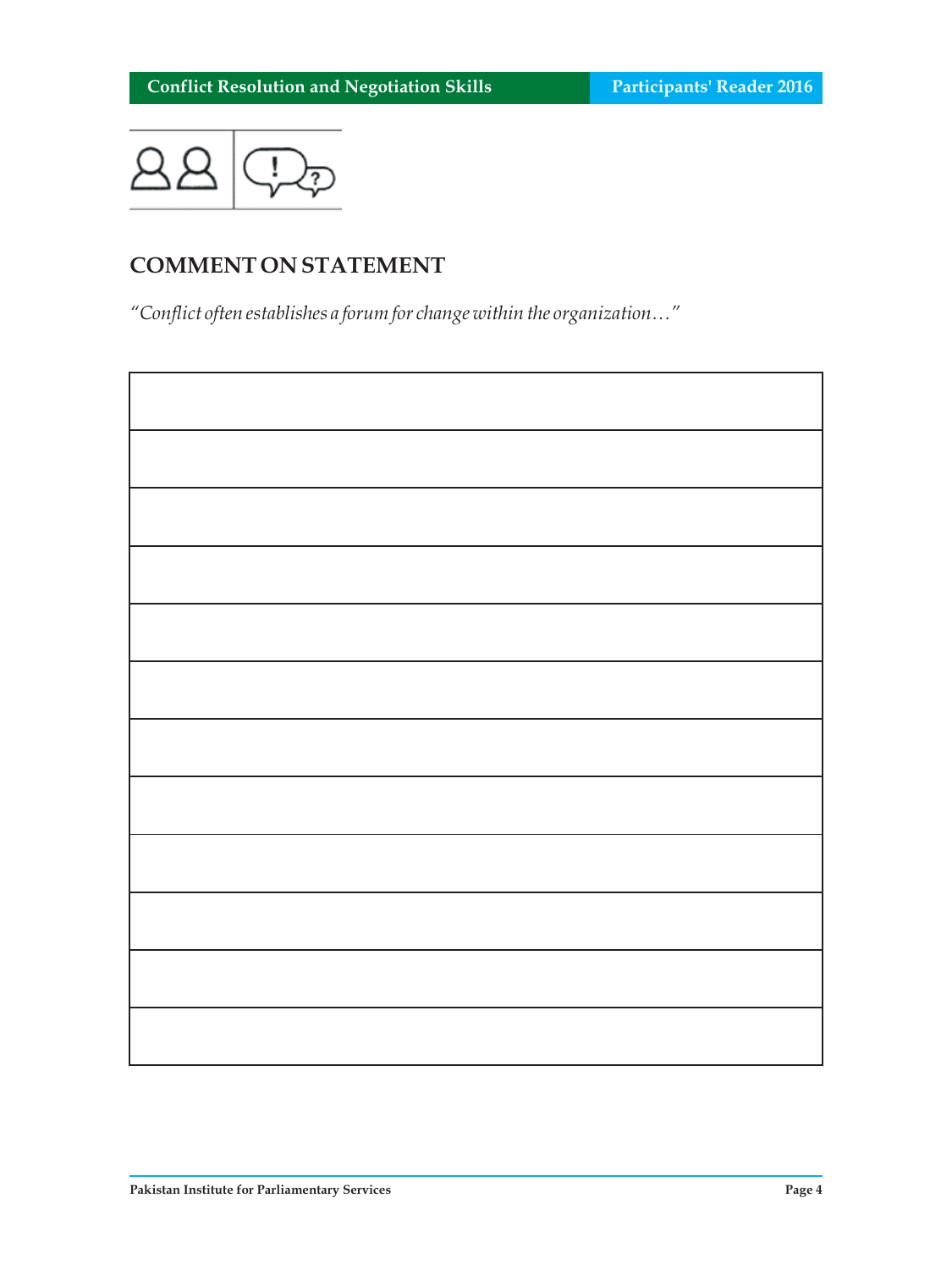## COMMENT ON STATEMENT

*"Conflict often establishes a forum for change within the organization…"*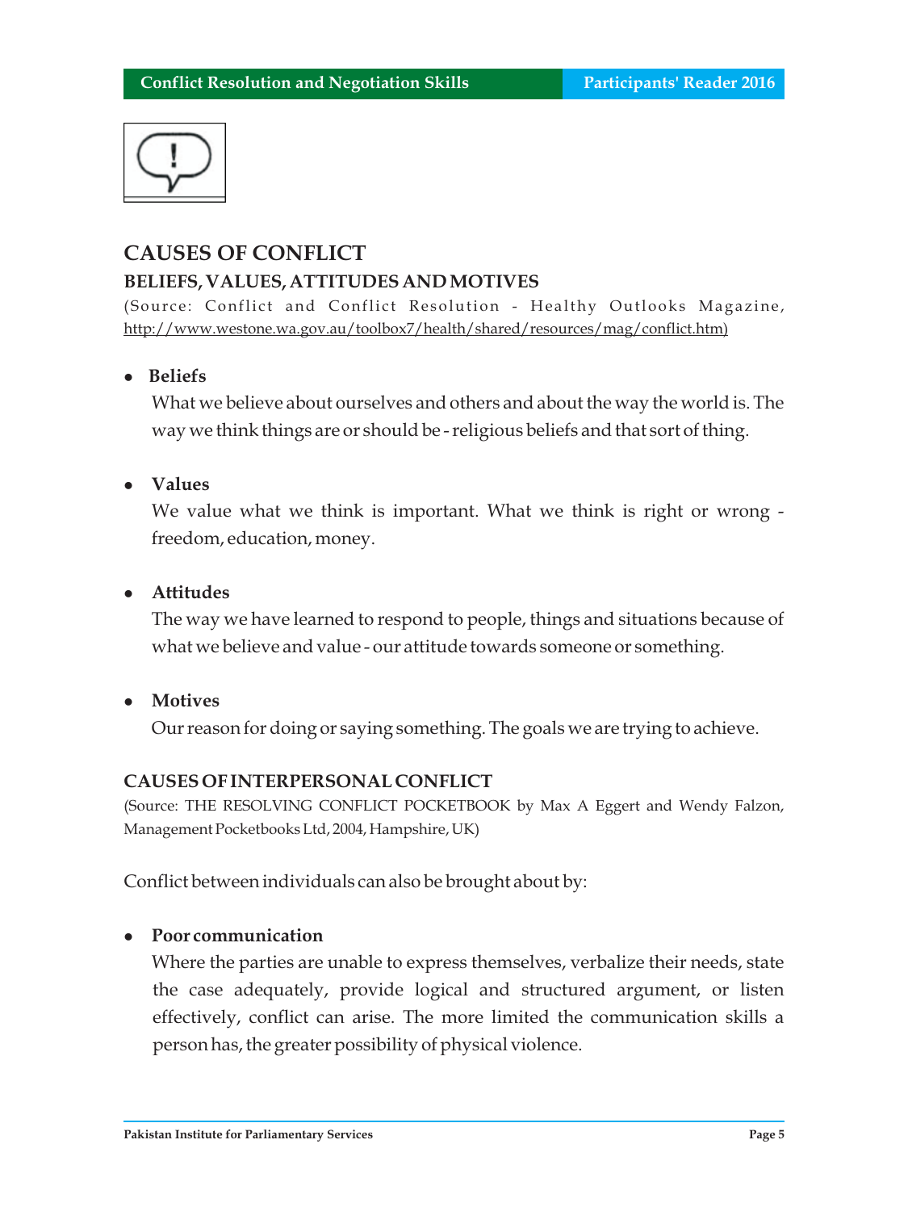## CAUSES OF CONFLICT

### BELIEFS, VALUES, ATTITUDES AND MOTIVES

(Source: Conflict and Conflict Resolution - Healthy Outlooks Magazine, http://www.westone.wa.gov.au/toolbox7/health/shared/resources/mag/conflict.htm)

- **Beliefs**

  What we believe about ourselves and others and about the way the world is. The way we think things are or should be - religious beliefs and that sort of thing.

- **Values**

  We value what we think is important. What we think is right or wrong - freedom, education, money.

- **Attitudes**

  The way we have learned to respond to people, things and situations because of what we believe and value - our attitude towards someone or something.

- **Motives**

  Our reason for doing or saying something. The goals we are trying to achieve.

### CAUSES OF INTERPERSONAL CONFLICT

(Source: THE RESOLVING CONFLICT POCKETBOOK by Max A Eggert and Wendy Falzon, Management Pocketbooks Ltd, 2004, Hampshire, UK)

Conflict between individuals can also be brought about by:

- **Poor communication**

  Where the parties are unable to express themselves, verbalize their needs, state the case adequately, provide logical and structured argument, or listen effectively, conflict can arise. The more limited the communication skills a person has, the greater possibility of physical violence.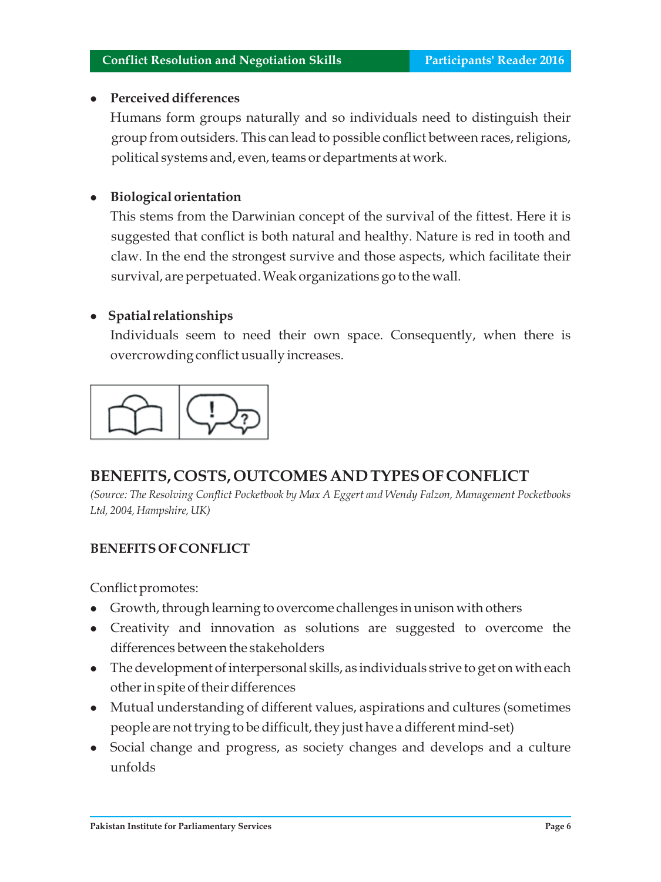- **Perceived differences**
  Humans form groups naturally and so individuals need to distinguish their group from outsiders. This can lead to possible conflict between races, religions, political systems and, even, teams or departments at work.

- **Biological orientation**
  This stems from the Darwinian concept of the survival of the fittest. Here it is suggested that conflict is both natural and healthy. Nature is red in tooth and claw. In the end the strongest survive and those aspects, which facilitate their survival, are perpetuated. Weak organizations go to the wall.

- **Spatial relationships**
  Individuals seem to need their own space. Consequently, when there is overcrowding conflict usually increases.

## BENEFITS, COSTS, OUTCOMES AND TYPES OF CONFLICT

*(Source: The Resolving Conflict Pocketbook by Max A Eggert and Wendy Falzon, Management Pocketbooks Ltd, 2004, Hampshire, UK)*

### BENEFITS OF CONFLICT

Conflict promotes:

- Growth, through learning to overcome challenges in unison with others
- Creativity and innovation as solutions are suggested to overcome the differences between the stakeholders
- The development of interpersonal skills, as individuals strive to get on with each other in spite of their differences
- Mutual understanding of different values, aspirations and cultures (sometimes people are not trying to be difficult, they just have a different mind-set)
- Social change and progress, as society changes and develops and a culture unfolds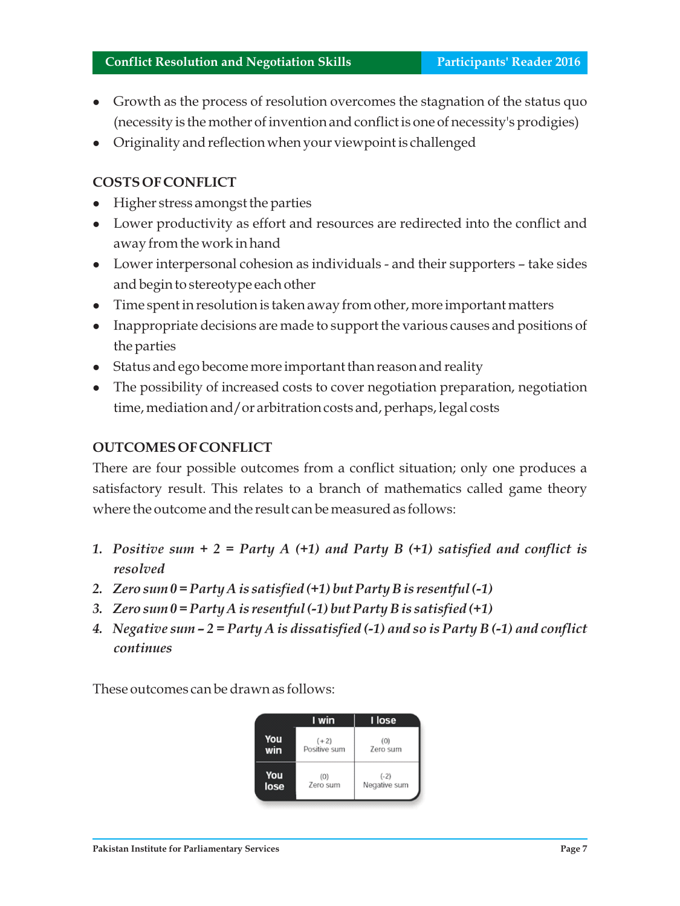- Growth as the process of resolution overcomes the stagnation of the status quo (necessity is the mother of invention and conflict is one of necessity's prodigies)
- Originality and reflection when your viewpoint is challenged

## COSTS OF CONFLICT

- Higher stress amongst the parties
- Lower productivity as effort and resources are redirected into the conflict and away from the work in hand
- Lower interpersonal cohesion as individuals - and their supporters – take sides and begin to stereotype each other
- Time spent in resolution is taken away from other, more important matters
- Inappropriate decisions are made to support the various causes and positions of the parties
- Status and ego become more important than reason and reality
- The possibility of increased costs to cover negotiation preparation, negotiation time, mediation and/or arbitration costs and, perhaps, legal costs

## OUTCOMES OF CONFLICT

There are four possible outcomes from a conflict situation; only one produces a satisfactory result. This relates to a branch of mathematics called game theory where the outcome and the result can be measured as follows:

1. *Positive sum + 2 = Party A (+1) and Party B (+1) satisfied and conflict is resolved*
2. *Zero sum 0 = Party A is satisfied (+1) but Party B is resentful (-1)*
3. *Zero sum 0 = Party A is resentful (-1) but Party B is satisfied (+1)*
4. *Negative sum – 2 = Party A is dissatisfied (-1) and so is Party B (-1) and conflict continues*

These outcomes can be drawn as follows:

| | I win | I lose |
|---|---|---|
| **You win** | (+2) Positive sum | (0) Zero sum |
| **You lose** | (0) Zero sum | (-2) Negative sum |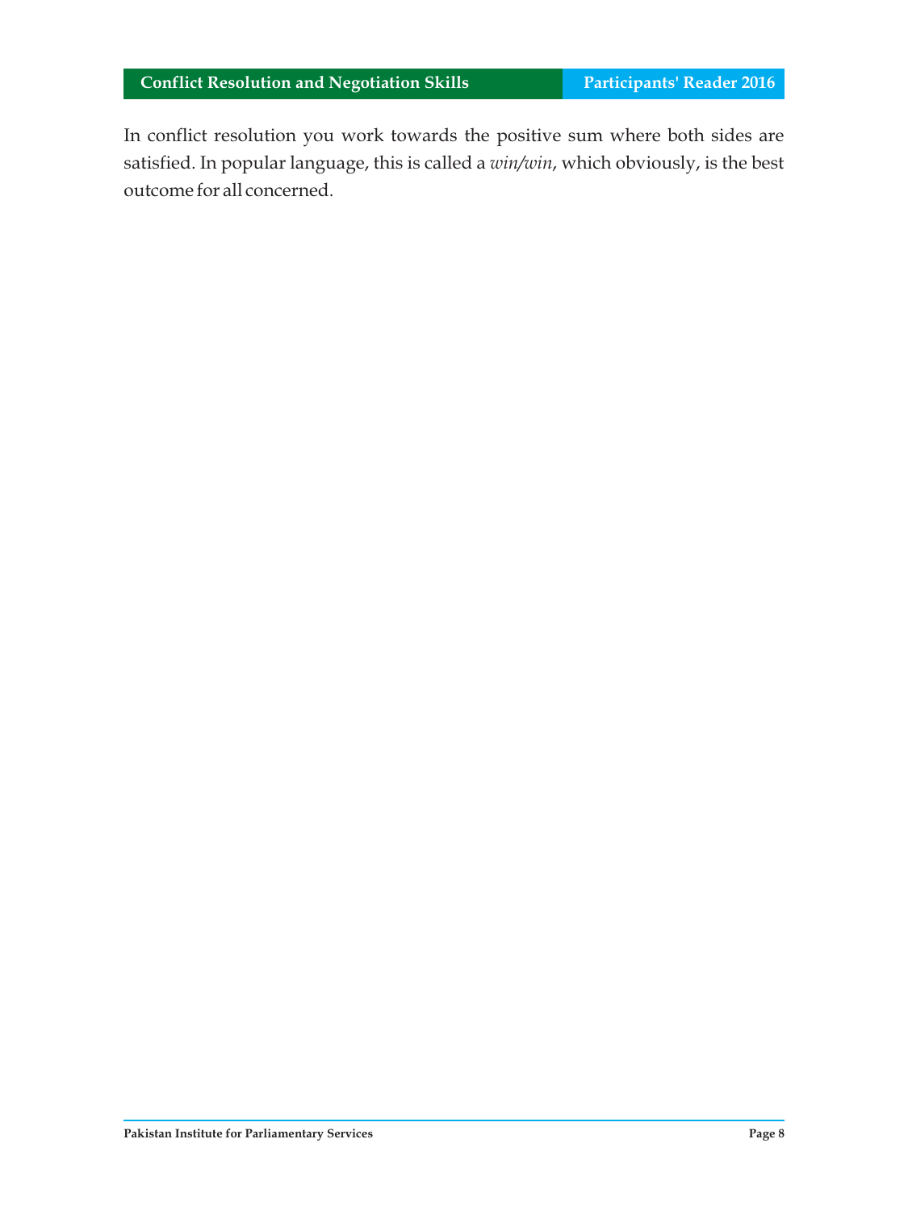In conflict resolution you work towards the positive sum where both sides are satisfied. In popular language, this is called a *win/win*, which obviously, is the best outcome for all concerned.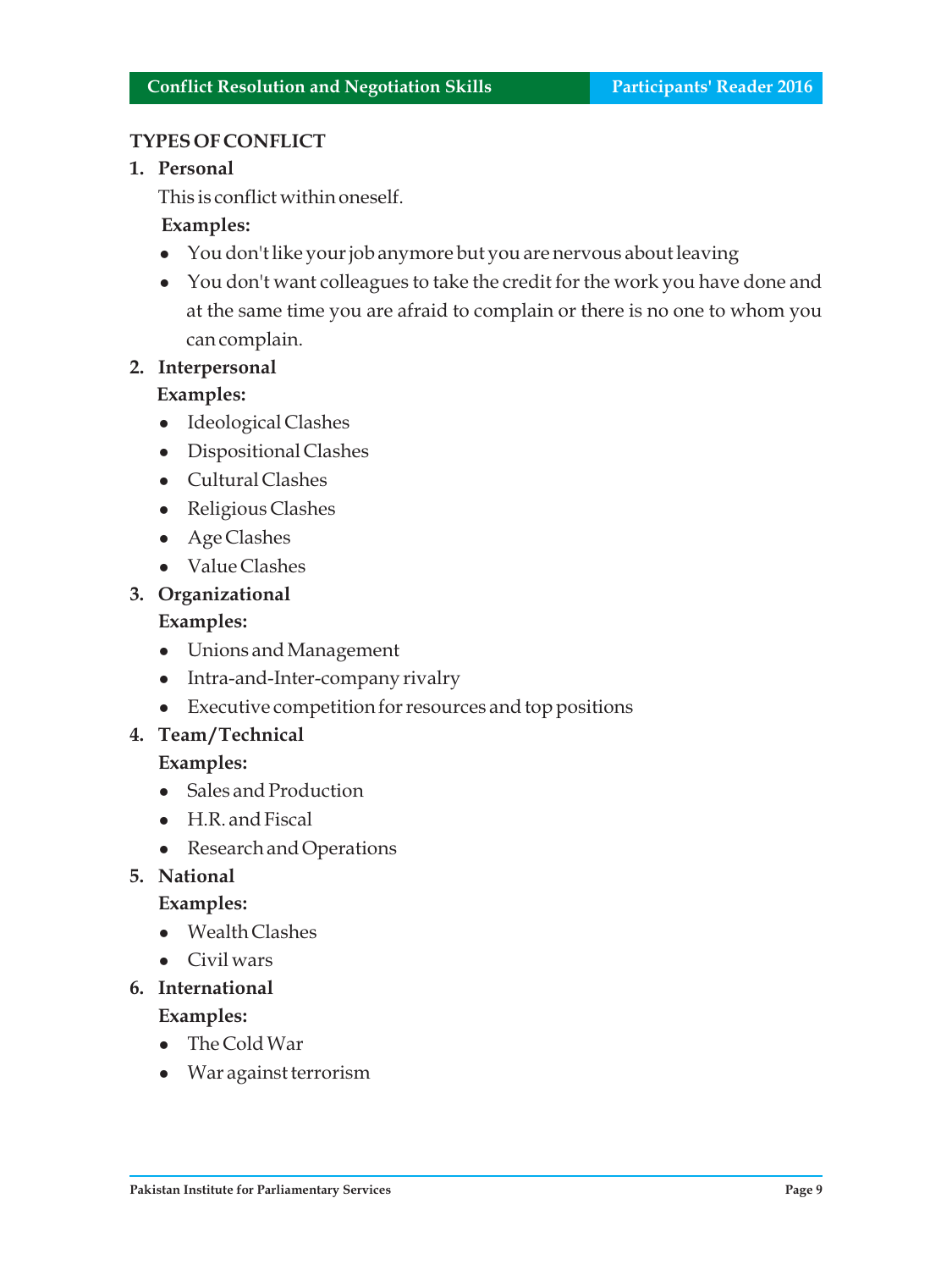## TYPES OF CONFLICT

1. **Personal**

   This is conflict within oneself.

   **Examples:**

   - You don't like your job anymore but you are nervous about leaving
   - You don't want colleagues to take the credit for the work you have done and at the same time you are afraid to complain or there is no one to whom you can complain.

2. **Interpersonal**

   **Examples:**

   - Ideological Clashes
   - Dispositional Clashes
   - Cultural Clashes
   - Religious Clashes
   - Age Clashes
   - Value Clashes

3. **Organizational**

   **Examples:**

   - Unions and Management
   - Intra-and-Inter-company rivalry
   - Executive competition for resources and top positions

4. **Team/Technical**

   **Examples:**

   - Sales and Production
   - H.R. and Fiscal
   - Research and Operations

5. **National**

   **Examples:**

   - Wealth Clashes
   - Civil wars

6. **International**

   **Examples:**

   - The Cold War
   - War against terrorism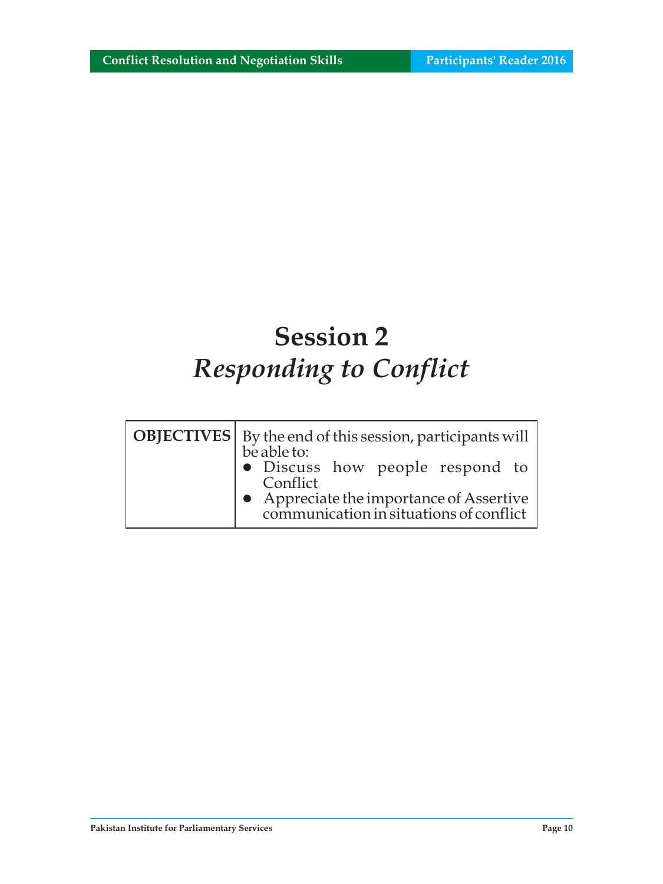# Session 2
## *Responding to Conflict*

| OBJECTIVES | By the end of this session, participants will be able to:<br>● Discuss how people respond to Conflict<br>● Appreciate the importance of Assertive communication in situations of conflict |
|---|---|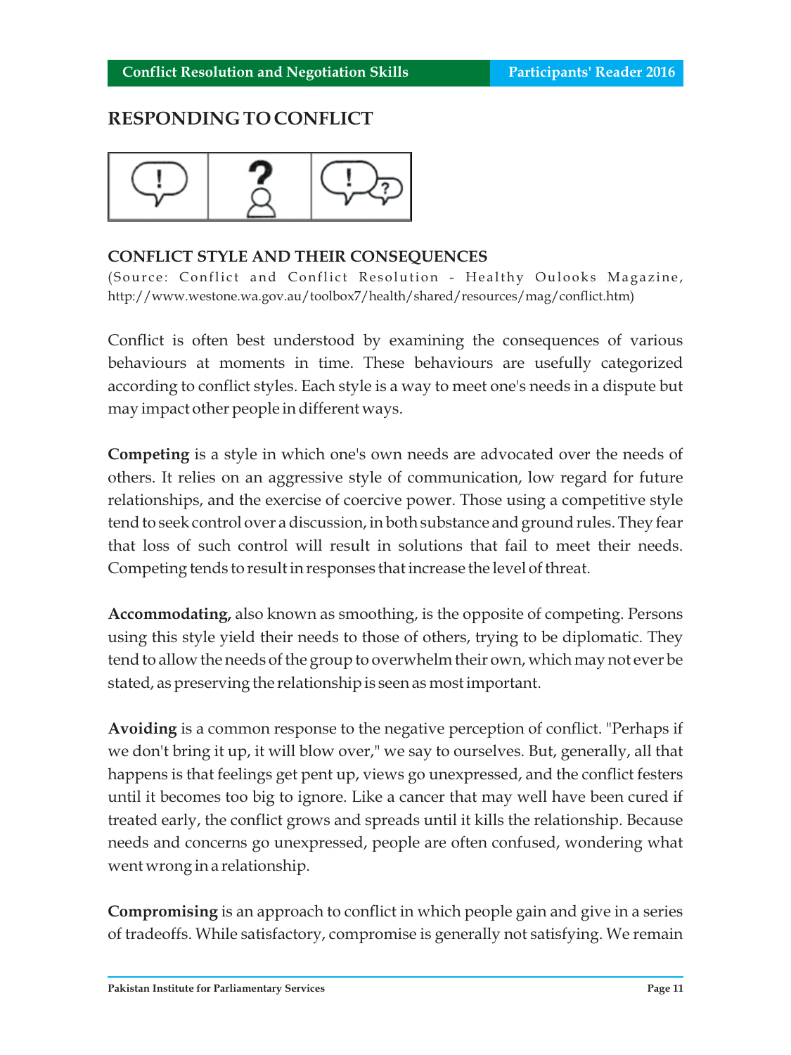## RESPONDING TO CONFLICT

### CONFLICT STYLE AND THEIR CONSEQUENCES

(Source: Conflict and Conflict Resolution - Healthy Oulooks Magazine, http://www.westone.wa.gov.au/toolbox7/health/shared/resources/mag/conflict.htm)

Conflict is often best understood by examining the consequences of various behaviours at moments in time. These behaviours are usefully categorized according to conflict styles. Each style is a way to meet one's needs in a dispute but may impact other people in different ways.

**Competing** is a style in which one's own needs are advocated over the needs of others. It relies on an aggressive style of communication, low regard for future relationships, and the exercise of coercive power. Those using a competitive style tend to seek control over a discussion, in both substance and ground rules. They fear that loss of such control will result in solutions that fail to meet their needs. Competing tends to result in responses that increase the level of threat.

**Accommodating,** also known as smoothing, is the opposite of competing. Persons using this style yield their needs to those of others, trying to be diplomatic. They tend to allow the needs of the group to overwhelm their own, which may not ever be stated, as preserving the relationship is seen as most important.

**Avoiding** is a common response to the negative perception of conflict. "Perhaps if we don't bring it up, it will blow over," we say to ourselves. But, generally, all that happens is that feelings get pent up, views go unexpressed, and the conflict festers until it becomes too big to ignore. Like a cancer that may well have been cured if treated early, the conflict grows and spreads until it kills the relationship. Because needs and concerns go unexpressed, people are often confused, wondering what went wrong in a relationship.

**Compromising** is an approach to conflict in which people gain and give in a series of tradeoffs. While satisfactory, compromise is generally not satisfying. We remain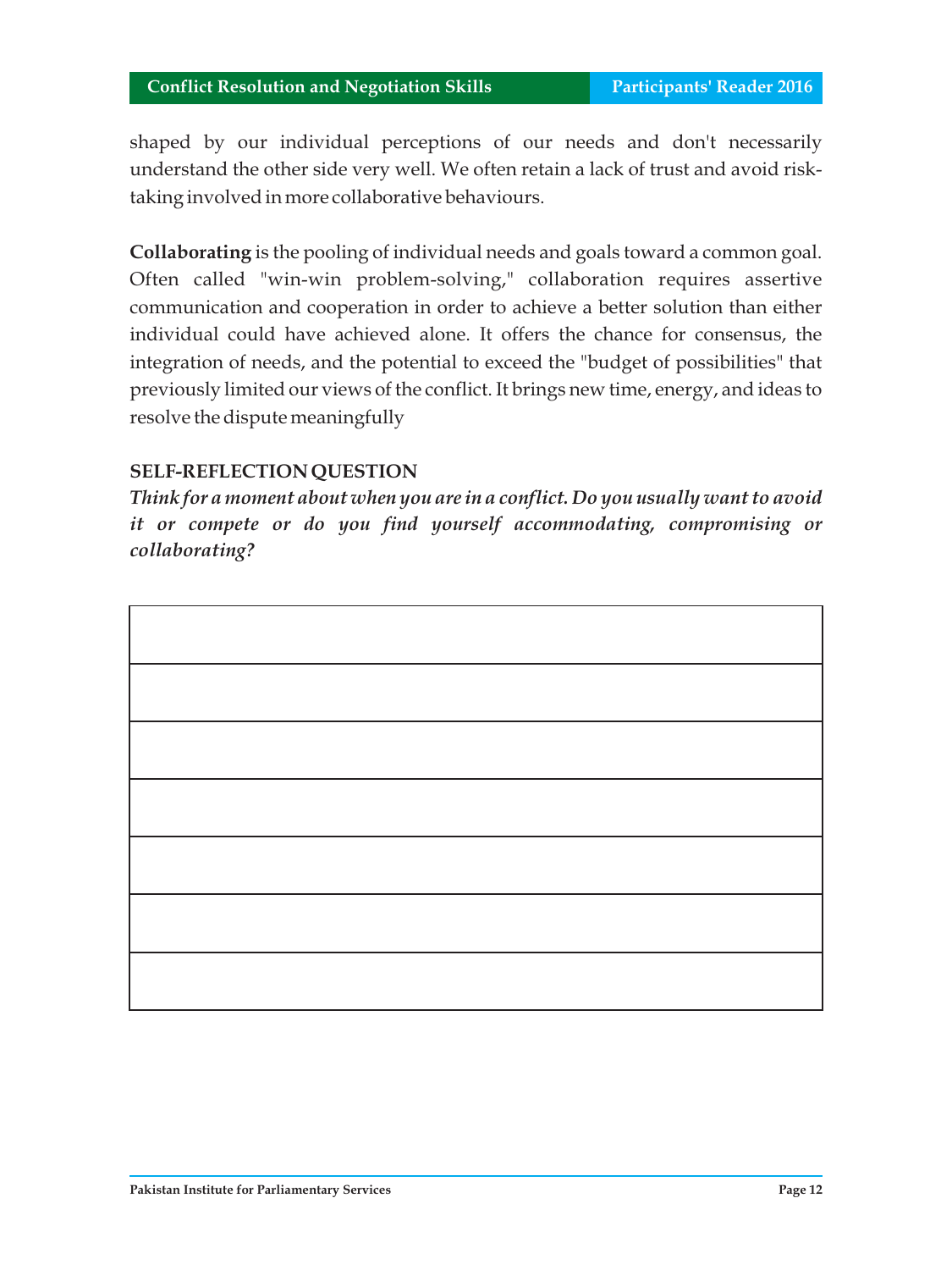shaped by our individual perceptions of our needs and don't necessarily understand the other side very well. We often retain a lack of trust and avoid risk-taking involved in more collaborative behaviours.

**Collaborating** is the pooling of individual needs and goals toward a common goal. Often called "win-win problem-solving," collaboration requires assertive communication and cooperation in order to achieve a better solution than either individual could have achieved alone. It offers the chance for consensus, the integration of needs, and the potential to exceed the "budget of possibilities" that previously limited our views of the conflict. It brings new time, energy, and ideas to resolve the dispute meaningfully

**SELF-REFLECTION QUESTION**

***Think for a moment about when you are in a conflict. Do you usually want to avoid it or compete or do you find yourself accommodating, compromising or collaborating?***

| |
|---|
| |
| |
| |
| |
| |
| |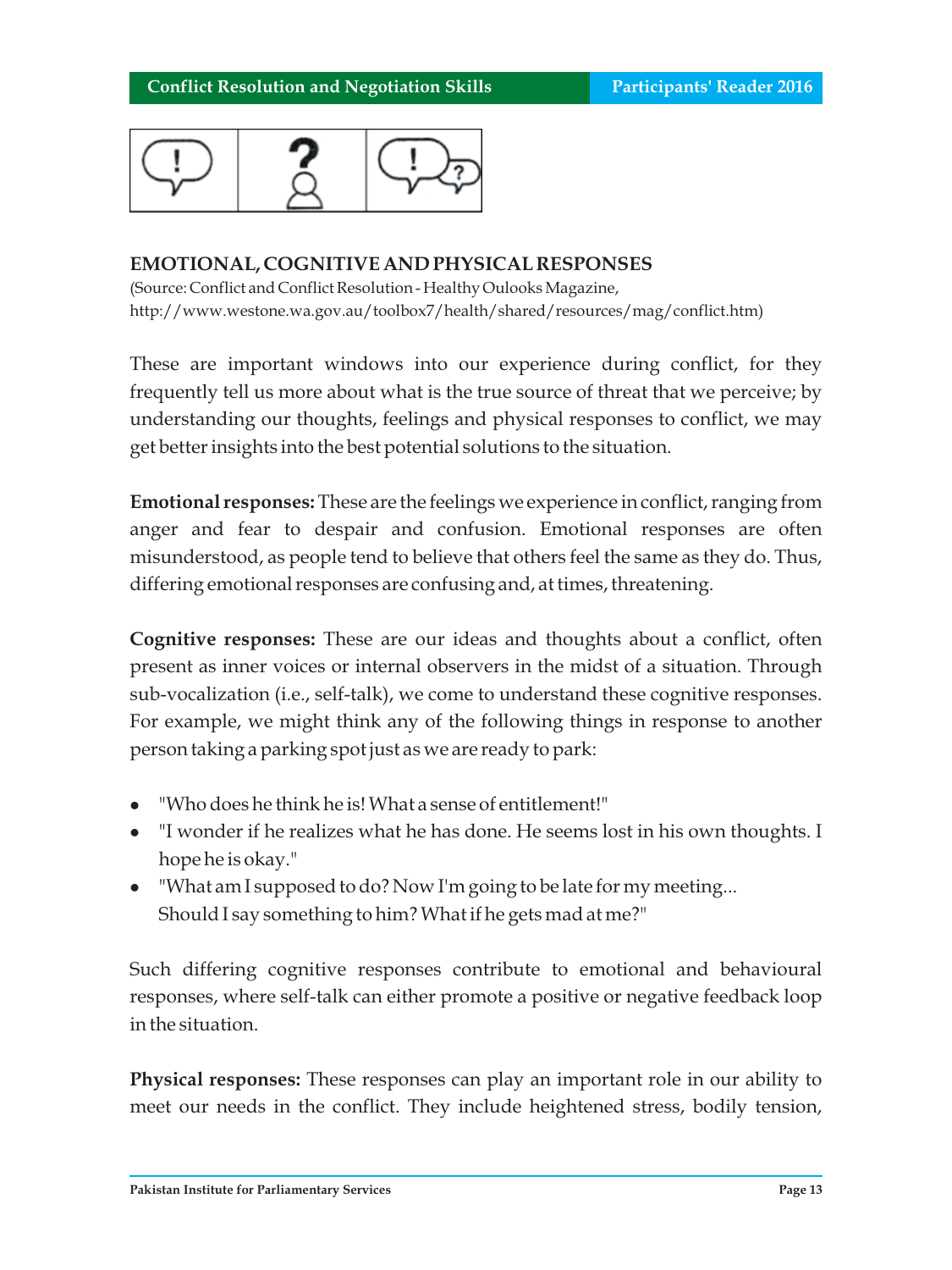## EMOTIONAL, COGNITIVE AND PHYSICAL RESPONSES

(Source: Conflict and Conflict Resolution - Healthy Oulooks Magazine, http://www.westone.wa.gov.au/toolbox7/health/shared/resources/mag/conflict.htm)

These are important windows into our experience during conflict, for they frequently tell us more about what is the true source of threat that we perceive; by understanding our thoughts, feelings and physical responses to conflict, we may get better insights into the best potential solutions to the situation.

**Emotional responses:** These are the feelings we experience in conflict, ranging from anger and fear to despair and confusion. Emotional responses are often misunderstood, as people tend to believe that others feel the same as they do. Thus, differing emotional responses are confusing and, at times, threatening.

**Cognitive responses:** These are our ideas and thoughts about a conflict, often present as inner voices or internal observers in the midst of a situation. Through sub-vocalization (i.e., self-talk), we come to understand these cognitive responses. For example, we might think any of the following things in response to another person taking a parking spot just as we are ready to park:

- "Who does he think he is! What a sense of entitlement!"
- "I wonder if he realizes what he has done. He seems lost in his own thoughts. I hope he is okay."
- "What am I supposed to do? Now I'm going to be late for my meeting... Should I say something to him? What if he gets mad at me?"

Such differing cognitive responses contribute to emotional and behavioural responses, where self-talk can either promote a positive or negative feedback loop in the situation.

**Physical responses:** These responses can play an important role in our ability to meet our needs in the conflict. They include heightened stress, bodily tension,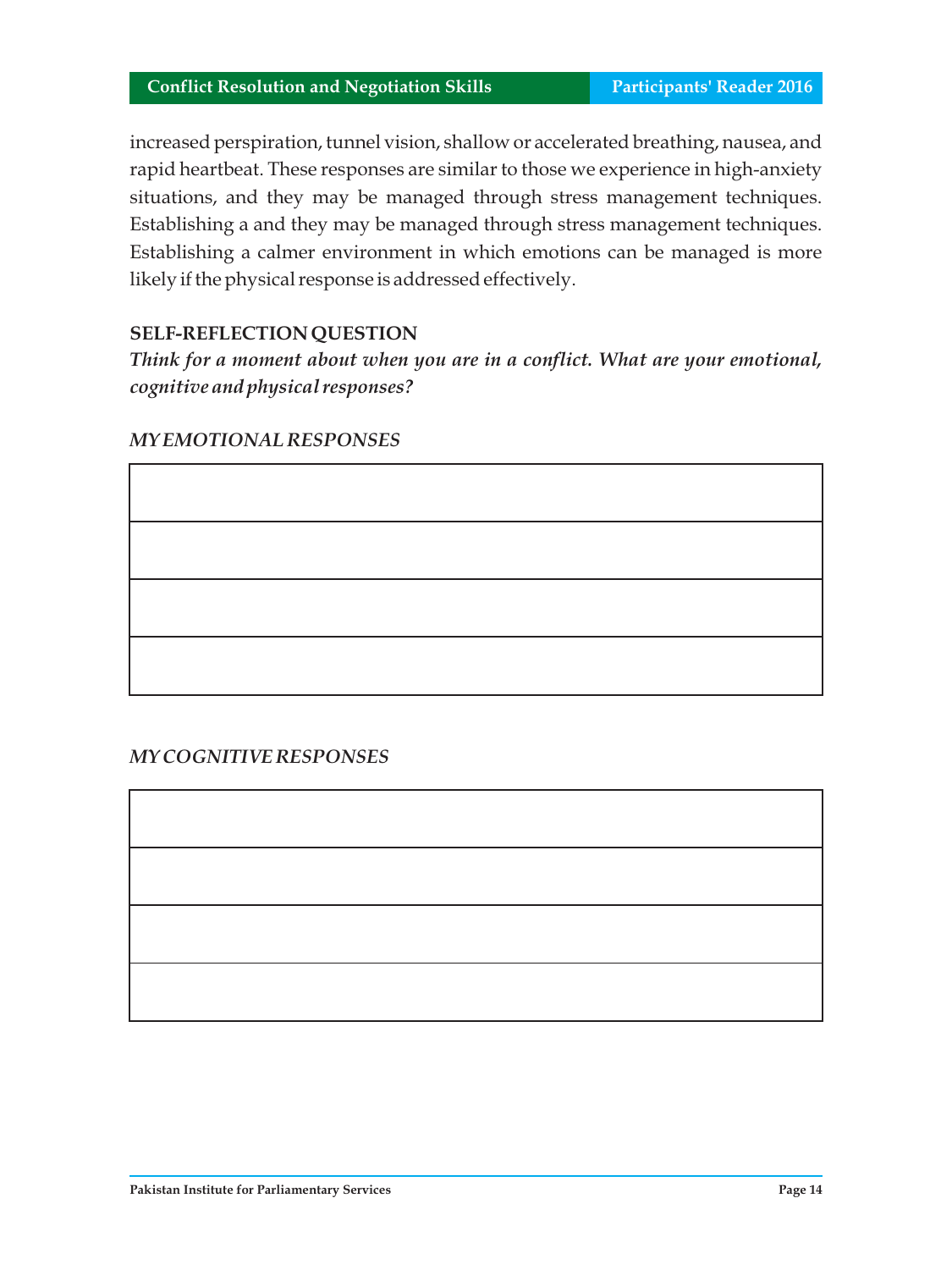increased perspiration, tunnel vision, shallow or accelerated breathing, nausea, and rapid heartbeat. These responses are similar to those we experience in high-anxiety situations, and they may be managed through stress management techniques. Establishing a and they may be managed through stress management techniques. Establishing a calmer environment in which emotions can be managed is more likely if the physical response is addressed effectively.

**SELF-REFLECTION QUESTION**

***Think for a moment about when you are in a conflict. What are your emotional, cognitive and physical responses?***

***MY EMOTIONAL RESPONSES***

| |
|---|
| |
| |
| |
| |

***MY COGNITIVE RESPONSES***

| |
|---|
| |
| |
| |
| |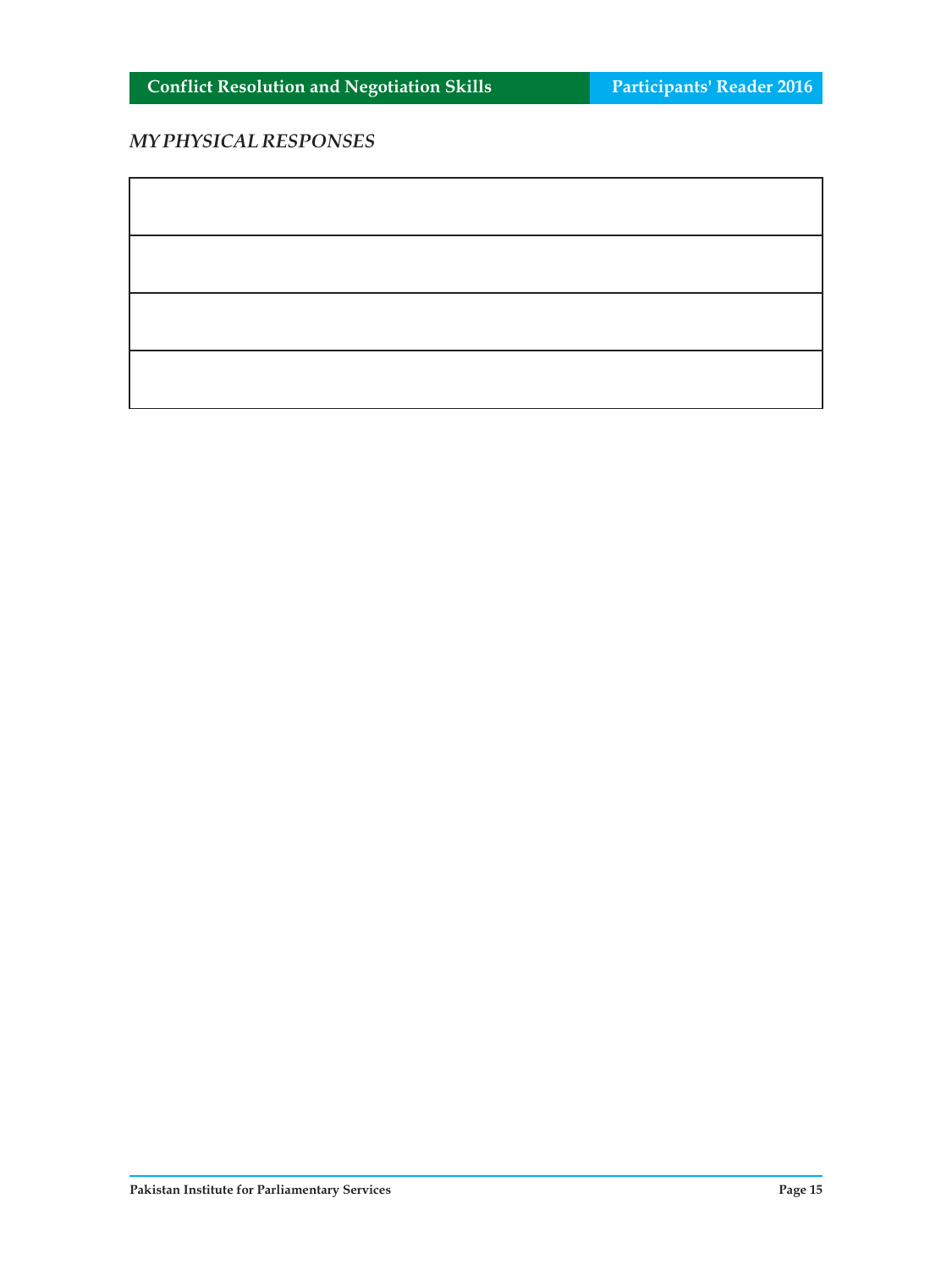*MY PHYSICAL RESPONSES*

| |
|---|
| |
| |
| |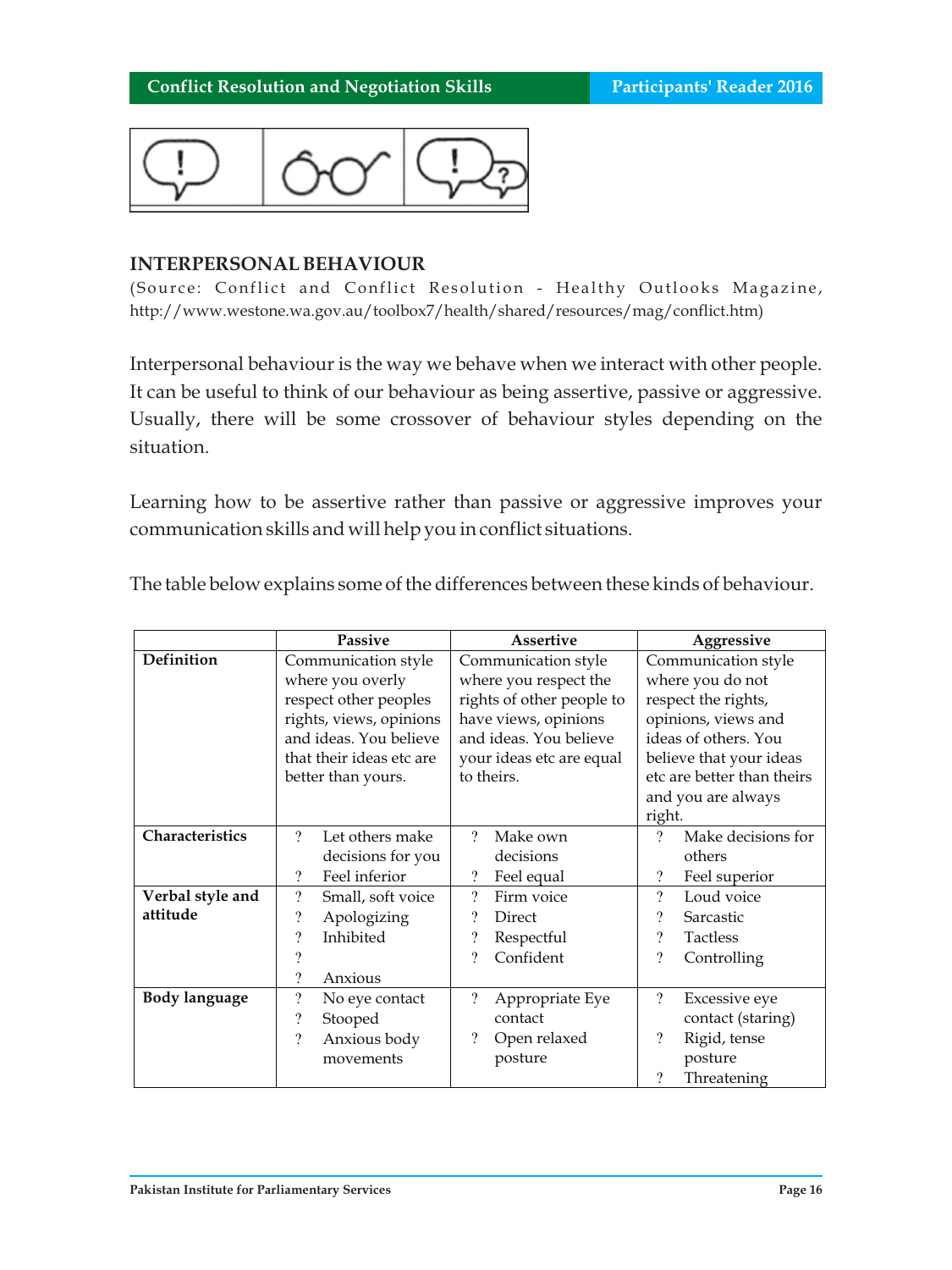## INTERPERSONAL BEHAVIOUR

(Source: Conflict and Conflict Resolution - Healthy Outlooks Magazine, http://www.westone.wa.gov.au/toolbox7/health/shared/resources/mag/conflict.htm)

Interpersonal behaviour is the way we behave when we interact with other people. It can be useful to think of our behaviour as being assertive, passive or aggressive. Usually, there will be some crossover of behaviour styles depending on the situation.

Learning how to be assertive rather than passive or aggressive improves your communication skills and will help you in conflict situations.

The table below explains some of the differences between these kinds of behaviour.

| | Passive | Assertive | Aggressive |
|---|---|---|---|
| **Definition** | Communication style where you overly respect other peoples rights, views, opinions and ideas. You believe that their ideas etc are better than yours. | Communication style where you respect the rights of other people to have views, opinions and ideas. You believe your ideas etc are equal to theirs. | Communication style where you do not respect the rights, opinions, views and ideas of others. You believe that your ideas etc are better than theirs and you are always right. |
| **Characteristics** | ? Let others make decisions for you<br>? Feel inferior | ? Make own decisions<br>? Feel equal | ? Make decisions for others<br>? Feel superior |
| **Verbal style and attitude** | ? Small, soft voice<br>? Apologizing<br>? Inhibited<br>?<br>? Anxious | ? Firm voice<br>? Direct<br>? Respectful<br>? Confident | ? Loud voice<br>? Sarcastic<br>? Tactless<br>? Controlling |
| **Body language** | ? No eye contact<br>? Stooped<br>? Anxious body movements | ? Appropriate Eye contact<br>? Open relaxed posture | ? Excessive eye contact (staring)<br>? Rigid, tense posture<br>? Threatening |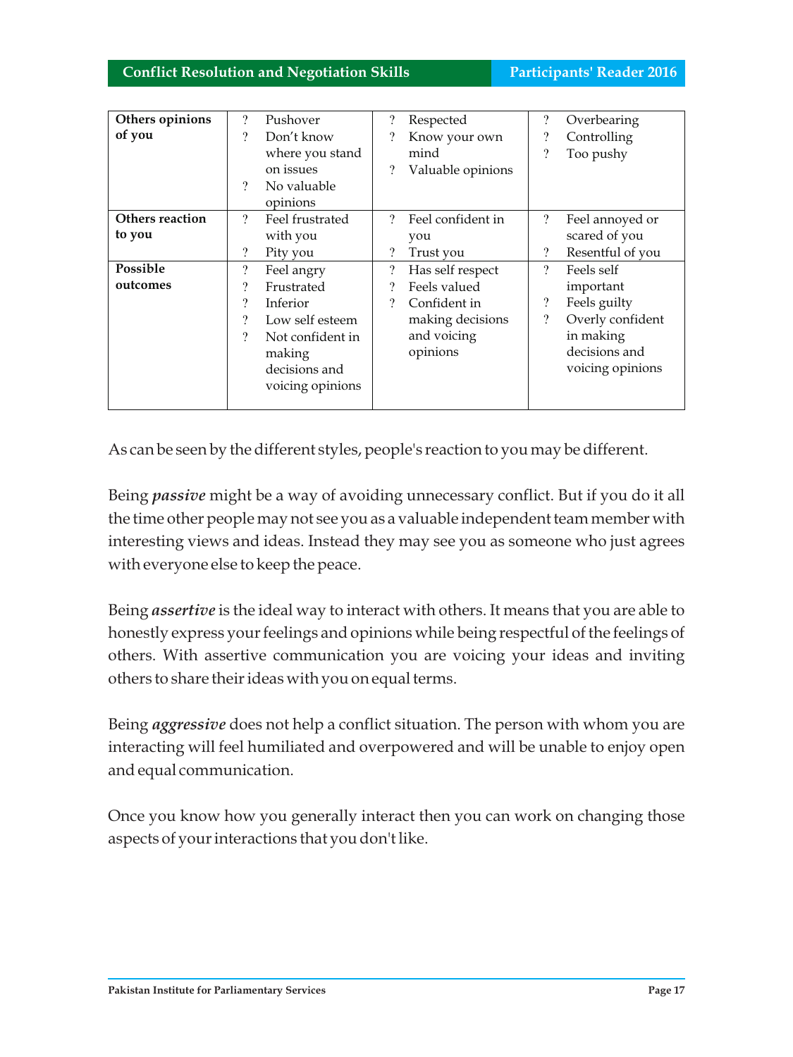| Others opinions of you | ? Pushover<br>? Don't know where you stand on issues<br>? No valuable opinions | ? Respected<br>? Know your own mind<br>? Valuable opinions | ? Overbearing<br>? Controlling<br>? Too pushy |
|---|---|---|---|
| **Others reaction to you** | ? Feel frustrated with you<br>? Pity you | ? Feel confident in you<br>? Trust you | ? Feel annoyed or scared of you<br>? Resentful of you |
| **Possible outcomes** | ? Feel angry<br>? Frustrated<br>? Inferior<br>? Low self esteem<br>? Not confident in making decisions and voicing opinions | ? Has self respect<br>? Feels valued<br>? Confident in making decisions and voicing opinions | ? Feels self important<br>? Feels guilty<br>? Overly confident in making decisions and voicing opinions |

As can be seen by the different styles, people's reaction to you may be different.

Being ***passive*** might be a way of avoiding unnecessary conflict. But if you do it all the time other people may not see you as a valuable independent team member with interesting views and ideas. Instead they may see you as someone who just agrees with everyone else to keep the peace.

Being ***assertive*** is the ideal way to interact with others. It means that you are able to honestly express your feelings and opinions while being respectful of the feelings of others. With assertive communication you are voicing your ideas and inviting others to share their ideas with you on equal terms.

Being ***aggressive*** does not help a conflict situation. The person with whom you are interacting will feel humiliated and overpowered and will be unable to enjoy open and equal communication.

Once you know how you generally interact then you can work on changing those aspects of your interactions that you don't like.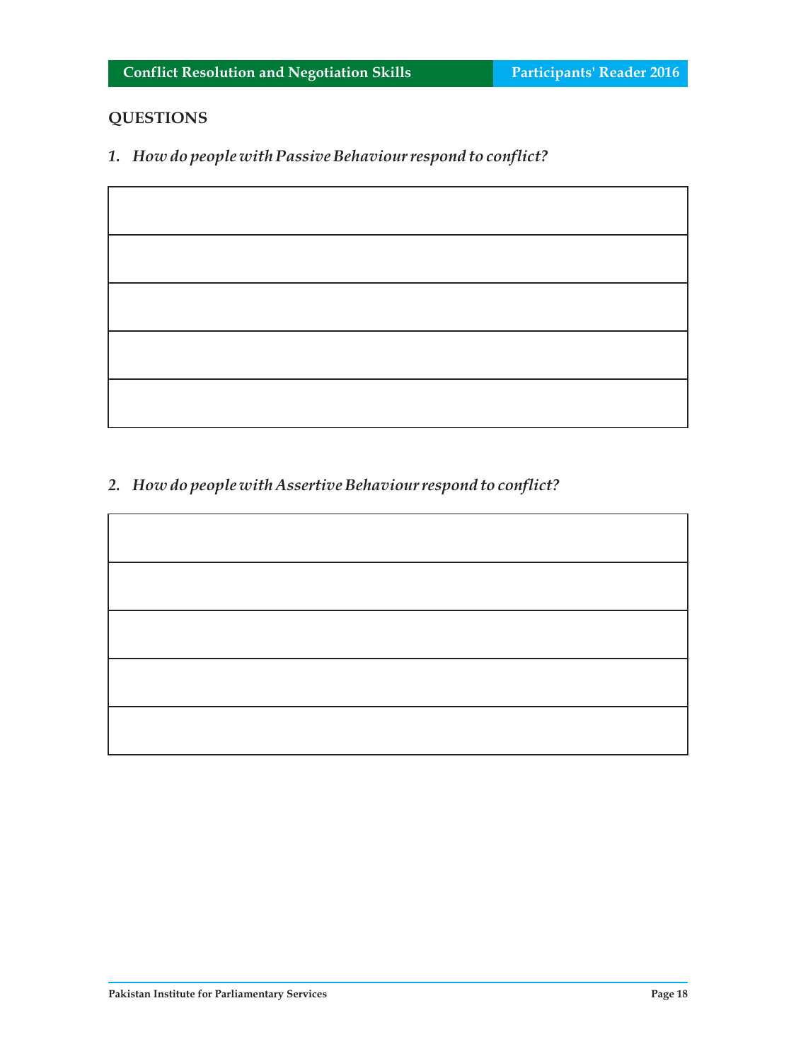## QUESTIONS

1. *How do people with Passive Behaviour respond to conflict?*

| |
|---|
| |
| |
| |
| |
| |

2. *How do people with Assertive Behaviour respond to conflict?*

| |
|---|
| |
| |
| |
| |
| |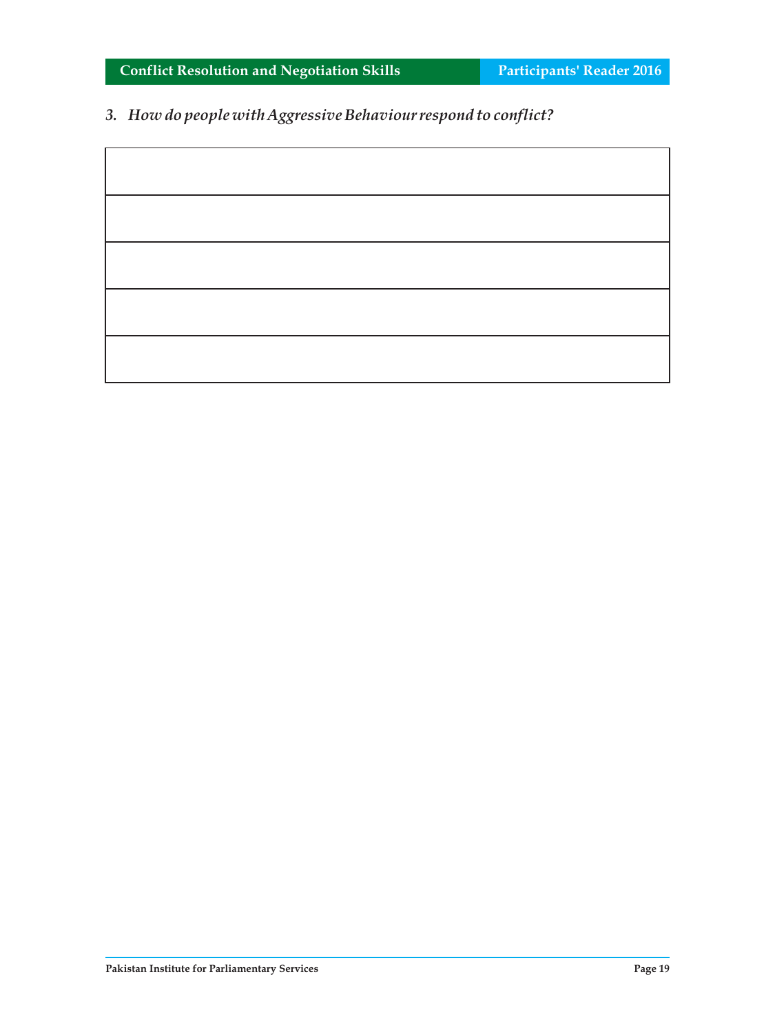*3. How do people with Aggressive Behaviour respond to conflict?*

| |
|---|
| |
| |
| |
| |
| |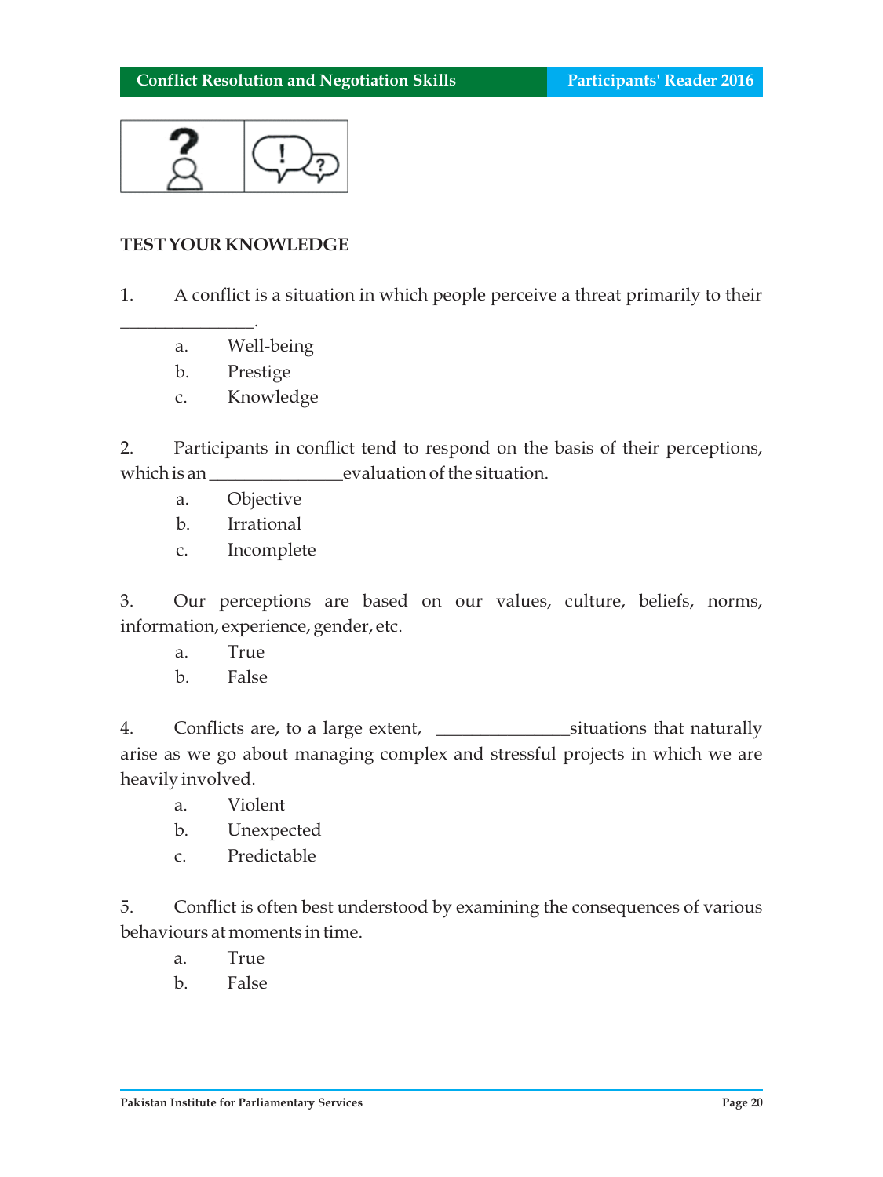## TEST YOUR KNOWLEDGE

1. A conflict is a situation in which people perceive a threat primarily to their _______________.

    a. Well-being
    b. Prestige
    c. Knowledge

2. Participants in conflict tend to respond on the basis of their perceptions, which is an _______________ evaluation of the situation.

    a. Objective
    b. Irrational
    c. Incomplete

3. Our perceptions are based on our values, culture, beliefs, norms, information, experience, gender, etc.

    a. True
    b. False

4. Conflicts are, to a large extent, _______________ situations that naturally arise as we go about managing complex and stressful projects in which we are heavily involved.

    a. Violent
    b. Unexpected
    c. Predictable

5. Conflict is often best understood by examining the consequences of various behaviours at moments in time.

    a. True
    b. False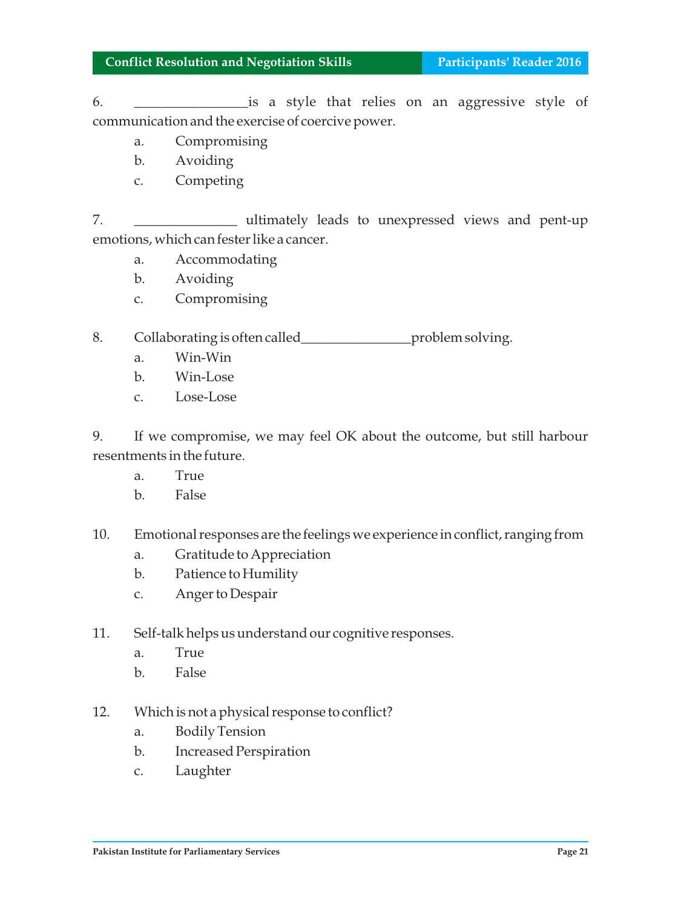6. ________________is a style that relies on an aggressive style of communication and the exercise of coercive power.

   a. Compromising
   b. Avoiding
   c. Competing

7. ______________ ultimately leads to unexpressed views and pent-up emotions, which can fester like a cancer.

   a. Accommodating
   b. Avoiding
   c. Compromising

8. Collaborating is often called________________problem solving.

   a. Win-Win
   b. Win-Lose
   c. Lose-Lose

9. If we compromise, we may feel OK about the outcome, but still harbour resentments in the future.

   a. True
   b. False

10. Emotional responses are the feelings we experience in conflict, ranging from

    a. Gratitude to Appreciation
    b. Patience to Humility
    c. Anger to Despair

11. Self-talk helps us understand our cognitive responses.

    a. True
    b. False

12. Which is not a physical response to conflict?

    a. Bodily Tension
    b. Increased Perspiration
    c. Laughter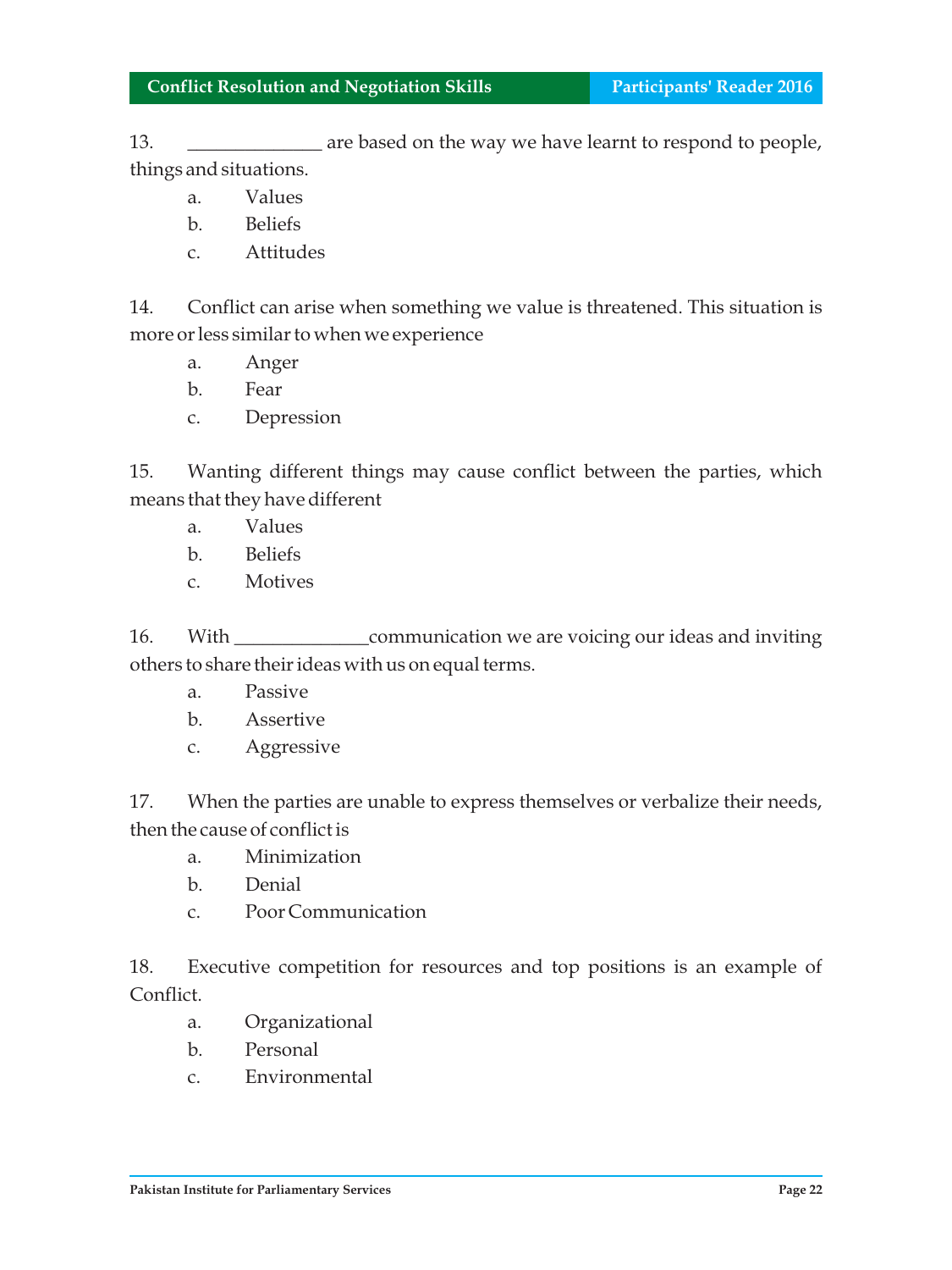13. ______________ are based on the way we have learnt to respond to people, things and situations.

   a. Values
   b. Beliefs
   c. Attitudes

14. Conflict can arise when something we value is threatened. This situation is more or less similar to when we experience

   a. Anger
   b. Fear
   c. Depression

15. Wanting different things may cause conflict between the parties, which means that they have different

   a. Values
   b. Beliefs
   c. Motives

16. With ______________communication we are voicing our ideas and inviting others to share their ideas with us on equal terms.

   a. Passive
   b. Assertive
   c. Aggressive

17. When the parties are unable to express themselves or verbalize their needs, then the cause of conflict is

   a. Minimization
   b. Denial
   c. Poor Communication

18. Executive competition for resources and top positions is an example of Conflict.

   a. Organizational
   b. Personal
   c. Environmental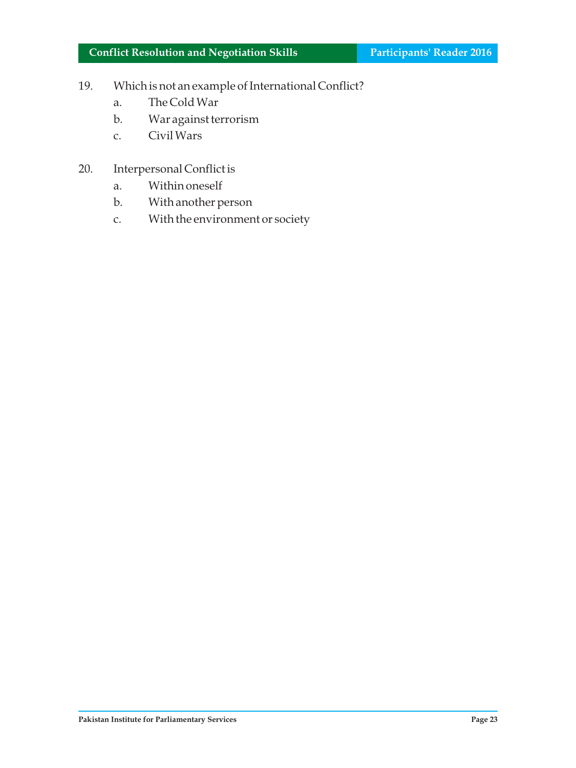19. Which is not an example of International Conflict?
    a. The Cold War
    b. War against terrorism
    c. Civil Wars

20. Interpersonal Conflict is
    a. Within oneself
    b. With another person
    c. With the environment or society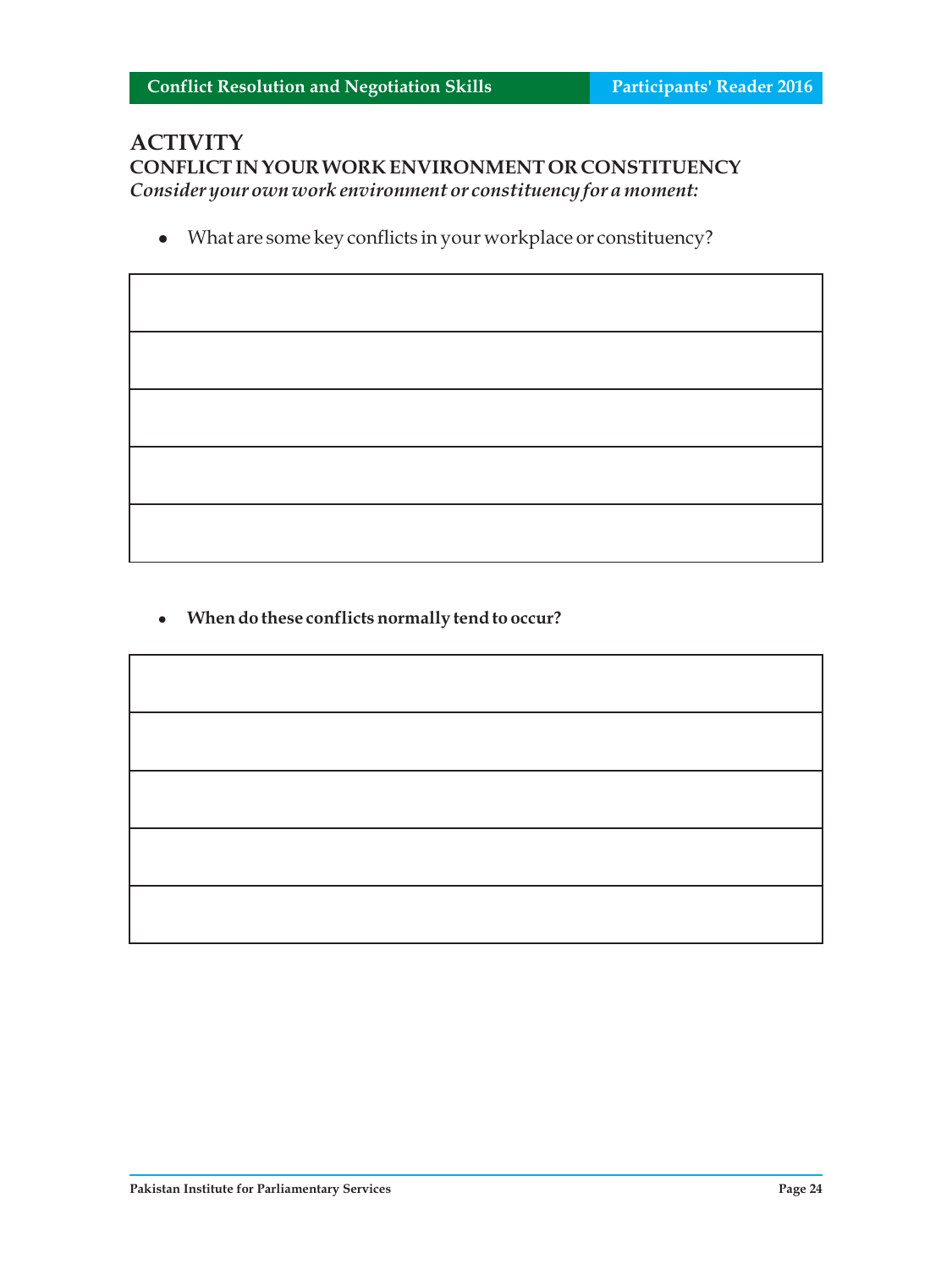## ACTIVITY

### CONFLICT IN YOUR WORK ENVIRONMENT OR CONSTITUENCY

*Consider your own work environment or constituency for a moment:*

- What are some key conflicts in your workplace or constituency?

| |
|---|
| |
| |
| |
| |
| |

- **When do these conflicts normally tend to occur?**

| |
|---|
| |
| |
| |
| |
| |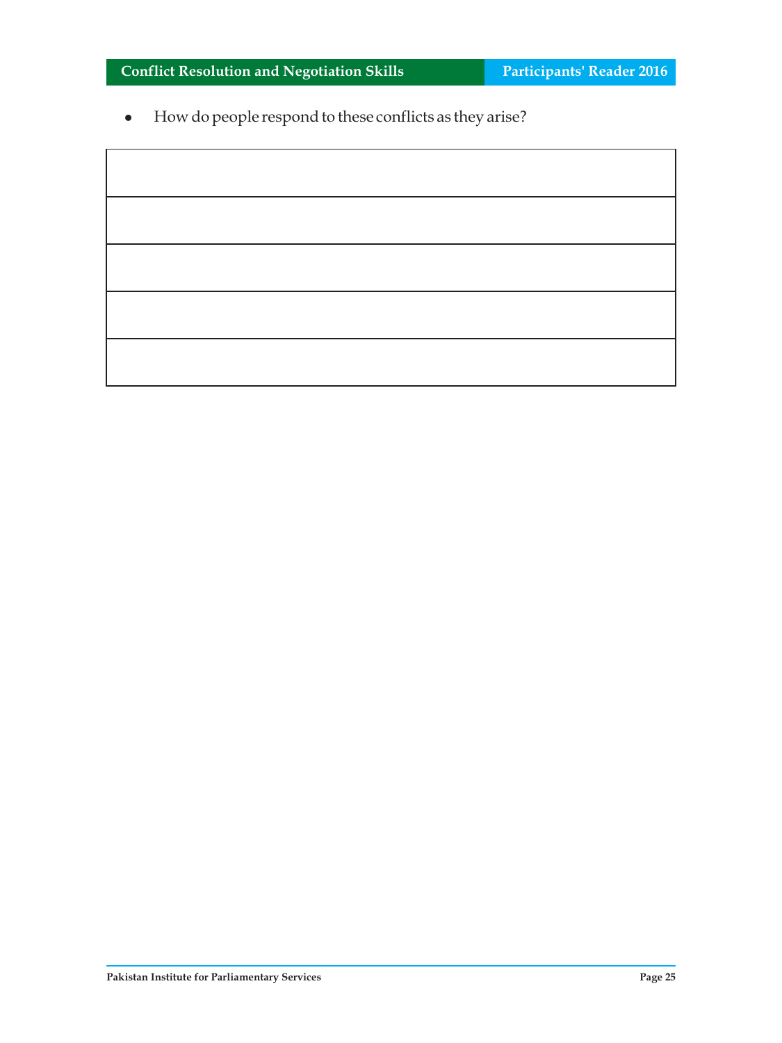- How do people respond to these conflicts as they arise?

| |
|---|
| |
| |
| |
| |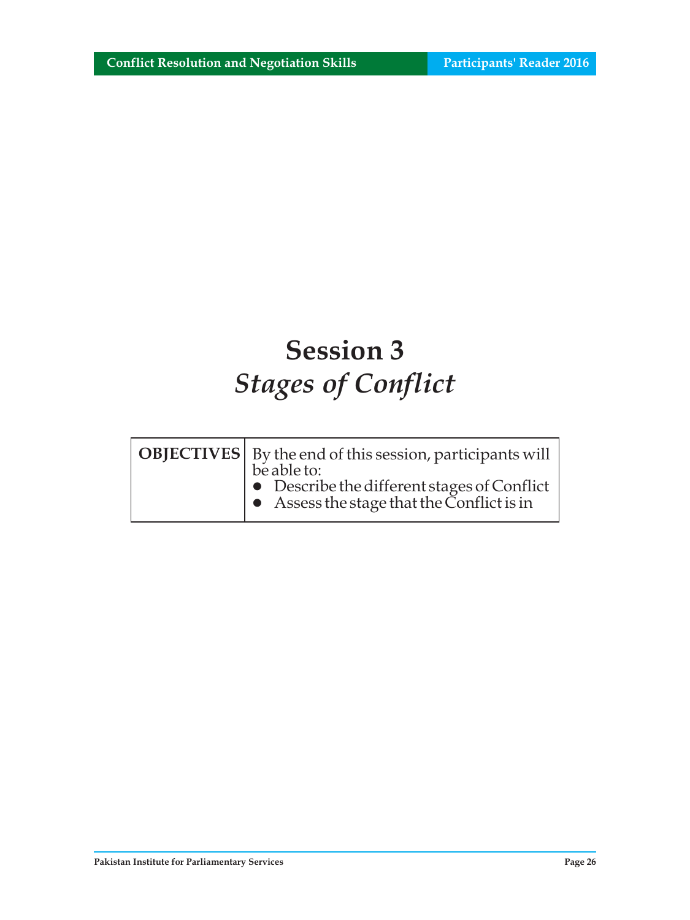# Session 3
## *Stages of Conflict*

| OBJECTIVES | By the end of this session, participants will be able to:<br>• Describe the different stages of Conflict<br>• Assess the stage that the Conflict is in |
|---|---|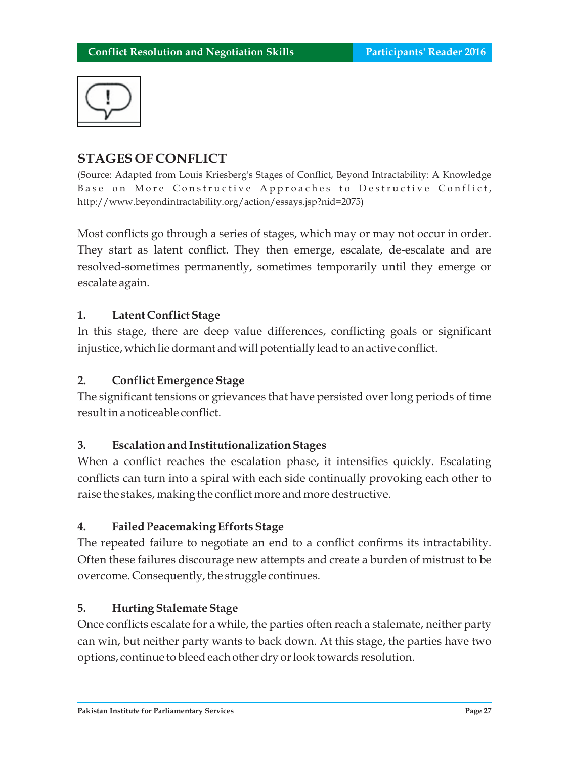## STAGES OF CONFLICT

(Source: Adapted from Louis Kriesberg's Stages of Conflict, Beyond Intractability: A Knowledge Base on More Constructive Approaches to Destructive Conflict, http://www.beyondintractability.org/action/essays.jsp?nid=2075)

Most conflicts go through a series of stages, which may or may not occur in order. They start as latent conflict. They then emerge, escalate, de-escalate and are resolved-sometimes permanently, sometimes temporarily until they emerge or escalate again.

### 1. Latent Conflict Stage

In this stage, there are deep value differences, conflicting goals or significant injustice, which lie dormant and will potentially lead to an active conflict.

### 2. Conflict Emergence Stage

The significant tensions or grievances that have persisted over long periods of time result in a noticeable conflict.

### 3. Escalation and Institutionalization Stages

When a conflict reaches the escalation phase, it intensifies quickly. Escalating conflicts can turn into a spiral with each side continually provoking each other to raise the stakes, making the conflict more and more destructive.

### 4. Failed Peacemaking Efforts Stage

The repeated failure to negotiate an end to a conflict confirms its intractability. Often these failures discourage new attempts and create a burden of mistrust to be overcome. Consequently, the struggle continues.

### 5. Hurting Stalemate Stage

Once conflicts escalate for a while, the parties often reach a stalemate, neither party can win, but neither party wants to back down. At this stage, the parties have two options, continue to bleed each other dry or look towards resolution.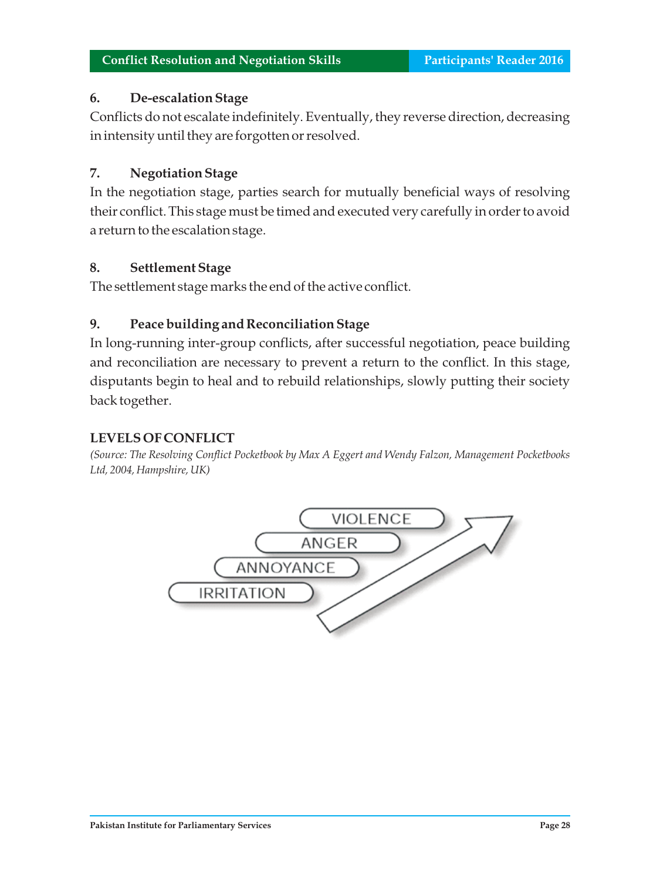### 6. De-escalation Stage

Conflicts do not escalate indefinitely. Eventually, they reverse direction, decreasing in intensity until they are forgotten or resolved.

### 7. Negotiation Stage

In the negotiation stage, parties search for mutually beneficial ways of resolving their conflict. This stage must be timed and executed very carefully in order to avoid a return to the escalation stage.

### 8. Settlement Stage

The settlement stage marks the end of the active conflict.

### 9. Peace building and Reconciliation Stage

In long-running inter-group conflicts, after successful negotiation, peace building and reconciliation are necessary to prevent a return to the conflict. In this stage, disputants begin to heal and to rebuild relationships, slowly putting their society back together.

## LEVELS OF CONFLICT

*(Source: The Resolving Conflict Pocketbook by Max A Eggert and Wendy Falzon, Management Pocketbooks Ltd, 2004, Hampshire, UK)*

VIOLENCE

ANGER

ANNOYANCE

IRRITATION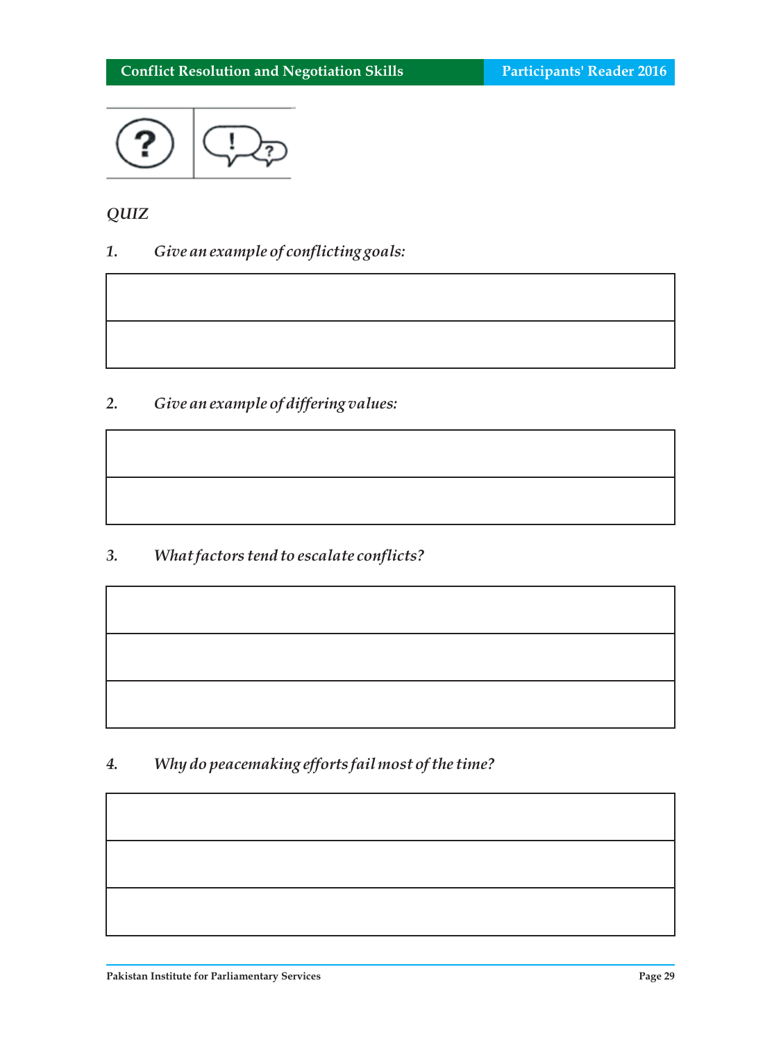*QUIZ*

1. *Give an example of conflicting goals:*

| |
|---|
| |
| |

2. *Give an example of differing values:*

| |
|---|
| |
| |

3. *What factors tend to escalate conflicts?*

| |
|---|
| |
| |
| |

4. *Why do peacemaking efforts fail most of the time?*

| |
|---|
| |
| |
| |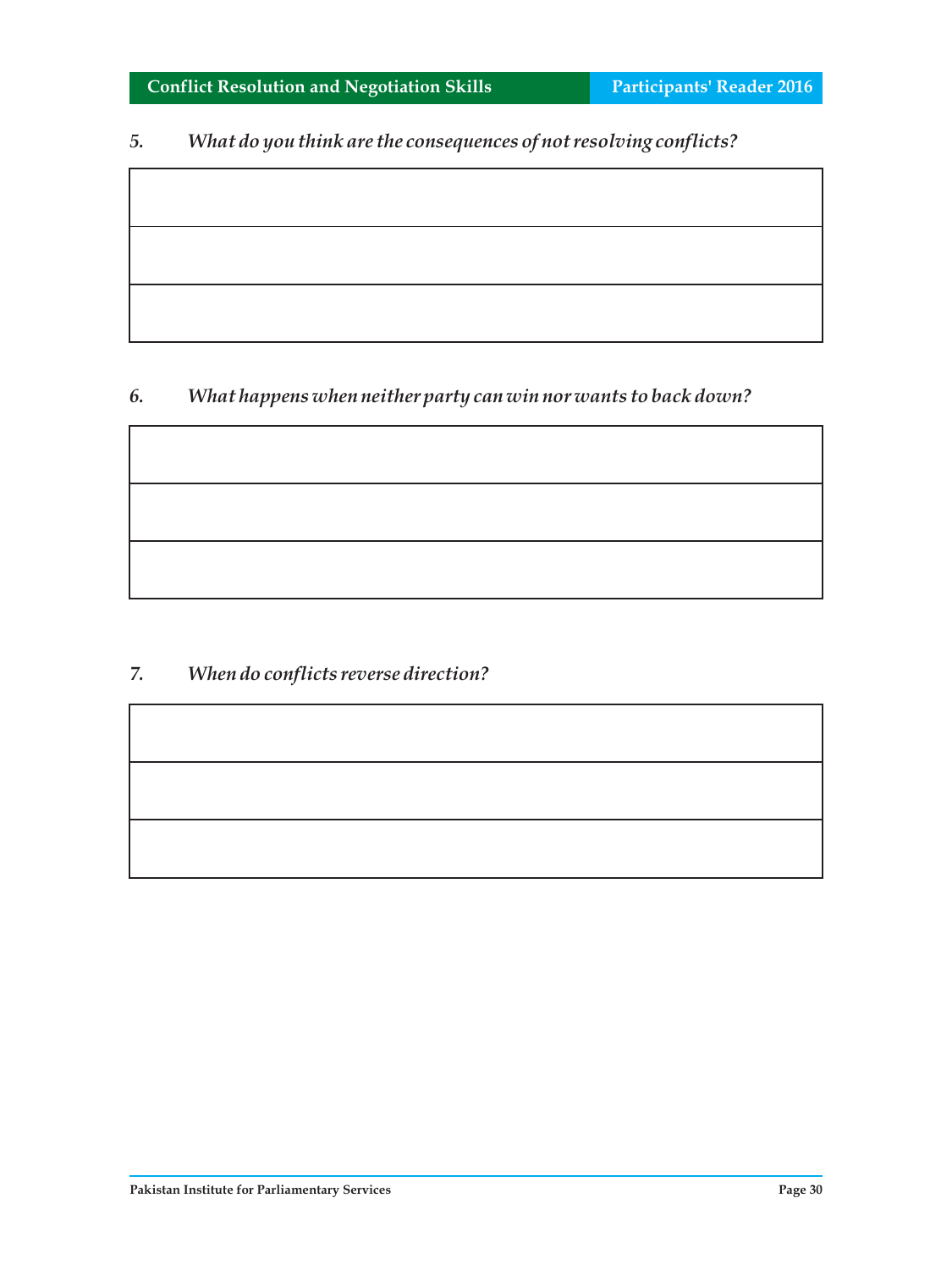5. *What do you think are the consequences of not resolving conflicts?*

| |
|---|
| |
| |
| |

6. *What happens when neither party can win nor wants to back down?*

| |
|---|
| |
| |
| |

7. *When do conflicts reverse direction?*

| |
|---|
| |
| |
| |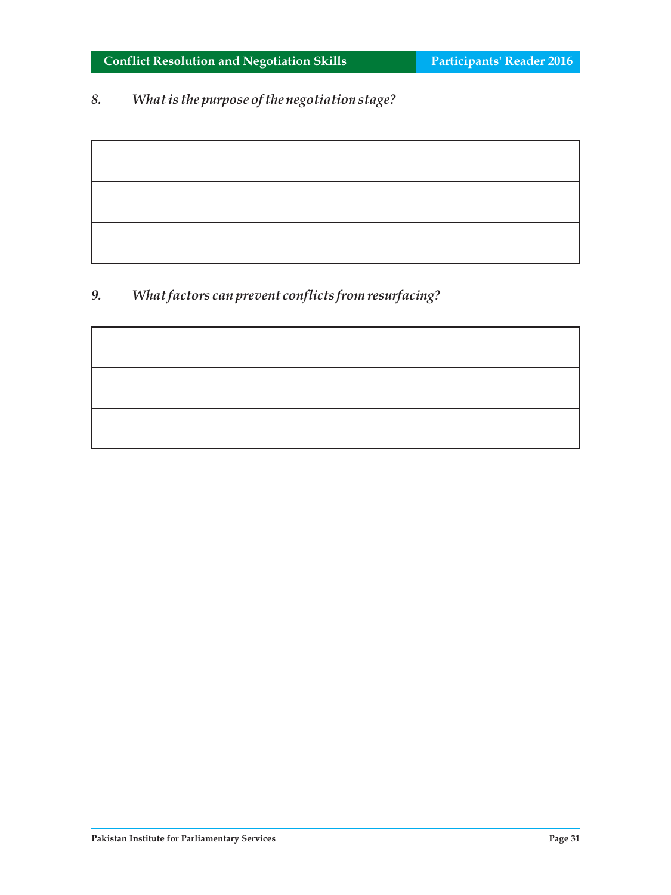*8. What is the purpose of the negotiation stage?*

| |
|---|
| |
| |
| |

*9. What factors can prevent conflicts from resurfacing?*

| |
|---|
| |
| |
| |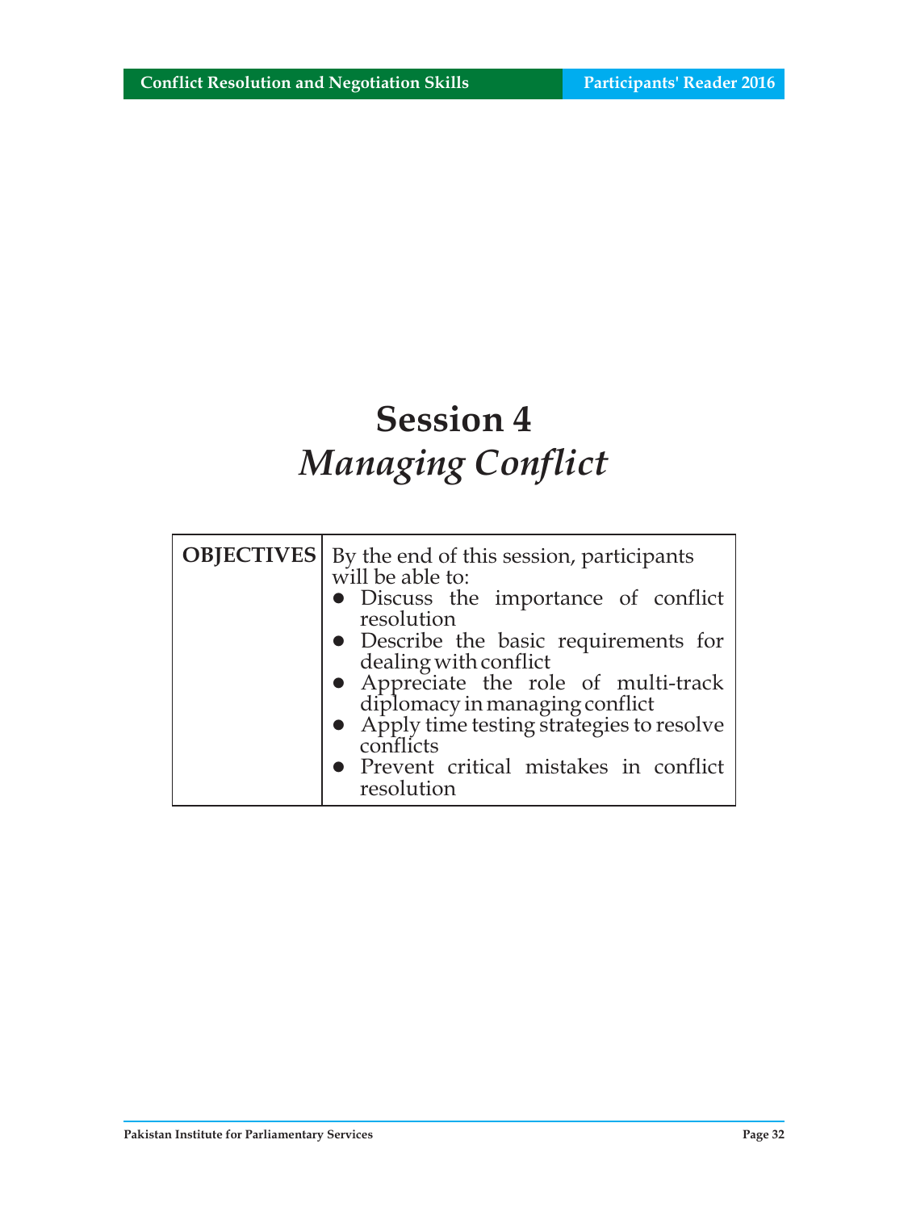# Session 4
## *Managing Conflict*

| OBJECTIVES | By the end of this session, participants will be able to:<br>● Discuss the importance of conflict resolution<br>● Describe the basic requirements for dealing with conflict<br>● Appreciate the role of multi-track diplomacy in managing conflict<br>● Apply time testing strategies to resolve conflicts<br>● Prevent critical mistakes in conflict resolution |
|---|---|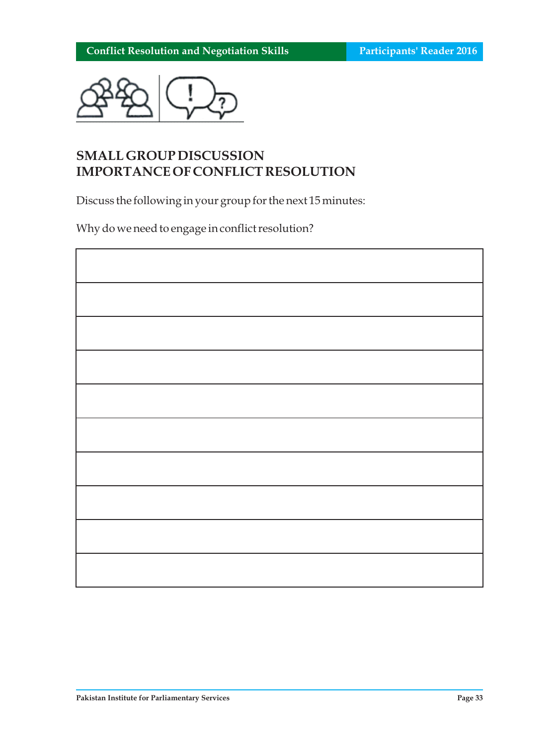## SMALL GROUP DISCUSSION
## IMPORTANCE OF CONFLICT RESOLUTION

Discuss the following in your group for the next 15 minutes:

Why do we need to engage in conflict resolution?

| |
|---|
| |
| |
| |
| |
| |
| |
| |
| |
| |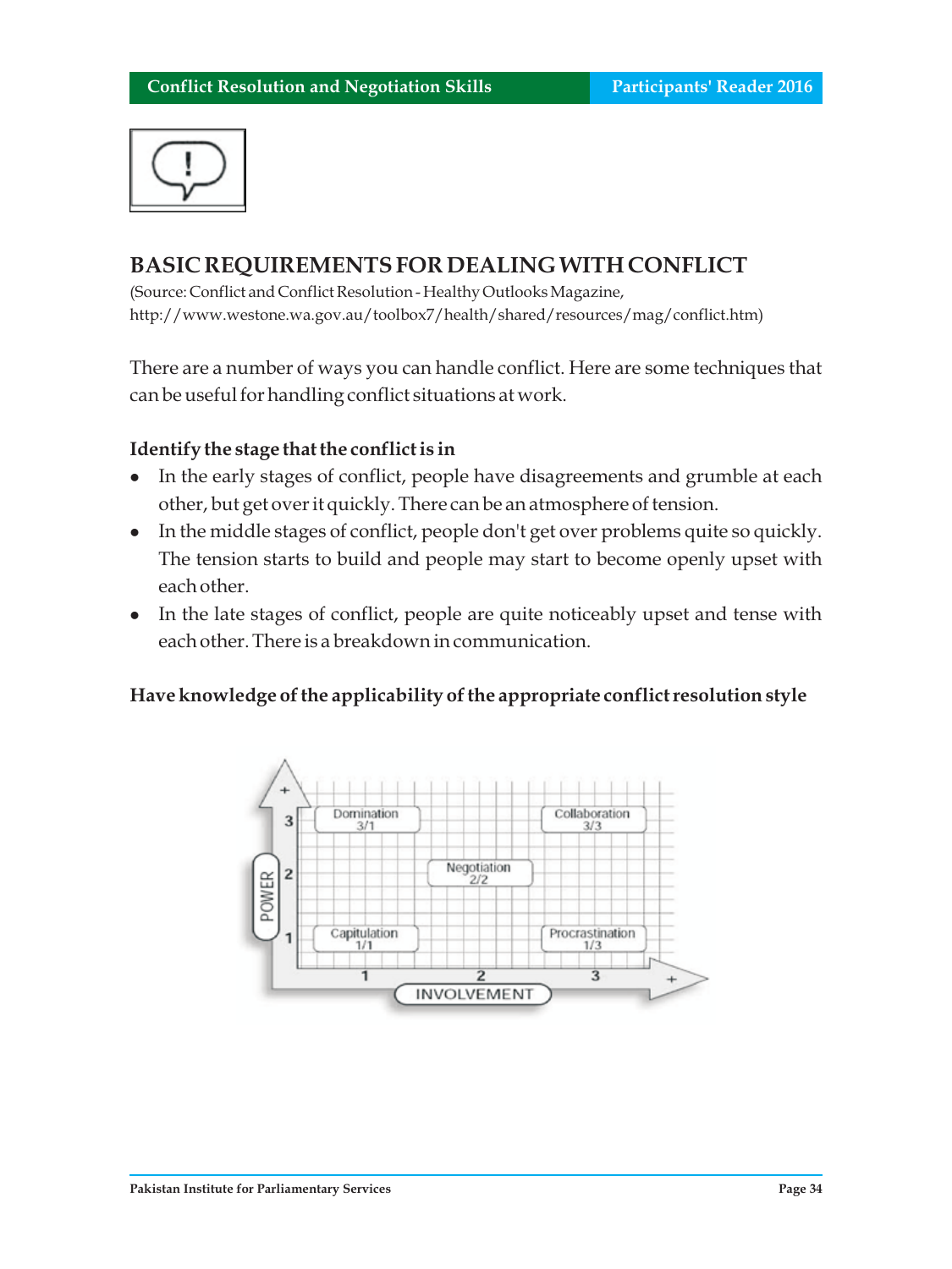## BASIC REQUIREMENTS FOR DEALING WITH CONFLICT

(Source: Conflict and Conflict Resolution - Healthy Outlooks Magazine, http://www.westone.wa.gov.au/toolbox7/health/shared/resources/mag/conflict.htm)

There are a number of ways you can handle conflict. Here are some techniques that can be useful for handling conflict situations at work.

**Identify the stage that the conflict is in**

- In the early stages of conflict, people have disagreements and grumble at each other, but get over it quickly. There can be an atmosphere of tension.
- In the middle stages of conflict, people don't get over problems quite so quickly. The tension starts to build and people may start to become openly upset with each other.
- In the late stages of conflict, people are quite noticeably upset and tense with each other. There is a breakdown in communication.

**Have knowledge of the applicability of the appropriate conflict resolution style**

| POWER \ INVOLVEMENT | 1 | 2 | 3 |
|---|---|---|---|
| 3 | Domination 3/1 | | Collaboration 3/3 |
| 2 | | Negotiation 2/2 | |
| 1 | Capitulation 1/1 | | Procrastination 1/3 |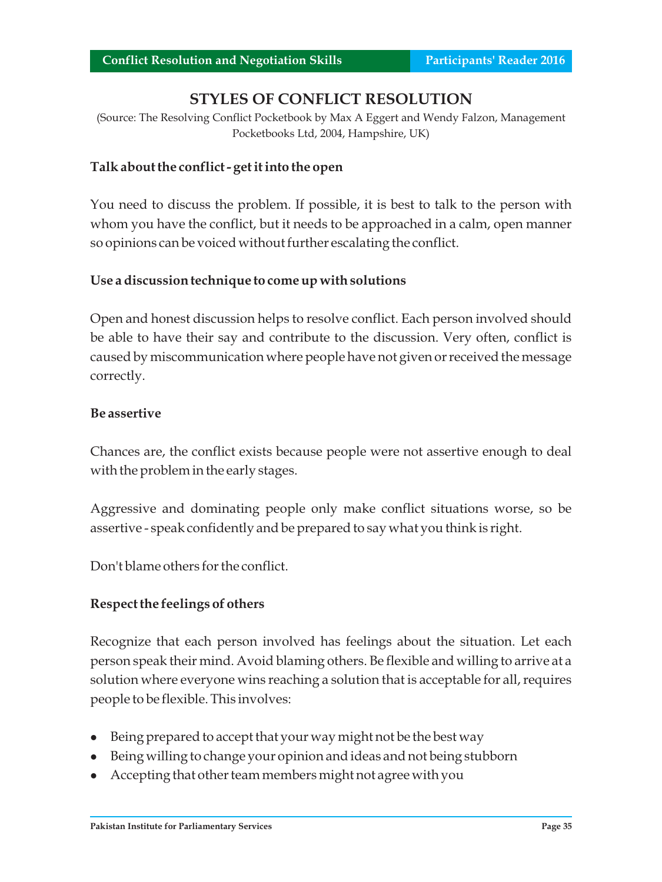# STYLES OF CONFLICT RESOLUTION

(Source: The Resolving Conflict Pocketbook by Max A Eggert and Wendy Falzon, Management Pocketbooks Ltd, 2004, Hampshire, UK)

**Talk about the conflict - get it into the open**

You need to discuss the problem. If possible, it is best to talk to the person with whom you have the conflict, but it needs to be approached in a calm, open manner so opinions can be voiced without further escalating the conflict.

**Use a discussion technique to come up with solutions**

Open and honest discussion helps to resolve conflict. Each person involved should be able to have their say and contribute to the discussion. Very often, conflict is caused by miscommunication where people have not given or received the message correctly.

**Be assertive**

Chances are, the conflict exists because people were not assertive enough to deal with the problem in the early stages.

Aggressive and dominating people only make conflict situations worse, so be assertive - speak confidently and be prepared to say what you think is right.

Don't blame others for the conflict.

**Respect the feelings of others**

Recognize that each person involved has feelings about the situation. Let each person speak their mind. Avoid blaming others. Be flexible and willing to arrive at a solution where everyone wins reaching a solution that is acceptable for all, requires people to be flexible. This involves:

- Being prepared to accept that your way might not be the best way
- Being willing to change your opinion and ideas and not being stubborn
- Accepting that other team members might not agree with you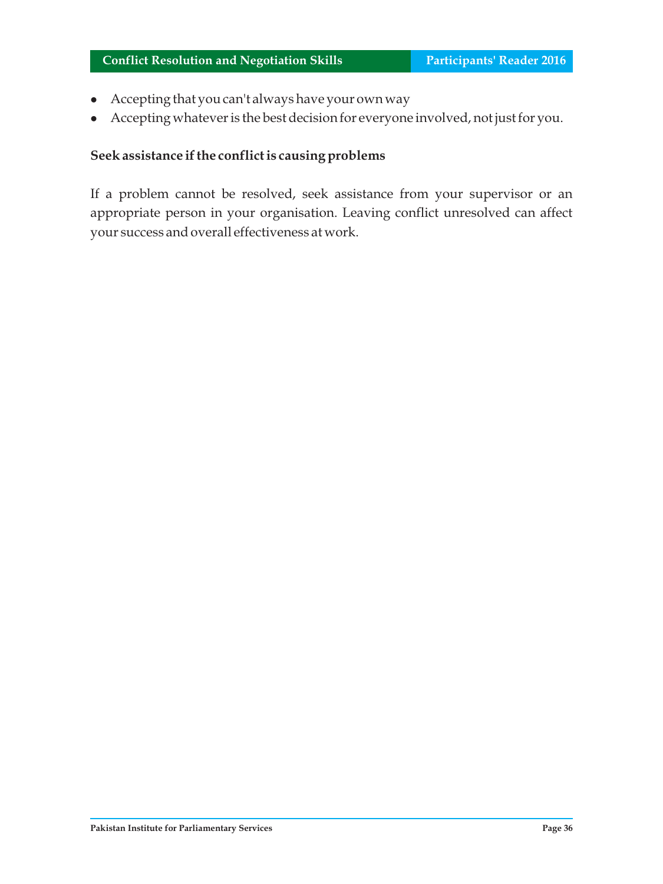- Accepting that you can't always have your own way
- Accepting whatever is the best decision for everyone involved, not just for you.

**Seek assistance if the conflict is causing problems**

If a problem cannot be resolved, seek assistance from your supervisor or an appropriate person in your organisation. Leaving conflict unresolved can affect your success and overall effectiveness at work.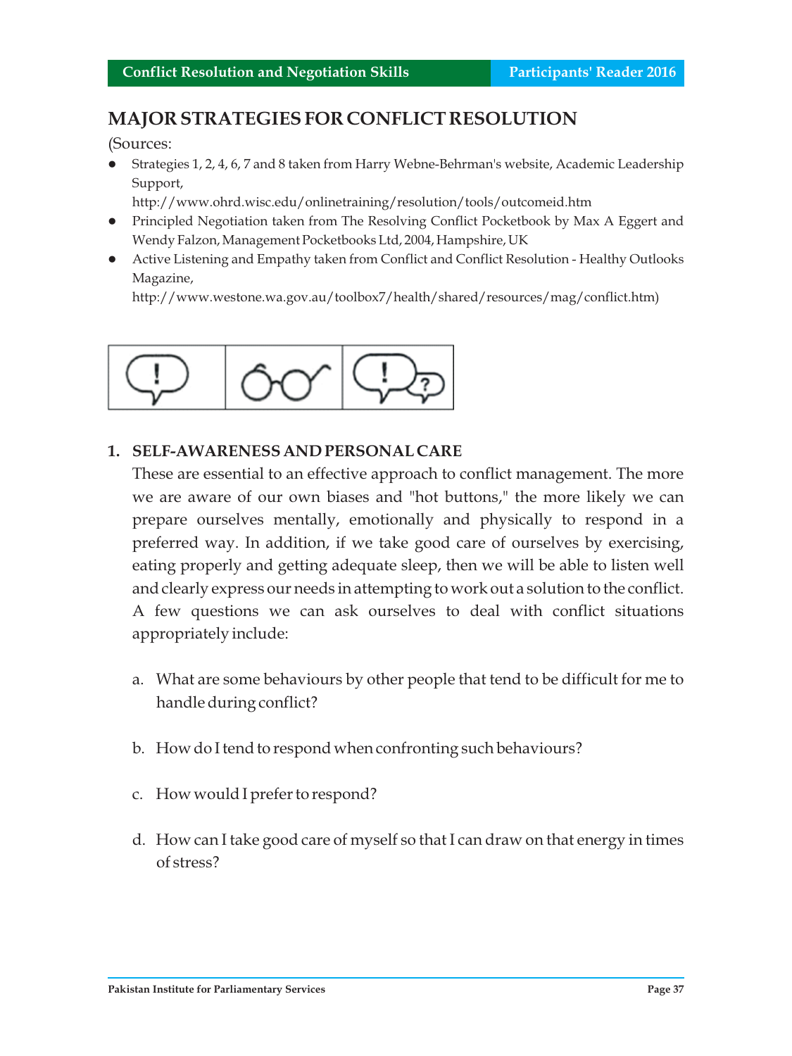# MAJOR STRATEGIES FOR CONFLICT RESOLUTION

(Sources:

- Strategies 1, 2, 4, 6, 7 and 8 taken from Harry Webne-Behrman's website, Academic Leadership Support, http://www.ohrd.wisc.edu/onlinetraining/resolution/tools/outcomeid.htm
- Principled Negotiation taken from The Resolving Conflict Pocketbook by Max A Eggert and Wendy Falzon, Management Pocketbooks Ltd, 2004, Hampshire, UK
- Active Listening and Empathy taken from Conflict and Conflict Resolution - Healthy Outlooks Magazine, http://www.westone.wa.gov.au/toolbox7/health/shared/resources/mag/conflict.htm)

## 1. SELF-AWARENESS AND PERSONAL CARE

These are essential to an effective approach to conflict management. The more we are aware of our own biases and "hot buttons," the more likely we can prepare ourselves mentally, emotionally and physically to respond in a preferred way. In addition, if we take good care of ourselves by exercising, eating properly and getting adequate sleep, then we will be able to listen well and clearly express our needs in attempting to work out a solution to the conflict. A few questions we can ask ourselves to deal with conflict situations appropriately include:

a. What are some behaviours by other people that tend to be difficult for me to handle during conflict?

b. How do I tend to respond when confronting such behaviours?

c. How would I prefer to respond?

d. How can I take good care of myself so that I can draw on that energy in times of stress?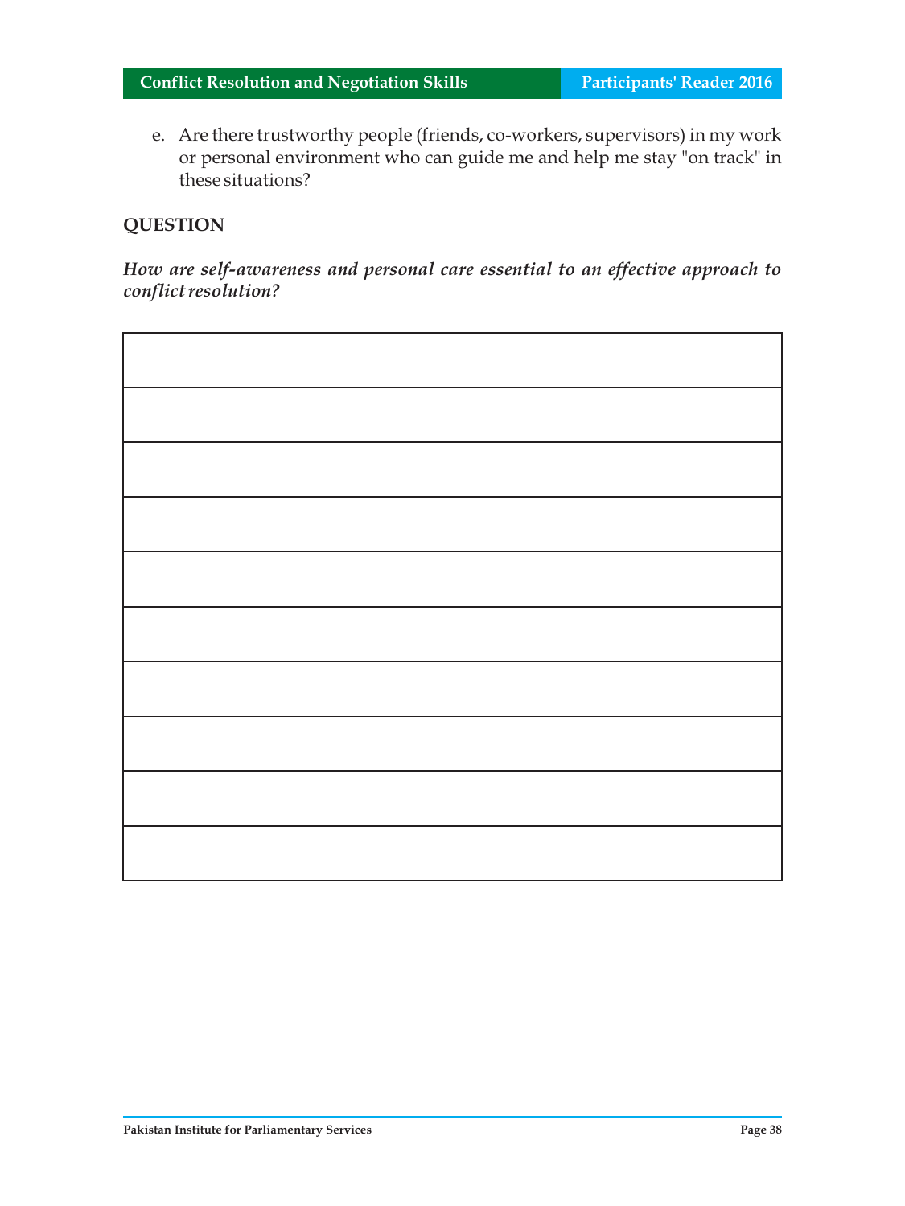e. Are there trustworthy people (friends, co-workers, supervisors) in my work or personal environment who can guide me and help me stay "on track" in these situations?

**QUESTION**

***How are self-awareness and personal care essential to an effective approach to conflict resolution?***

| |
|---|
| |
| |
| |
| |
| |
| |
| |
| |
| |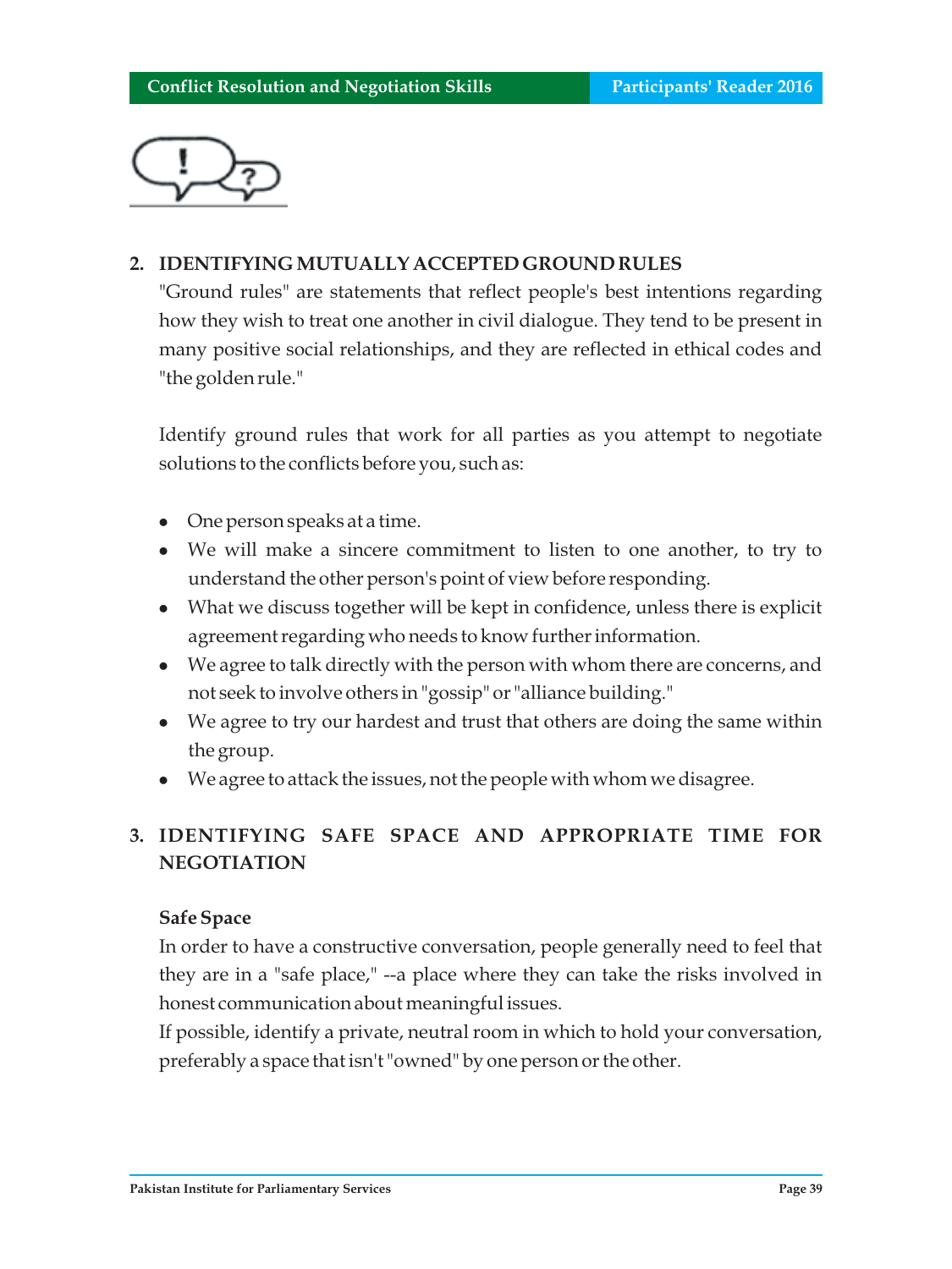## 2. IDENTIFYING MUTUALLY ACCEPTED GROUND RULES

"Ground rules" are statements that reflect people's best intentions regarding how they wish to treat one another in civil dialogue. They tend to be present in many positive social relationships, and they are reflected in ethical codes and "the golden rule."

Identify ground rules that work for all parties as you attempt to negotiate solutions to the conflicts before you, such as:

- One person speaks at a time.
- We will make a sincere commitment to listen to one another, to try to understand the other person's point of view before responding.
- What we discuss together will be kept in confidence, unless there is explicit agreement regarding who needs to know further information.
- We agree to talk directly with the person with whom there are concerns, and not seek to involve others in "gossip" or "alliance building."
- We agree to try our hardest and trust that others are doing the same within the group.
- We agree to attack the issues, not the people with whom we disagree.

## 3. IDENTIFYING SAFE SPACE AND APPROPRIATE TIME FOR NEGOTIATION

### Safe Space

In order to have a constructive conversation, people generally need to feel that they are in a "safe place," --a place where they can take the risks involved in honest communication about meaningful issues.

If possible, identify a private, neutral room in which to hold your conversation, preferably a space that isn't "owned" by one person or the other.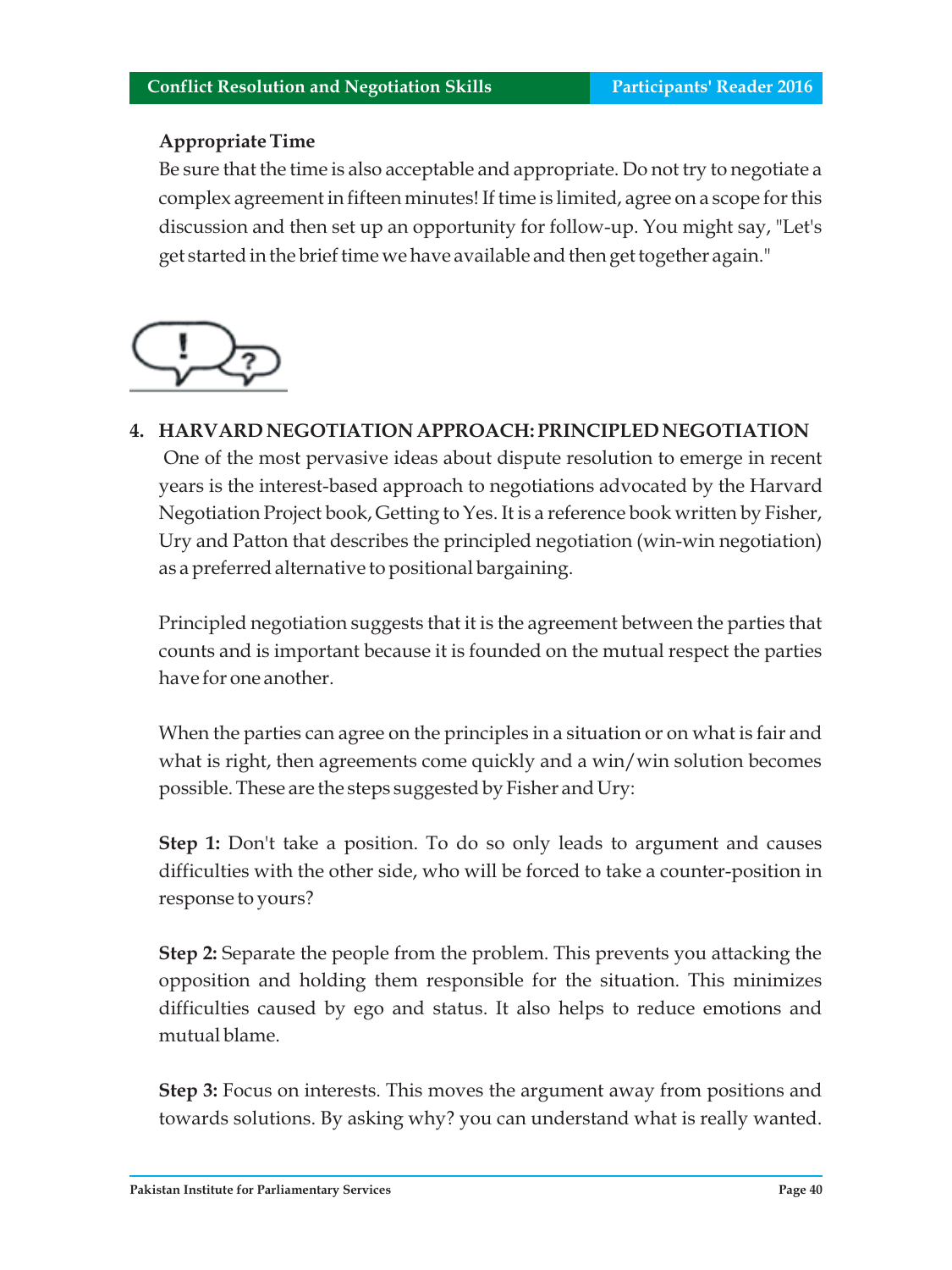**Appropriate Time**

Be sure that the time is also acceptable and appropriate. Do not try to negotiate a complex agreement in fifteen minutes! If time is limited, agree on a scope for this discussion and then set up an opportunity for follow-up. You might say, "Let's get started in the brief time we have available and then get together again."

## 4. HARVARD NEGOTIATION APPROACH: PRINCIPLED NEGOTIATION

One of the most pervasive ideas about dispute resolution to emerge in recent years is the interest-based approach to negotiations advocated by the Harvard Negotiation Project book, Getting to Yes. It is a reference book written by Fisher, Ury and Patton that describes the principled negotiation (win-win negotiation) as a preferred alternative to positional bargaining.

Principled negotiation suggests that it is the agreement between the parties that counts and is important because it is founded on the mutual respect the parties have for one another.

When the parties can agree on the principles in a situation or on what is fair and what is right, then agreements come quickly and a win/win solution becomes possible. These are the steps suggested by Fisher and Ury:

**Step 1:** Don't take a position. To do so only leads to argument and causes difficulties with the other side, who will be forced to take a counter-position in response to yours?

**Step 2:** Separate the people from the problem. This prevents you attacking the opposition and holding them responsible for the situation. This minimizes difficulties caused by ego and status. It also helps to reduce emotions and mutual blame.

**Step 3:** Focus on interests. This moves the argument away from positions and towards solutions. By asking why? you can understand what is really wanted.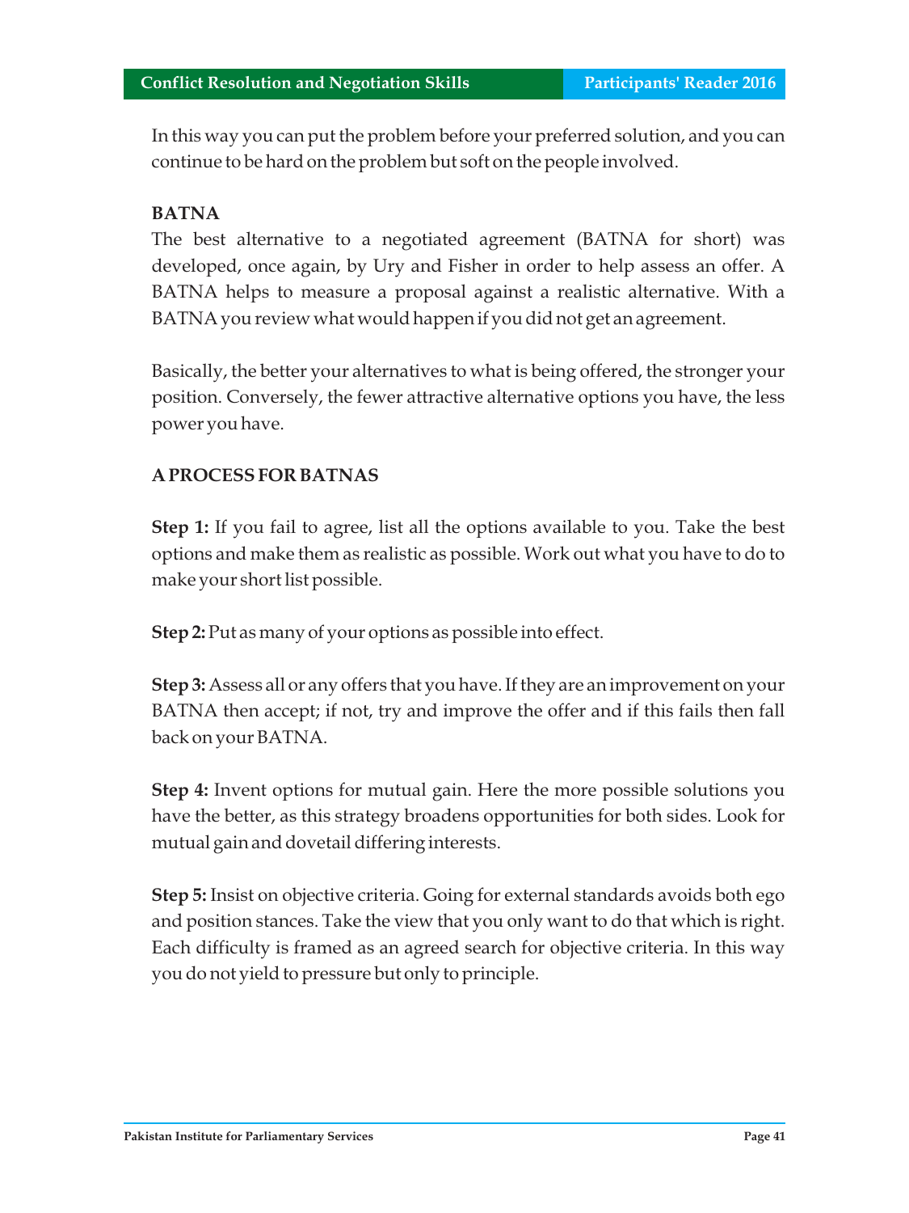In this way you can put the problem before your preferred solution, and you can continue to be hard on the problem but soft on the people involved.

**BATNA**

The best alternative to a negotiated agreement (BATNA for short) was developed, once again, by Ury and Fisher in order to help assess an offer. A BATNA helps to measure a proposal against a realistic alternative. With a BATNA you review what would happen if you did not get an agreement.

Basically, the better your alternatives to what is being offered, the stronger your position. Conversely, the fewer attractive alternative options you have, the less power you have.

**A PROCESS FOR BATNAS**

**Step 1:** If you fail to agree, list all the options available to you. Take the best options and make them as realistic as possible. Work out what you have to do to make your short list possible.

**Step 2:** Put as many of your options as possible into effect.

**Step 3:** Assess all or any offers that you have. If they are an improvement on your BATNA then accept; if not, try and improve the offer and if this fails then fall back on your BATNA.

**Step 4:** Invent options for mutual gain. Here the more possible solutions you have the better, as this strategy broadens opportunities for both sides. Look for mutual gain and dovetail differing interests.

**Step 5:** Insist on objective criteria. Going for external standards avoids both ego and position stances. Take the view that you only want to do that which is right. Each difficulty is framed as an agreed search for objective criteria. In this way you do not yield to pressure but only to principle.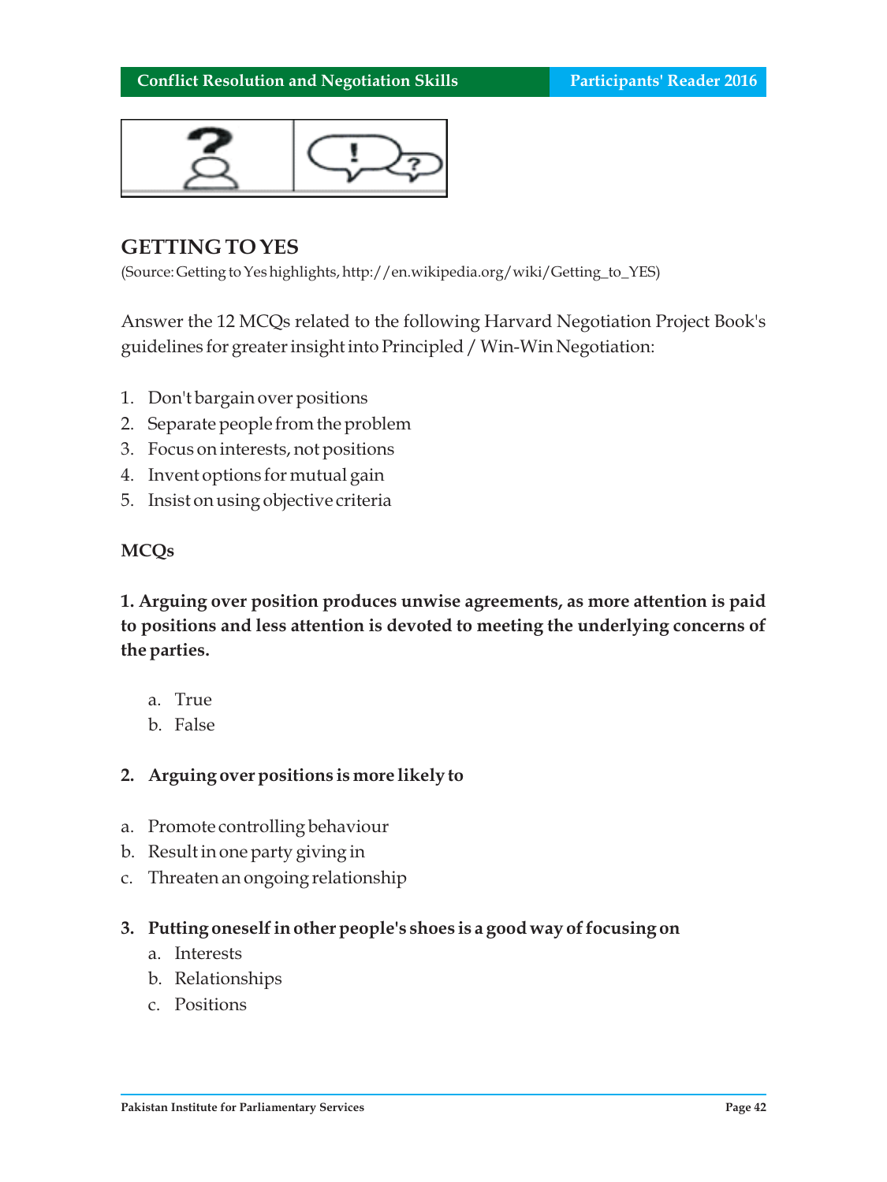## GETTING TO YES

(Source: Getting to Yes highlights, http://en.wikipedia.org/wiki/Getting_to_YES)

Answer the 12 MCQs related to the following Harvard Negotiation Project Book's guidelines for greater insight into Principled / Win-Win Negotiation:

1. Don't bargain over positions
2. Separate people from the problem
3. Focus on interests, not positions
4. Invent options for mutual gain
5. Insist on using objective criteria

### MCQs

**1. Arguing over position produces unwise agreements, as more attention is paid to positions and less attention is devoted to meeting the underlying concerns of the parties.**

a. True
b. False

**2. Arguing over positions is more likely to**

a. Promote controlling behaviour
b. Result in one party giving in
c. Threaten an ongoing relationship

**3. Putting oneself in other people's shoes is a good way of focusing on**

a. Interests
b. Relationships
c. Positions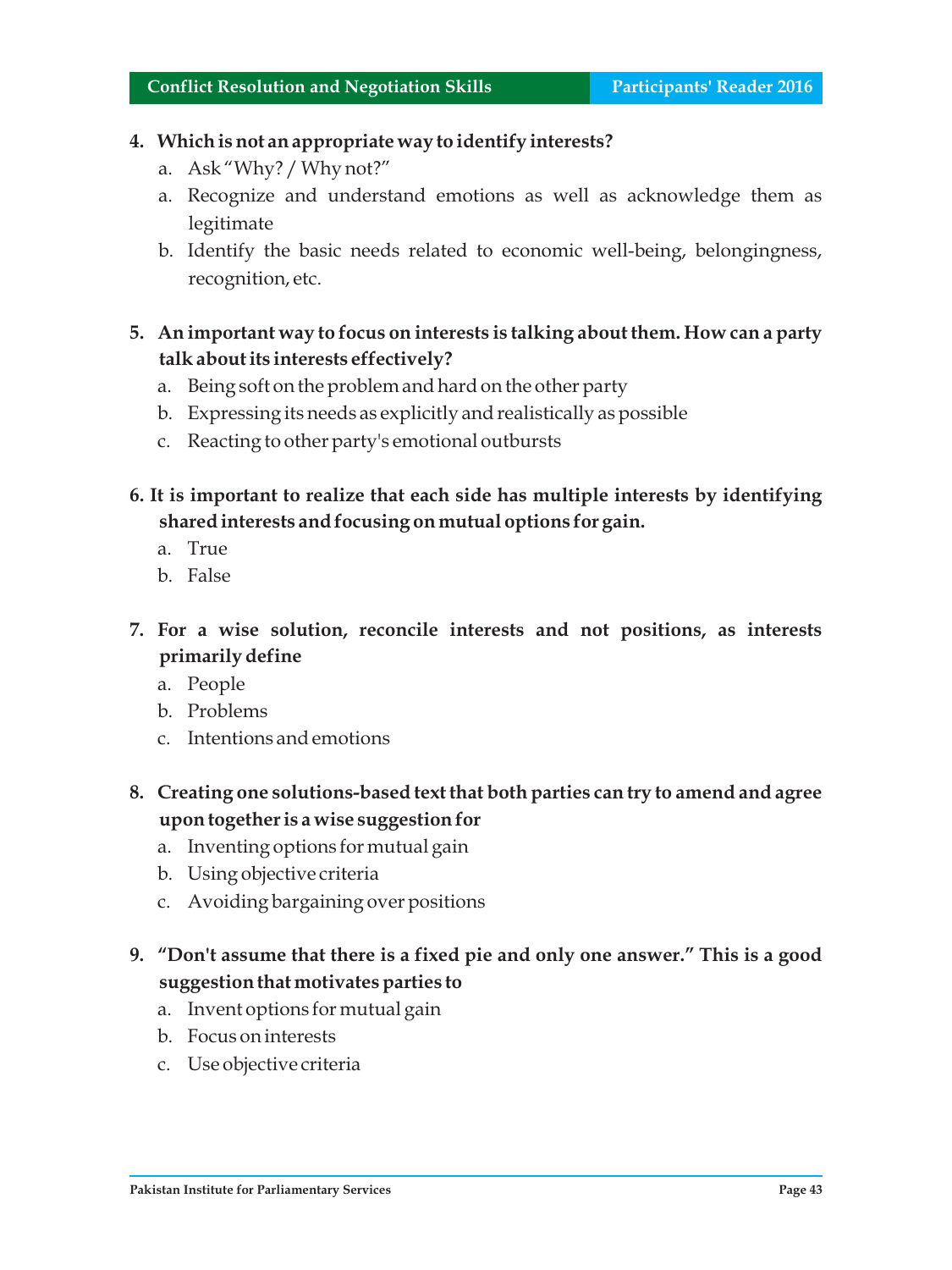4. **Which is not an appropriate way to identify interests?**
   a. Ask "Why? / Why not?"
   a. Recognize and understand emotions as well as acknowledge them as legitimate
   b. Identify the basic needs related to economic well-being, belongingness, recognition, etc.

5. **An important way to focus on interests is talking about them. How can a party talk about its interests effectively?**
   a. Being soft on the problem and hard on the other party
   b. Expressing its needs as explicitly and realistically as possible
   c. Reacting to other party's emotional outbursts

6. **It is important to realize that each side has multiple interests by identifying shared interests and focusing on mutual options for gain.**
   a. True
   b. False

7. **For a wise solution, reconcile interests and not positions, as interests primarily define**
   a. People
   b. Problems
   c. Intentions and emotions

8. **Creating one solutions-based text that both parties can try to amend and agree upon together is a wise suggestion for**
   a. Inventing options for mutual gain
   b. Using objective criteria
   c. Avoiding bargaining over positions

9. **"Don't assume that there is a fixed pie and only one answer." This is a good suggestion that motivates parties to**
   a. Invent options for mutual gain
   b. Focus on interests
   c. Use objective criteria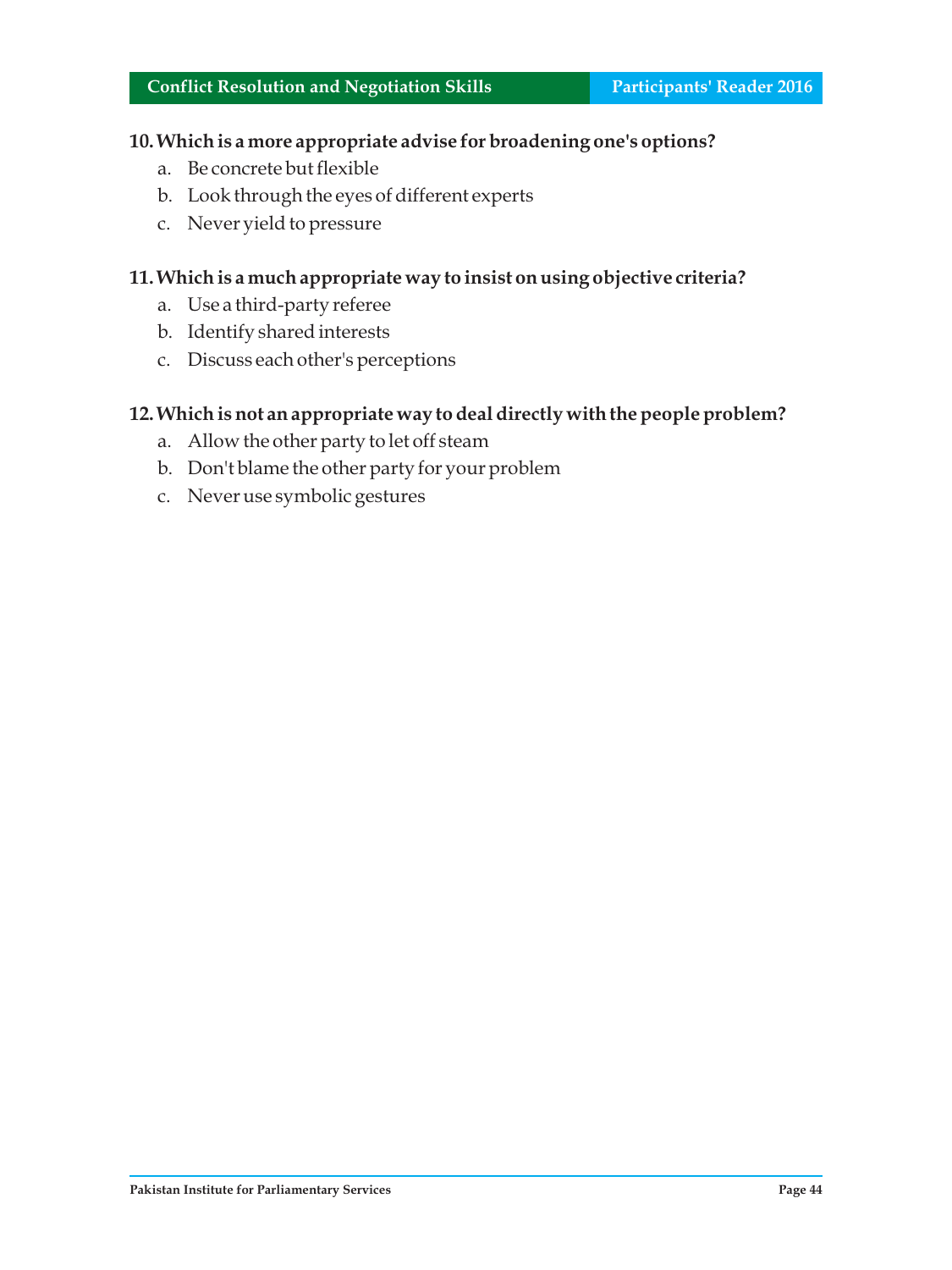**10. Which is a more appropriate advise for broadening one's options?**

a. Be concrete but flexible
b. Look through the eyes of different experts
c. Never yield to pressure

**11. Which is a much appropriate way to insist on using objective criteria?**

a. Use a third-party referee
b. Identify shared interests
c. Discuss each other's perceptions

**12. Which is not an appropriate way to deal directly with the people problem?**

a. Allow the other party to let off steam
b. Don't blame the other party for your problem
c. Never use symbolic gestures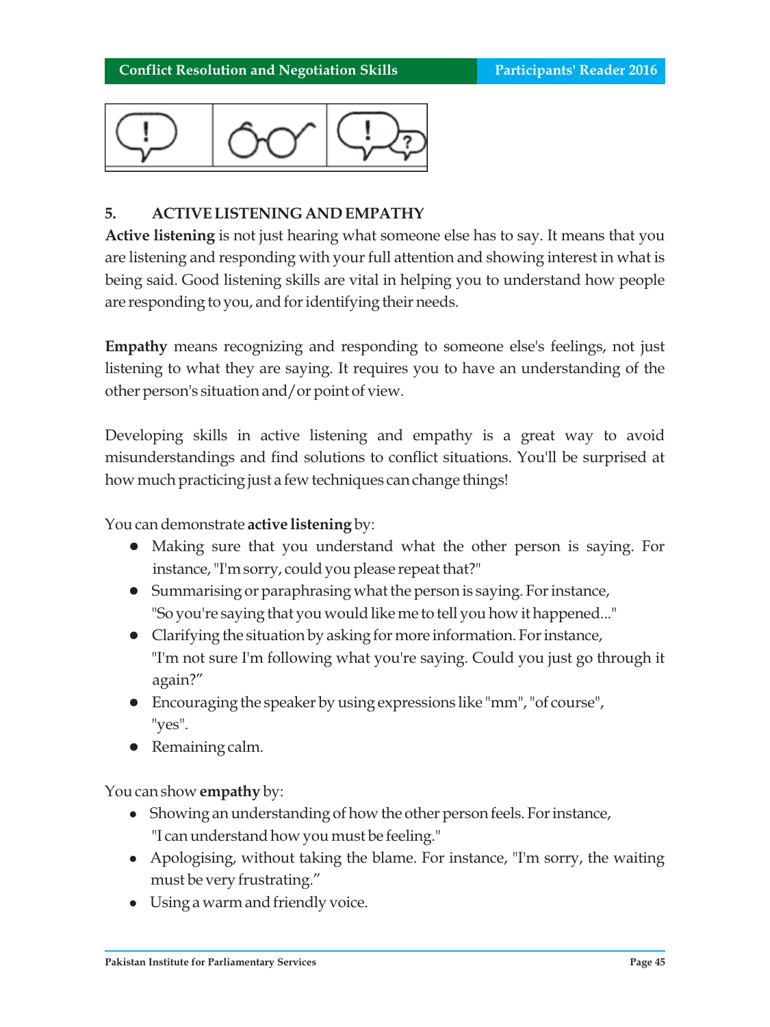## 5. ACTIVE LISTENING AND EMPATHY

**Active listening** is not just hearing what someone else has to say. It means that you are listening and responding with your full attention and showing interest in what is being said. Good listening skills are vital in helping you to understand how people are responding to you, and for identifying their needs.

**Empathy** means recognizing and responding to someone else's feelings, not just listening to what they are saying. It requires you to have an understanding of the other person's situation and/or point of view.

Developing skills in active listening and empathy is a great way to avoid misunderstandings and find solutions to conflict situations. You'll be surprised at how much practicing just a few techniques can change things!

You can demonstrate **active listening** by:

- Making sure that you understand what the other person is saying. For instance, "I'm sorry, could you please repeat that?"
- Summarising or paraphrasing what the person is saying. For instance, "So you're saying that you would like me to tell you how it happened..."
- Clarifying the situation by asking for more information. For instance, "I'm not sure I'm following what you're saying. Could you just go through it again?"
- Encouraging the speaker by using expressions like "mm", "of course", "yes".
- Remaining calm.

You can show **empathy** by:

- Showing an understanding of how the other person feels. For instance, "I can understand how you must be feeling."
- Apologising, without taking the blame. For instance, "I'm sorry, the waiting must be very frustrating."
- Using a warm and friendly voice.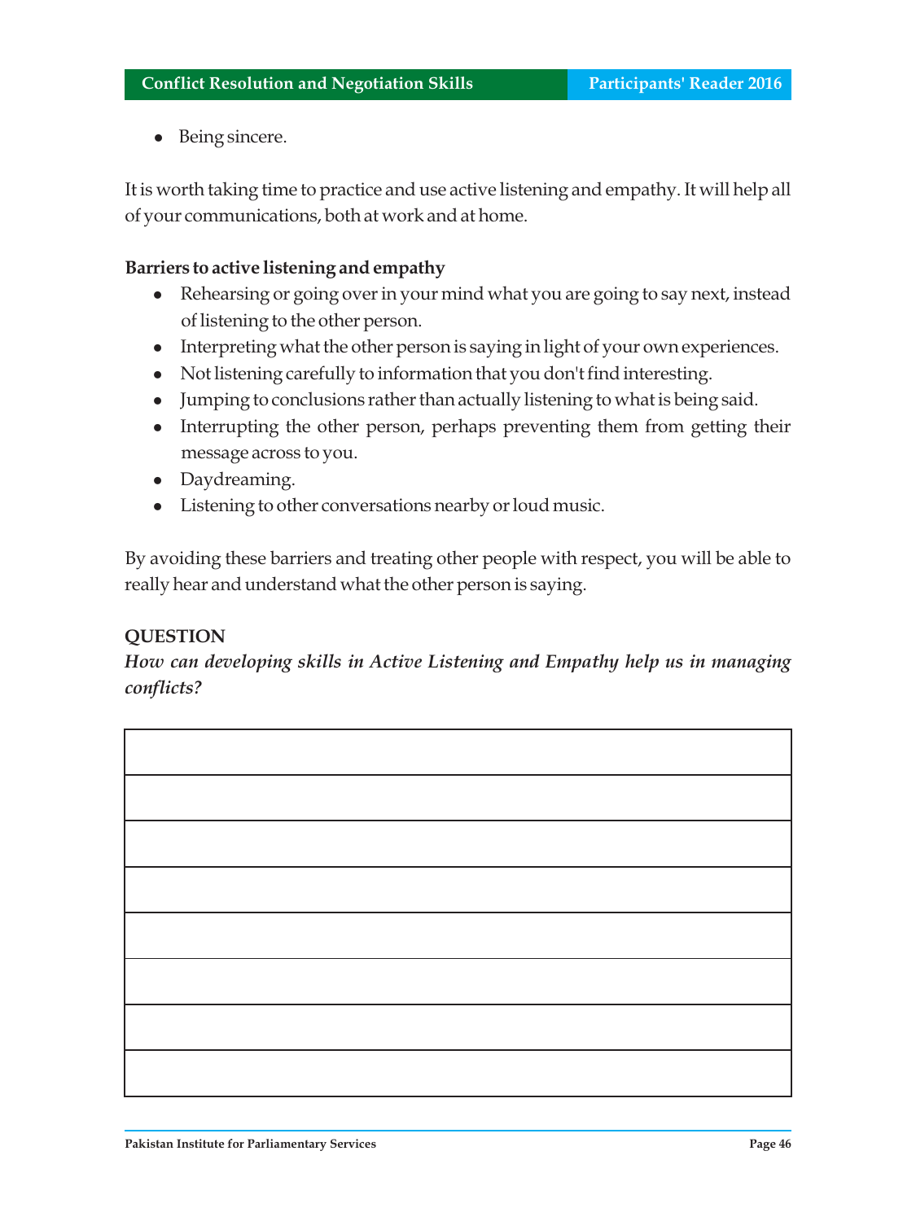- Being sincere.

It is worth taking time to practice and use active listening and empathy. It will help all of your communications, both at work and at home.

**Barriers to active listening and empathy**

- Rehearsing or going over in your mind what you are going to say next, instead of listening to the other person.
- Interpreting what the other person is saying in light of your own experiences.
- Not listening carefully to information that you don't find interesting.
- Jumping to conclusions rather than actually listening to what is being said.
- Interrupting the other person, perhaps preventing them from getting their message across to you.
- Daydreaming.
- Listening to other conversations nearby or loud music.

By avoiding these barriers and treating other people with respect, you will be able to really hear and understand what the other person is saying.

**QUESTION**

***How can developing skills in Active Listening and Empathy help us in managing conflicts?***

|  |
|---|
|  |
|  |
|  |
|  |
|  |
|  |
|  |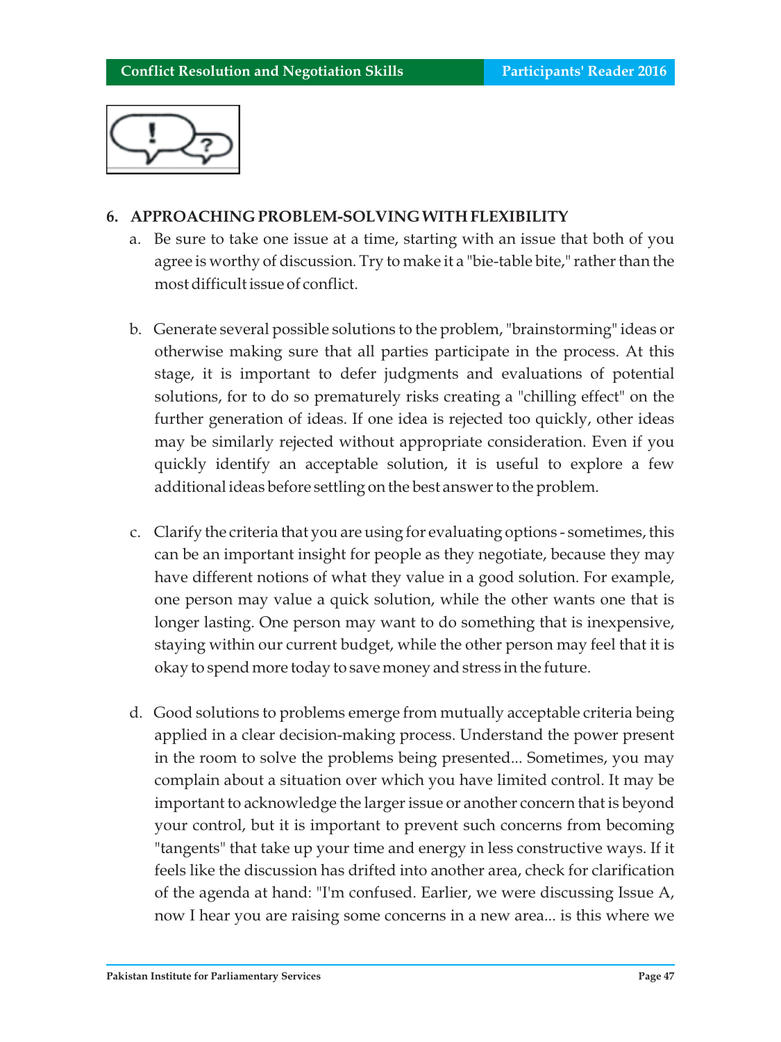## 6. APPROACHING PROBLEM-SOLVING WITH FLEXIBILITY

a. Be sure to take one issue at a time, starting with an issue that both of you agree is worthy of discussion. Try to make it a "bie-table bite," rather than the most difficult issue of conflict.

b. Generate several possible solutions to the problem, "brainstorming" ideas or otherwise making sure that all parties participate in the process. At this stage, it is important to defer judgments and evaluations of potential solutions, for to do so prematurely risks creating a "chilling effect" on the further generation of ideas. If one idea is rejected too quickly, other ideas may be similarly rejected without appropriate consideration. Even if you quickly identify an acceptable solution, it is useful to explore a few additional ideas before settling on the best answer to the problem.

c. Clarify the criteria that you are using for evaluating options - sometimes, this can be an important insight for people as they negotiate, because they may have different notions of what they value in a good solution. For example, one person may value a quick solution, while the other wants one that is longer lasting. One person may want to do something that is inexpensive, staying within our current budget, while the other person may feel that it is okay to spend more today to save money and stress in the future.

d. Good solutions to problems emerge from mutually acceptable criteria being applied in a clear decision-making process. Understand the power present in the room to solve the problems being presented... Sometimes, you may complain about a situation over which you have limited control. It may be important to acknowledge the larger issue or another concern that is beyond your control, but it is important to prevent such concerns from becoming "tangents" that take up your time and energy in less constructive ways. If it feels like the discussion has drifted into another area, check for clarification of the agenda at hand: "I'm confused. Earlier, we were discussing Issue A, now I hear you are raising some concerns in a new area... is this where we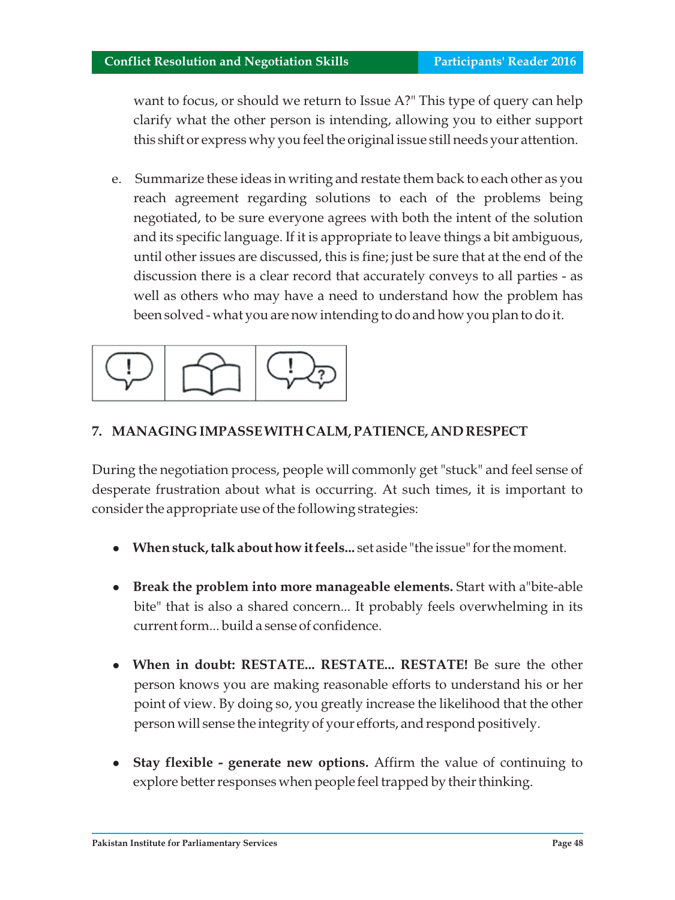want to focus, or should we return to Issue A?" This type of query can help clarify what the other person is intending, allowing you to either support this shift or express why you feel the original issue still needs your attention.

e. Summarize these ideas in writing and restate them back to each other as you reach agreement regarding solutions to each of the problems being negotiated, to be sure everyone agrees with both the intent of the solution and its specific language. If it is appropriate to leave things a bit ambiguous, until other issues are discussed, this is fine; just be sure that at the end of the discussion there is a clear record that accurately conveys to all parties - as well as others who may have a need to understand how the problem has been solved - what you are now intending to do and how you plan to do it.

## 7. MANAGING IMPASSE WITH CALM, PATIENCE, AND RESPECT

During the negotiation process, people will commonly get "stuck" and feel sense of desperate frustration about what is occurring. At such times, it is important to consider the appropriate use of the following strategies:

- **When stuck, talk about how it feels...** set aside "the issue" for the moment.

- **Break the problem into more manageable elements.** Start with a"bite-able bite" that is also a shared concern... It probably feels overwhelming in its current form... build a sense of confidence.

- **When in doubt: RESTATE... RESTATE... RESTATE!** Be sure the other person knows you are making reasonable efforts to understand his or her point of view. By doing so, you greatly increase the likelihood that the other person will sense the integrity of your efforts, and respond positively.

- **Stay flexible - generate new options.** Affirm the value of continuing to explore better responses when people feel trapped by their thinking.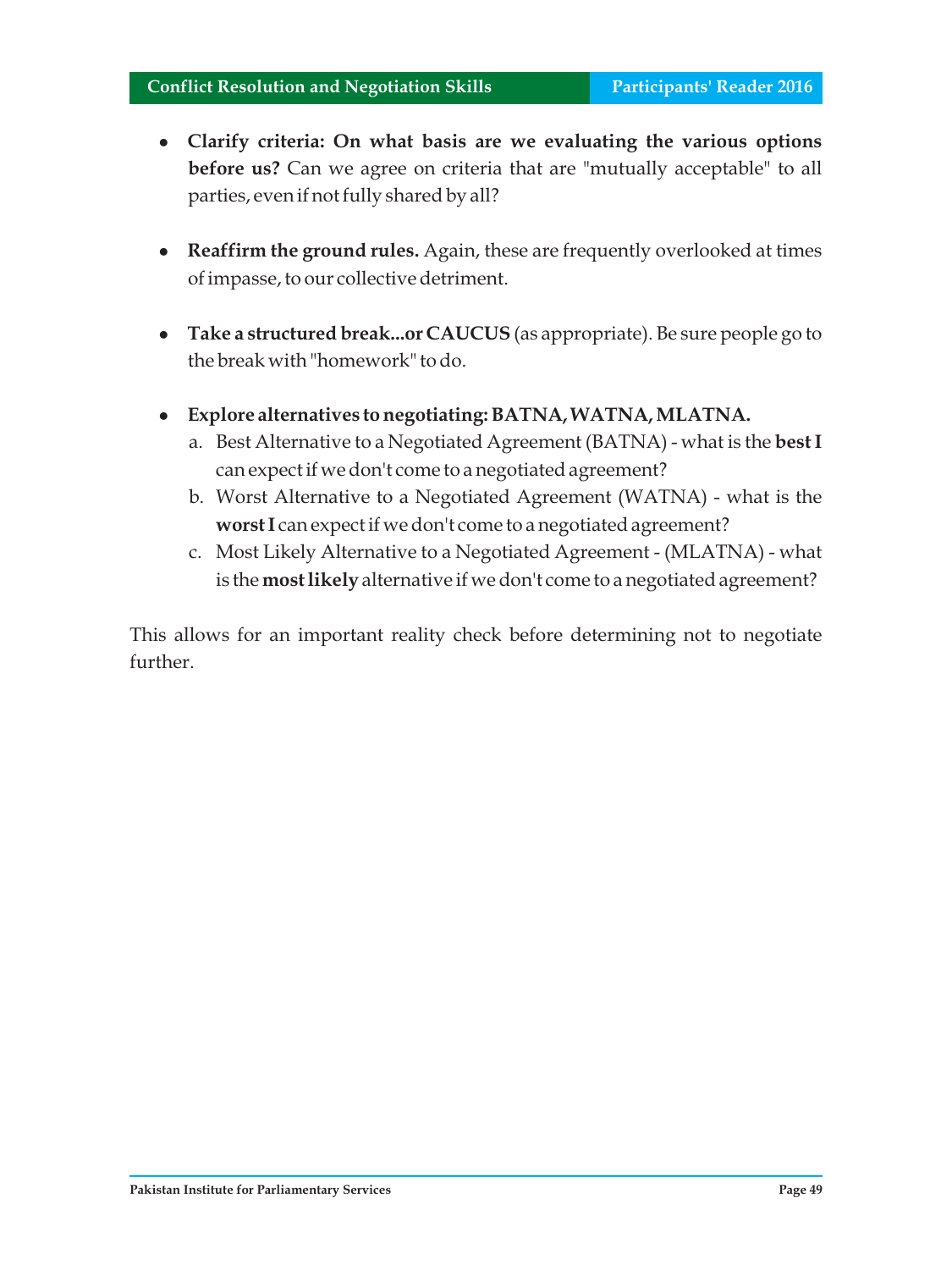- **Clarify criteria: On what basis are we evaluating the various options before us?** Can we agree on criteria that are "mutually acceptable" to all parties, even if not fully shared by all?

- **Reaffirm the ground rules.** Again, these are frequently overlooked at times of impasse, to our collective detriment.

- **Take a structured break...or CAUCUS** (as appropriate). Be sure people go to the break with "homework" to do.

- **Explore alternatives to negotiating: BATNA, WATNA, MLATNA.**
  a. Best Alternative to a Negotiated Agreement (BATNA) - what is the **best I** can expect if we don't come to a negotiated agreement?
  b. Worst Alternative to a Negotiated Agreement (WATNA) - what is the **worst I** can expect if we don't come to a negotiated agreement?
  c. Most Likely Alternative to a Negotiated Agreement - (MLATNA) - what is the **most likely** alternative if we don't come to a negotiated agreement?

This allows for an important reality check before determining not to negotiate further.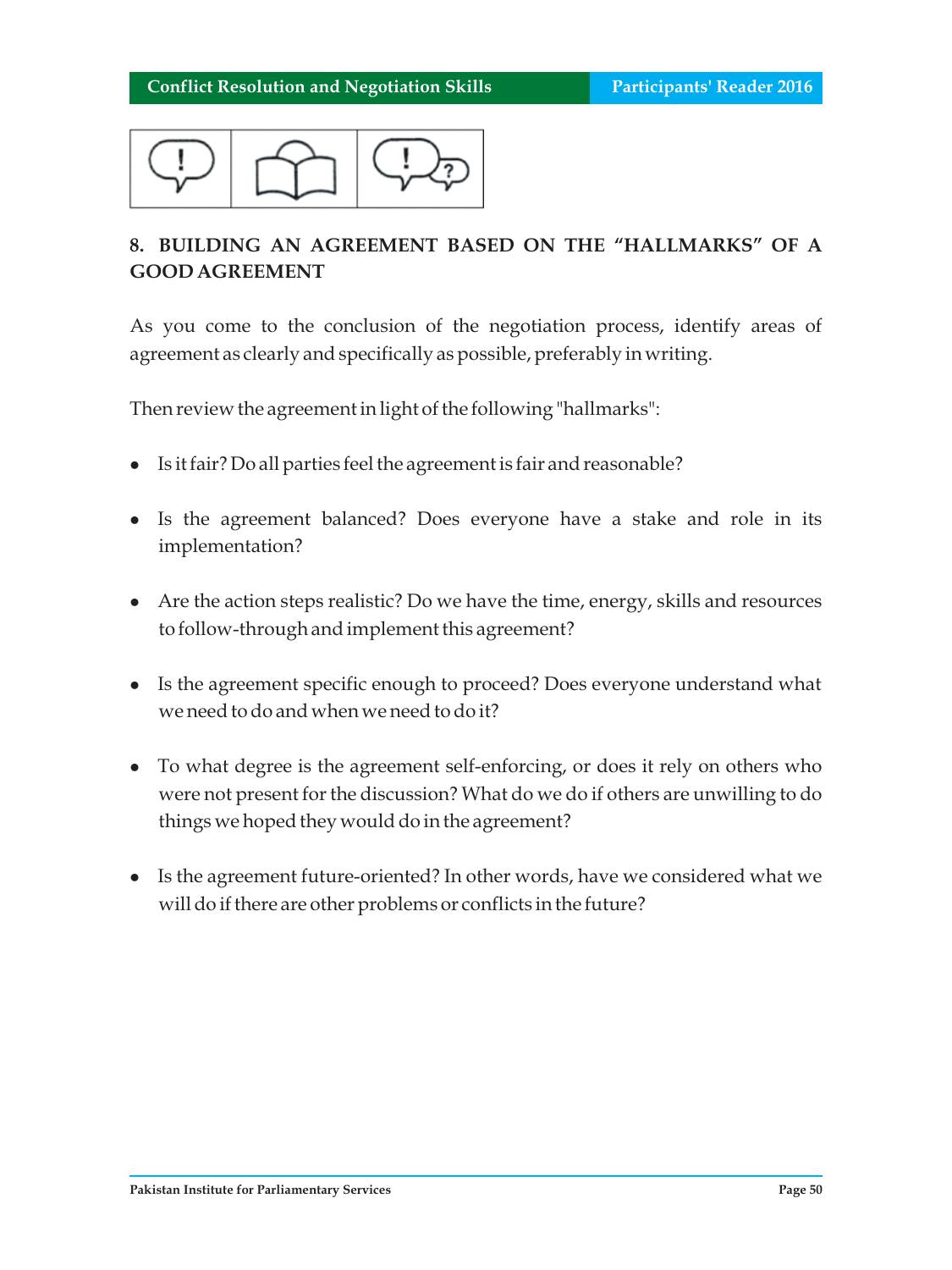## 8. BUILDING AN AGREEMENT BASED ON THE "HALLMARKS" OF A GOOD AGREEMENT

As you come to the conclusion of the negotiation process, identify areas of agreement as clearly and specifically as possible, preferably in writing.

Then review the agreement in light of the following "hallmarks":

- Is it fair? Do all parties feel the agreement is fair and reasonable?
- Is the agreement balanced? Does everyone have a stake and role in its implementation?
- Are the action steps realistic? Do we have the time, energy, skills and resources to follow-through and implement this agreement?
- Is the agreement specific enough to proceed? Does everyone understand what we need to do and when we need to do it?
- To what degree is the agreement self-enforcing, or does it rely on others who were not present for the discussion? What do we do if others are unwilling to do things we hoped they would do in the agreement?
- Is the agreement future-oriented? In other words, have we considered what we will do if there are other problems or conflicts in the future?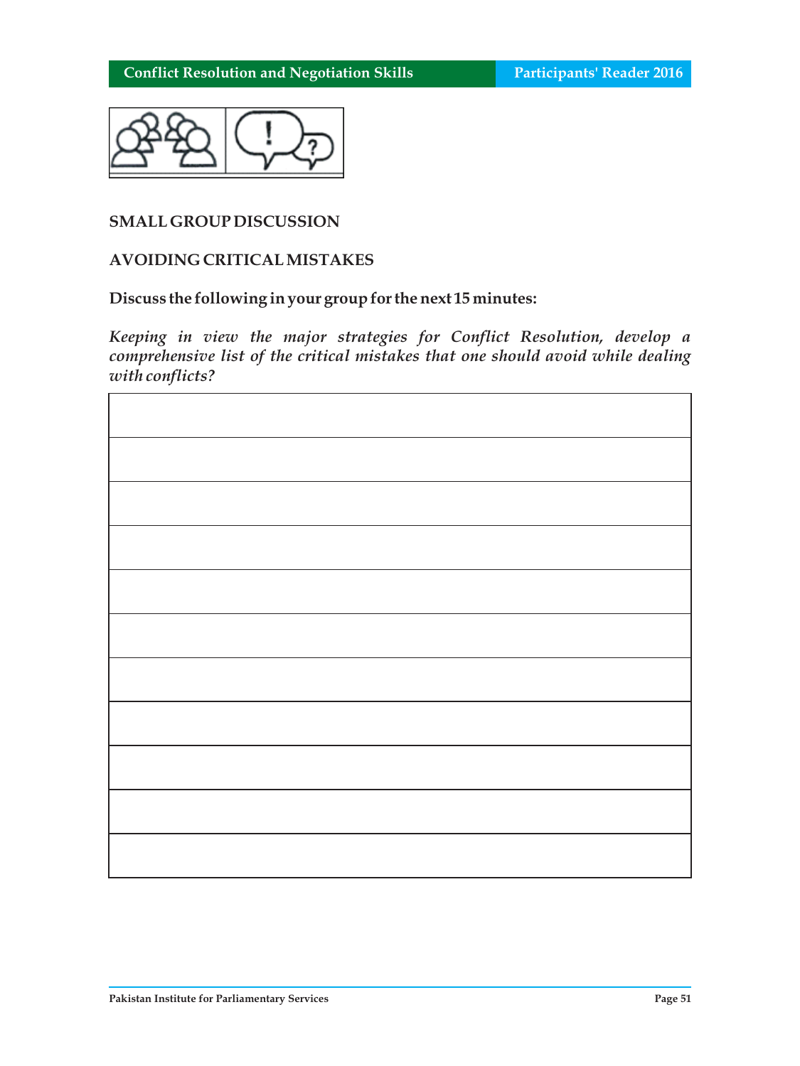## SMALL GROUP DISCUSSION

## AVOIDING CRITICAL MISTAKES

**Discuss the following in your group for the next 15 minutes:**

***Keeping in view the major strategies for Conflict Resolution, develop a comprehensive list of the critical mistakes that one should avoid while dealing with conflicts?***

| |
|---|
| |
| |
| |
| |
| |
| |
| |
| |
| |
| |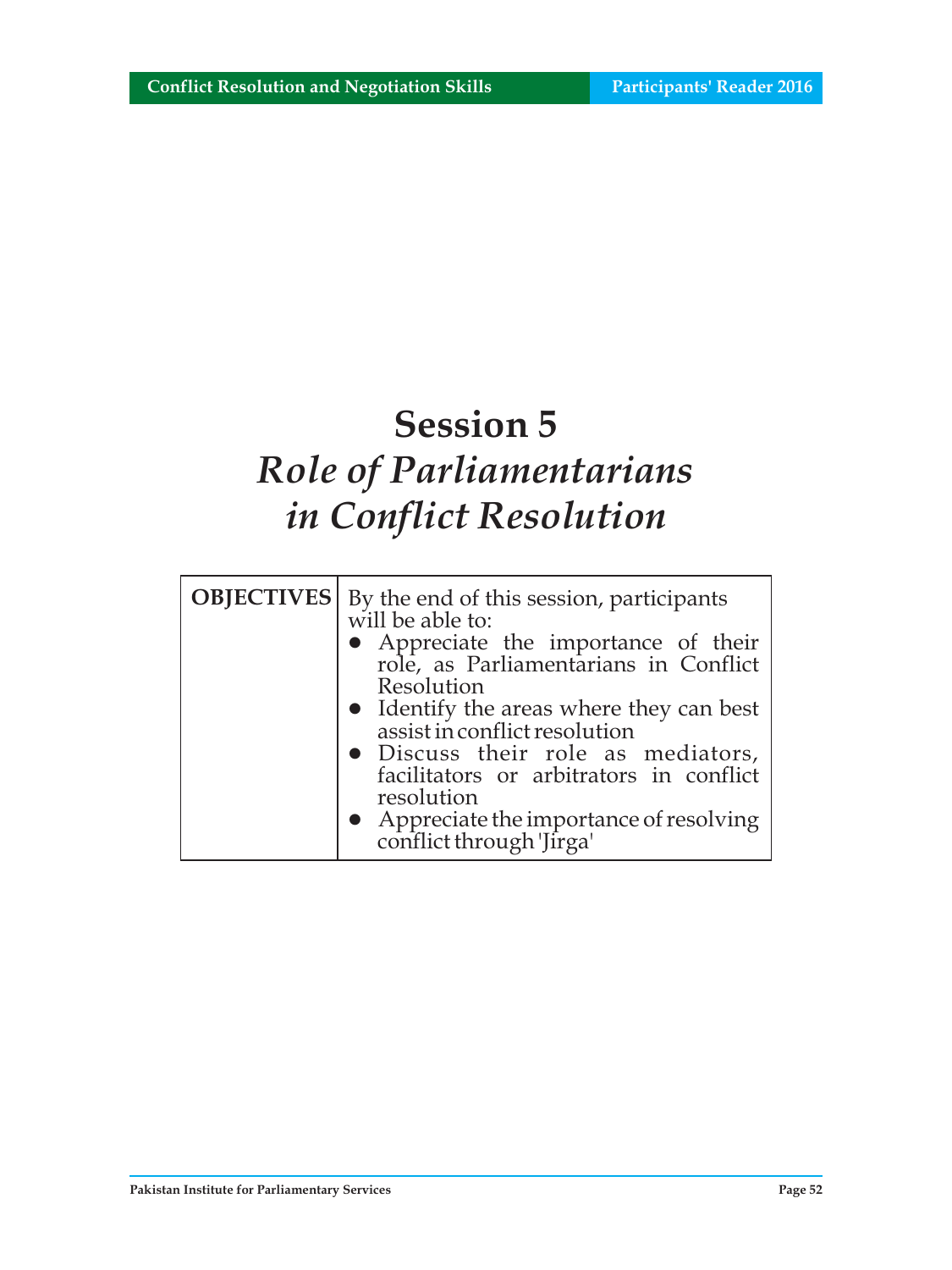# Session 5

## *Role of Parliamentarians in Conflict Resolution*

| **OBJECTIVES** | By the end of this session, participants will be able to:<br>• Appreciate the importance of their role, as Parliamentarians in Conflict Resolution<br>• Identify the areas where they can best assist in conflict resolution<br>• Discuss their role as mediators, facilitators or arbitrators in conflict resolution<br>• Appreciate the importance of resolving conflict through 'Jirga' |
|---|---|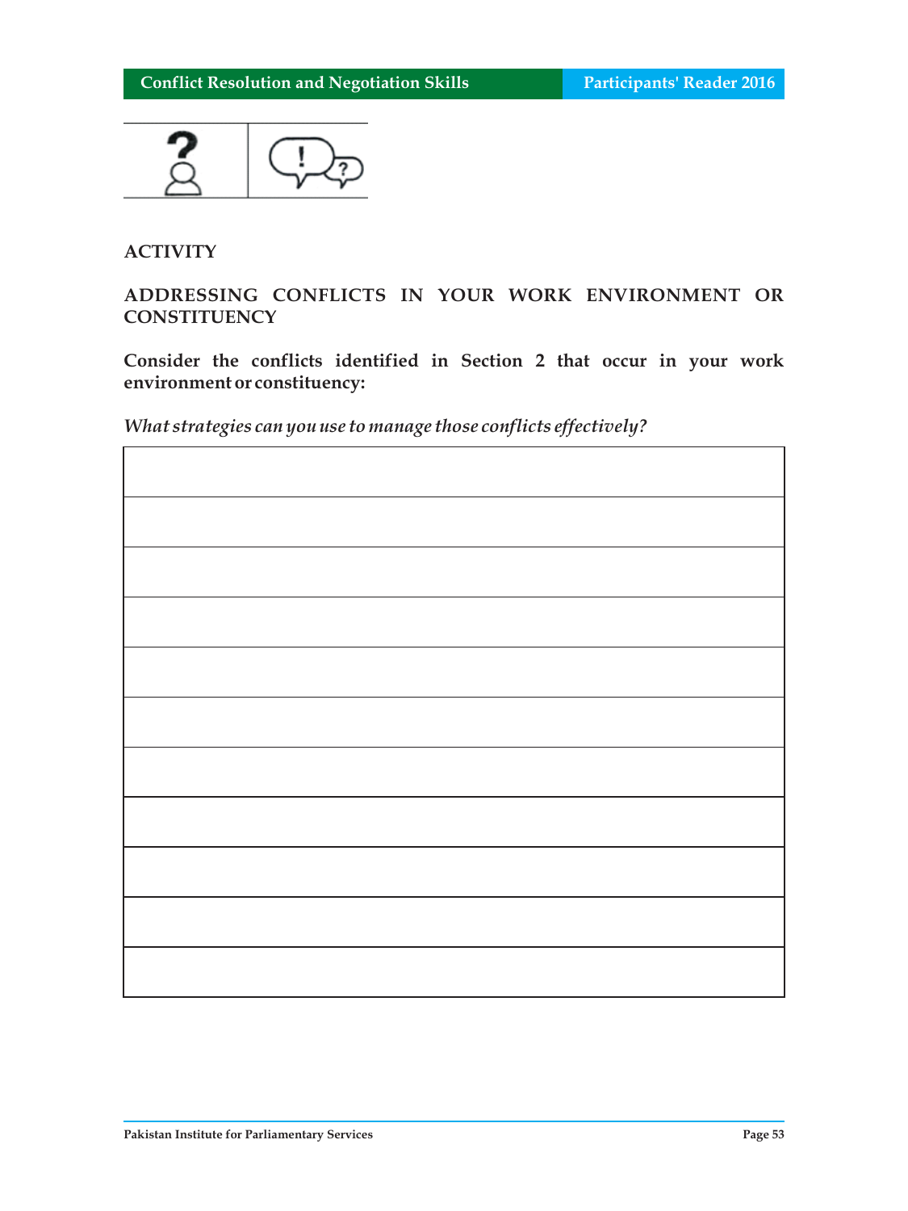**ACTIVITY**

**ADDRESSING CONFLICTS IN YOUR WORK ENVIRONMENT OR CONSTITUENCY**

**Consider the conflicts identified in Section 2 that occur in your work environment or constituency:**

*What strategies can you use to manage those conflicts effectively?*

| |
|---|
| |
| |
| |
| |
| |
| |
| |
| |
| |
| |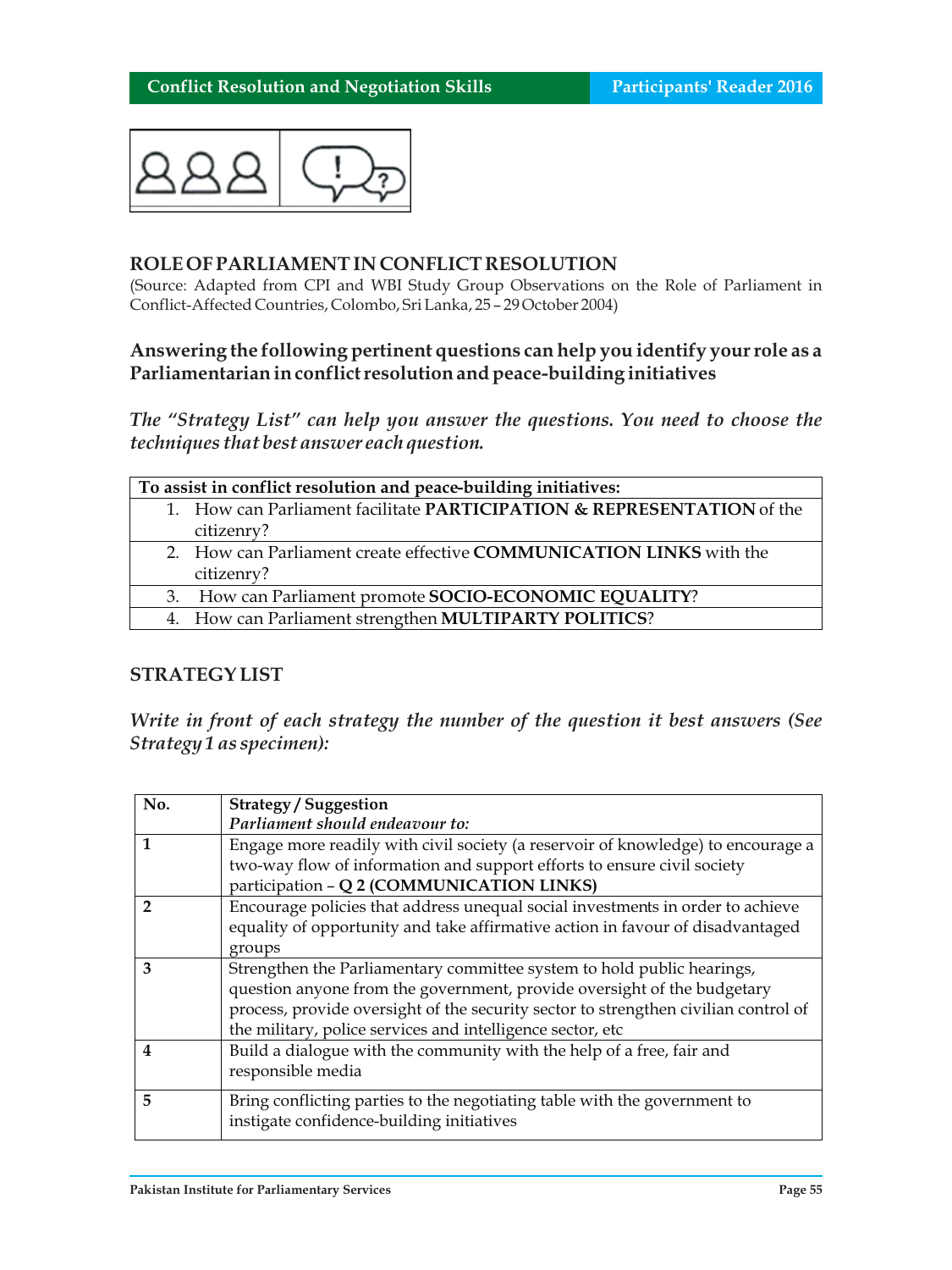## ROLE OF PARLIAMENT IN CONFLICT RESOLUTION

(Source: Adapted from CPI and WBI Study Group Observations on the Role of Parliament in Conflict-Affected Countries, Colombo, Sri Lanka, 25 – 29 October 2004)

### Answering the following pertinent questions can help you identify your role as a Parliamentarian in conflict resolution and peace-building initiatives

*The "Strategy List" can help you answer the questions. You need to choose the techniques that best answer each question.*

| To assist in conflict resolution and peace-building initiatives: |
|---|
| 1. How can Parliament facilitate **PARTICIPATION & REPRESENTATION** of the citizenry? |
| 2. How can Parliament create effective **COMMUNICATION LINKS** with the citizenry? |
| 3. How can Parliament promote **SOCIO-ECONOMIC EQUALITY**? |
| 4. How can Parliament strengthen **MULTIPARTY POLITICS**? |

### STRATEGY LIST

*Write in front of each strategy the number of the question it best answers (See Strategy 1 as specimen):*

| No. | Strategy / Suggestion<br>*Parliament should endeavour to:* |
|---|---|
| **1** | Engage more readily with civil society (a reservoir of knowledge) to encourage a two-way flow of information and support efforts to ensure civil society participation – **Q 2 (COMMUNICATION LINKS)** |
| **2** | Encourage policies that address unequal social investments in order to achieve equality of opportunity and take affirmative action in favour of disadvantaged groups |
| **3** | Strengthen the Parliamentary committee system to hold public hearings, question anyone from the government, provide oversight of the budgetary process, provide oversight of the security sector to strengthen civilian control of the military, police services and intelligence sector, etc |
| **4** | Build a dialogue with the community with the help of a free, fair and responsible media |
| **5** | Bring conflicting parties to the negotiating table with the government to instigate confidence-building initiatives |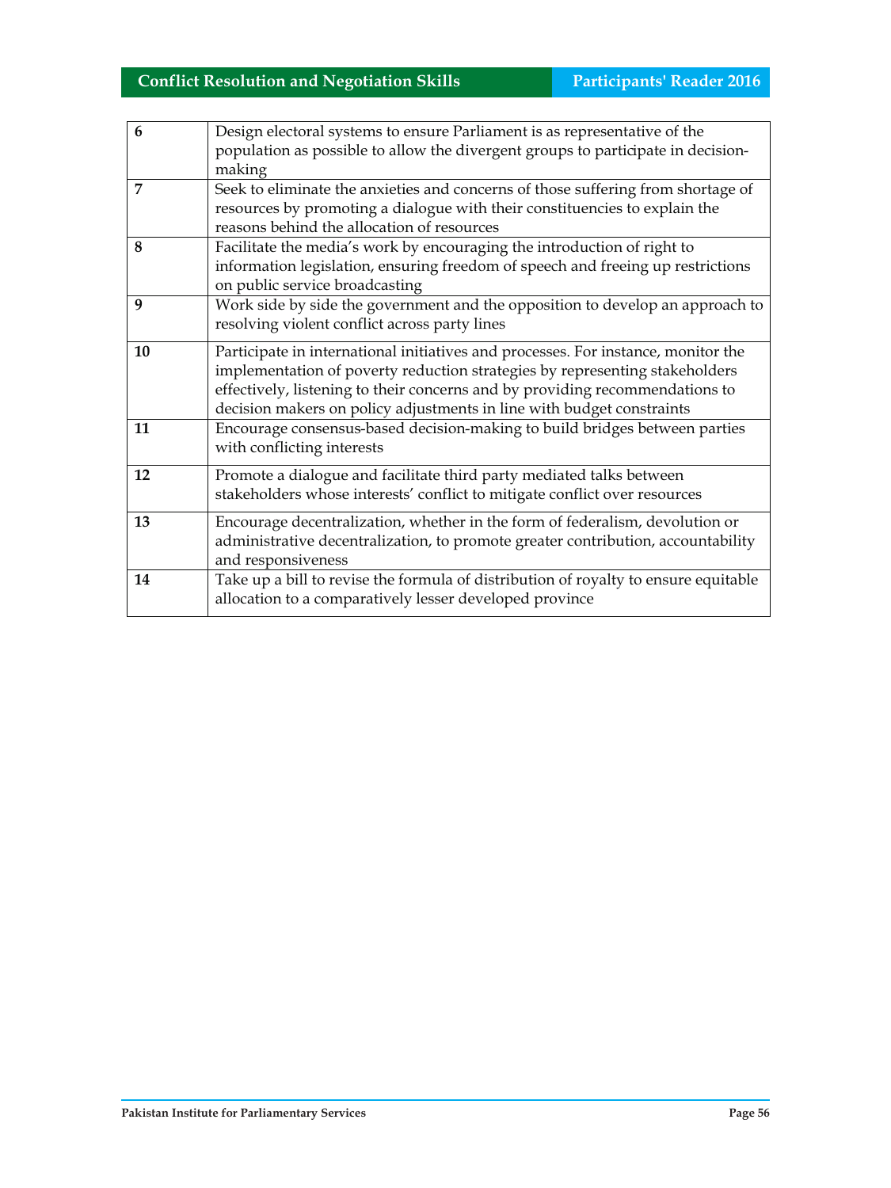| | |
|---|---|
| **6** | Design electoral systems to ensure Parliament is as representative of the population as possible to allow the divergent groups to participate in decision-making |
| **7** | Seek to eliminate the anxieties and concerns of those suffering from shortage of resources by promoting a dialogue with their constituencies to explain the reasons behind the allocation of resources |
| **8** | Facilitate the media's work by encouraging the introduction of right to information legislation, ensuring freedom of speech and freeing up restrictions on public service broadcasting |
| **9** | Work side by side the government and the opposition to develop an approach to resolving violent conflict across party lines |
| **10** | Participate in international initiatives and processes. For instance, monitor the implementation of poverty reduction strategies by representing stakeholders effectively, listening to their concerns and by providing recommendations to decision makers on policy adjustments in line with budget constraints |
| **11** | Encourage consensus-based decision-making to build bridges between parties with conflicting interests |
| **12** | Promote a dialogue and facilitate third party mediated talks between stakeholders whose interests' conflict to mitigate conflict over resources |
| **13** | Encourage decentralization, whether in the form of federalism, devolution or administrative decentralization, to promote greater contribution, accountability and responsiveness |
| **14** | Take up a bill to revise the formula of distribution of royalty to ensure equitable allocation to a comparatively lesser developed province |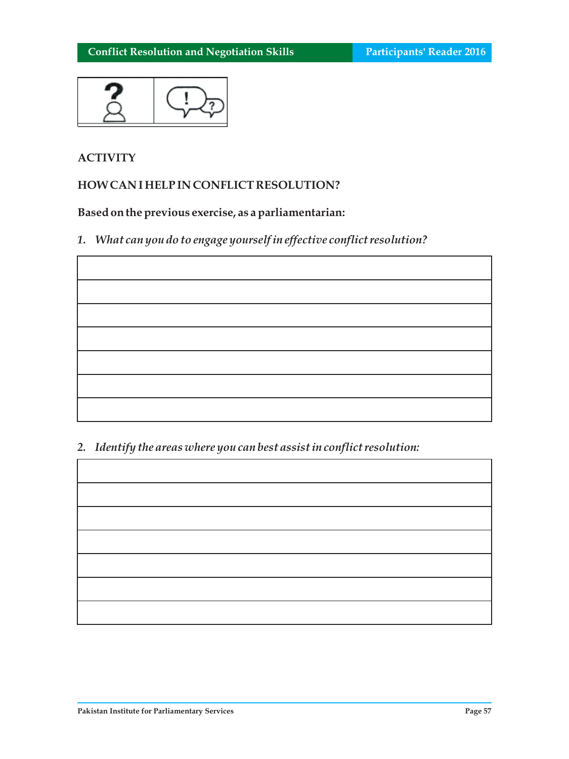**ACTIVITY**

**HOW CAN I HELP IN CONFLICT RESOLUTION?**

**Based on the previous exercise, as a parliamentarian:**

1. *What can you do to engage yourself in effective conflict resolution?*

| |
|---|
| |
| |
| |
| |
| |
| |

2. *Identify the areas where you can best assist in conflict resolution:*

| |
|---|
| |
| |
| |
| |
| |
| |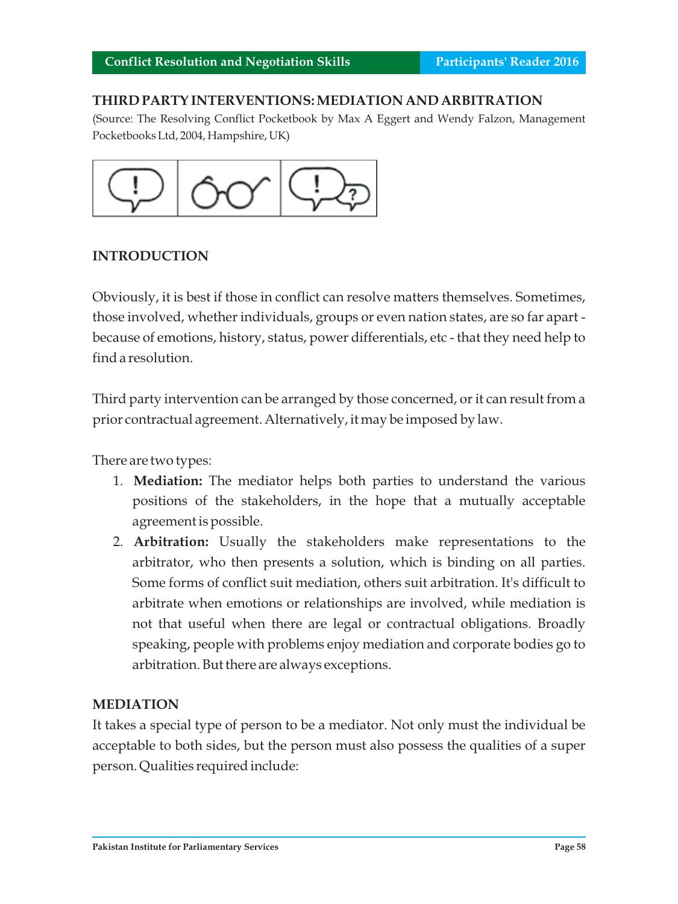## THIRD PARTY INTERVENTIONS: MEDIATION AND ARBITRATION

(Source: The Resolving Conflict Pocketbook by Max A Eggert and Wendy Falzon, Management Pocketbooks Ltd, 2004, Hampshire, UK)

### INTRODUCTION

Obviously, it is best if those in conflict can resolve matters themselves. Sometimes, those involved, whether individuals, groups or even nation states, are so far apart - because of emotions, history, status, power differentials, etc - that they need help to find a resolution.

Third party intervention can be arranged by those concerned, or it can result from a prior contractual agreement. Alternatively, it may be imposed by law.

There are two types:

1. **Mediation:** The mediator helps both parties to understand the various positions of the stakeholders, in the hope that a mutually acceptable agreement is possible.
2. **Arbitration:** Usually the stakeholders make representations to the arbitrator, who then presents a solution, which is binding on all parties. Some forms of conflict suit mediation, others suit arbitration. It's difficult to arbitrate when emotions or relationships are involved, while mediation is not that useful when there are legal or contractual obligations. Broadly speaking, people with problems enjoy mediation and corporate bodies go to arbitration. But there are always exceptions.

### MEDIATION

It takes a special type of person to be a mediator. Not only must the individual be acceptable to both sides, but the person must also possess the qualities of a super person. Qualities required include: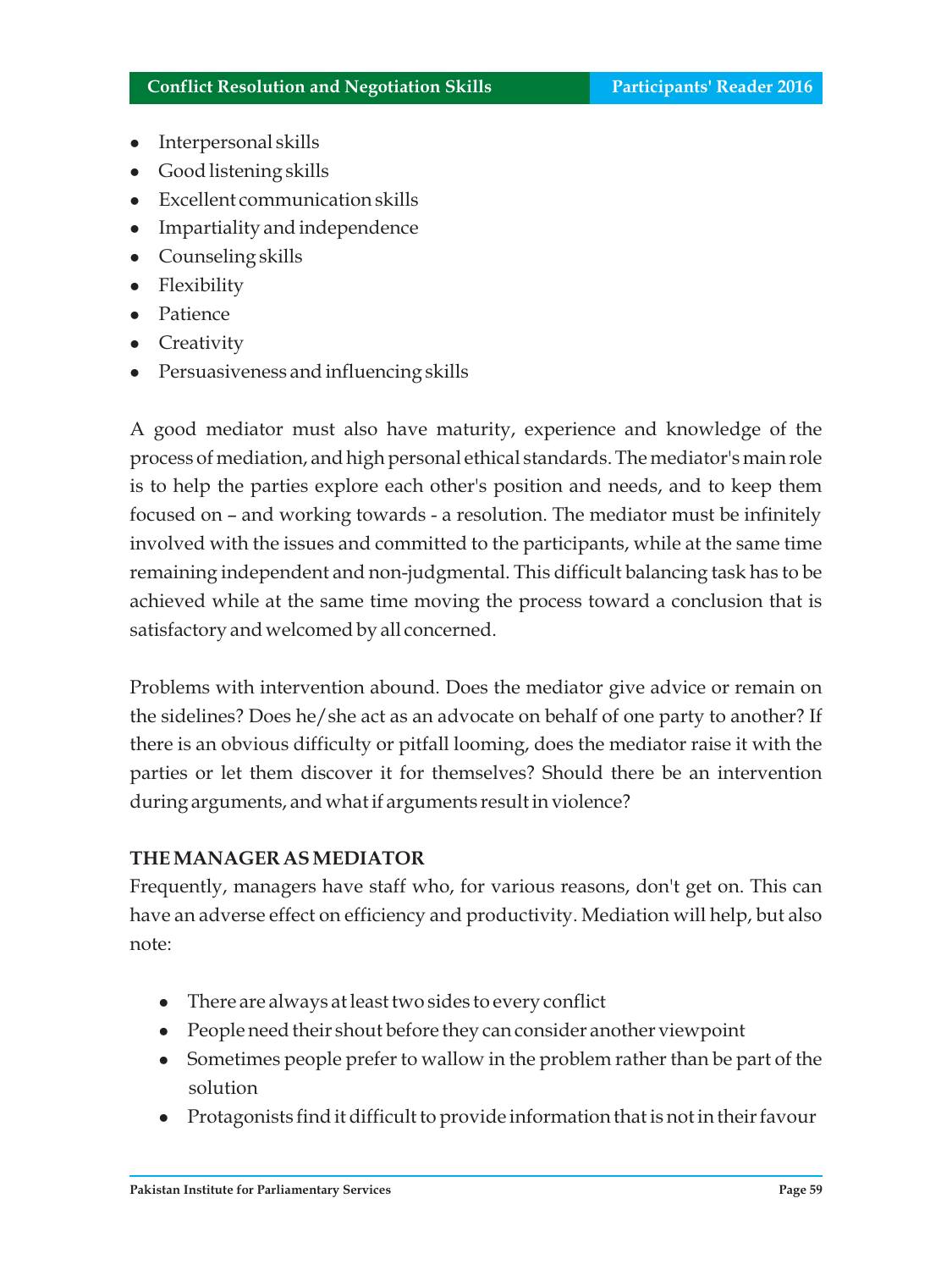- Interpersonal skills
- Good listening skills
- Excellent communication skills
- Impartiality and independence
- Counseling skills
- Flexibility
- Patience
- Creativity
- Persuasiveness and influencing skills

A good mediator must also have maturity, experience and knowledge of the process of mediation, and high personal ethical standards. The mediator's main role is to help the parties explore each other's position and needs, and to keep them focused on – and working towards - a resolution. The mediator must be infinitely involved with the issues and committed to the participants, while at the same time remaining independent and non-judgmental. This difficult balancing task has to be achieved while at the same time moving the process toward a conclusion that is satisfactory and welcomed by all concerned.

Problems with intervention abound. Does the mediator give advice or remain on the sidelines? Does he/she act as an advocate on behalf of one party to another? If there is an obvious difficulty or pitfall looming, does the mediator raise it with the parties or let them discover it for themselves? Should there be an intervention during arguments, and what if arguments result in violence?

**THE MANAGER AS MEDIATOR**

Frequently, managers have staff who, for various reasons, don't get on. This can have an adverse effect on efficiency and productivity. Mediation will help, but also note:

- There are always at least two sides to every conflict
- People need their shout before they can consider another viewpoint
- Sometimes people prefer to wallow in the problem rather than be part of the solution
- Protagonists find it difficult to provide information that is not in their favour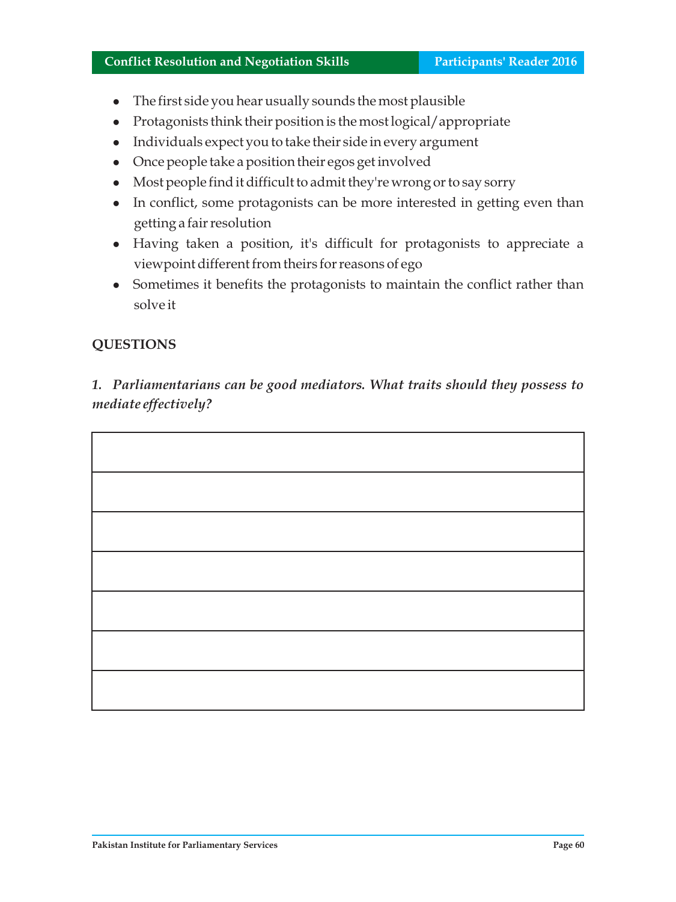- The first side you hear usually sounds the most plausible
- Protagonists think their position is the most logical/appropriate
- Individuals expect you to take their side in every argument
- Once people take a position their egos get involved
- Most people find it difficult to admit they're wrong or to say sorry
- In conflict, some protagonists can be more interested in getting even than getting a fair resolution
- Having taken a position, it's difficult for protagonists to appreciate a viewpoint different from theirs for reasons of ego
- Sometimes it benefits the protagonists to maintain the conflict rather than solve it

## QUESTIONS

***1. Parliamentarians can be good mediators. What traits should they possess to mediate effectively?***

| |
|---|
| |
| |
| |
| |
| |
| |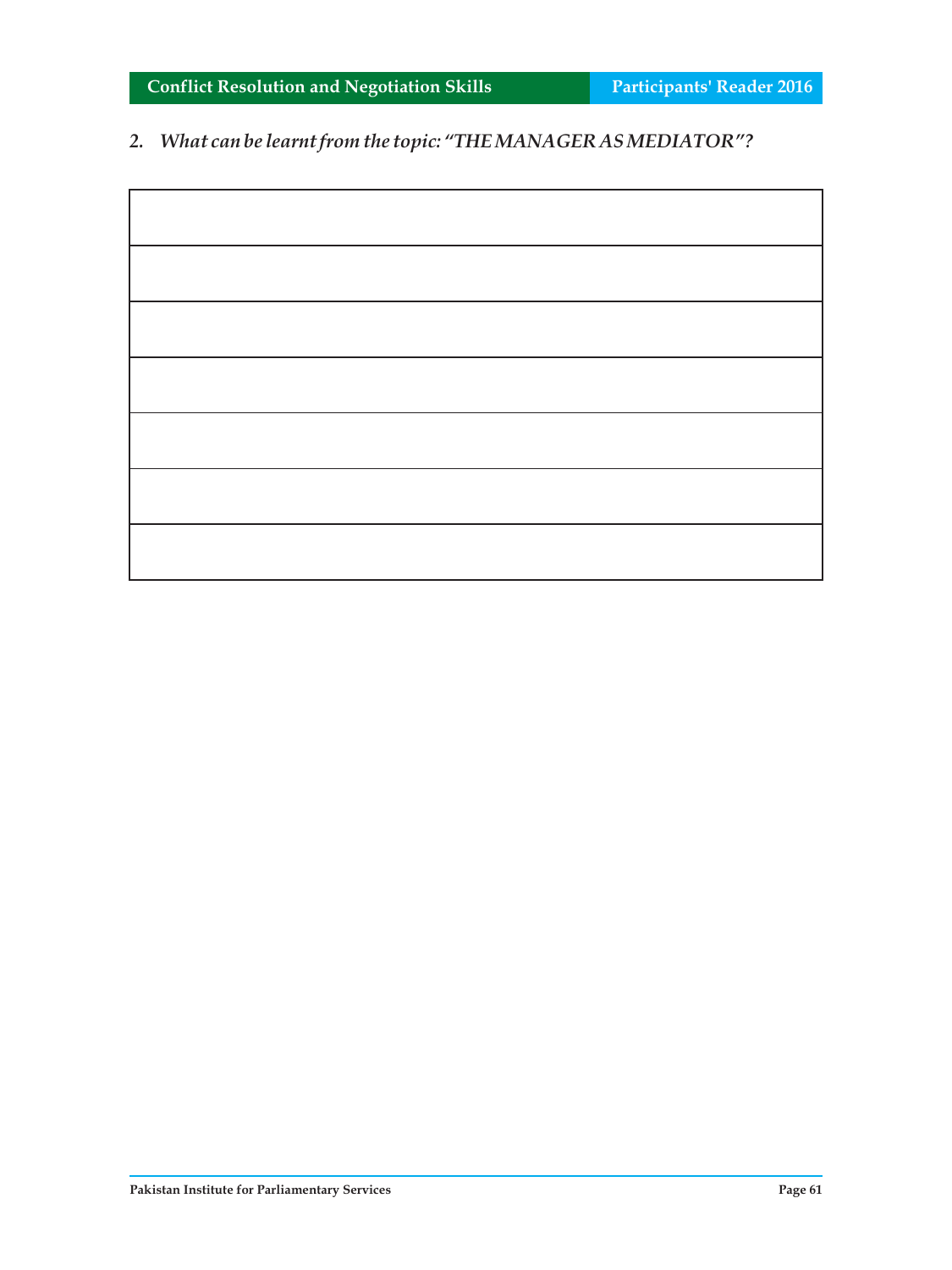*2. What can be learnt from the topic: "THE MANAGER AS MEDIATOR"?*

| |
|---|
| |
| |
| |
| |
| |
| |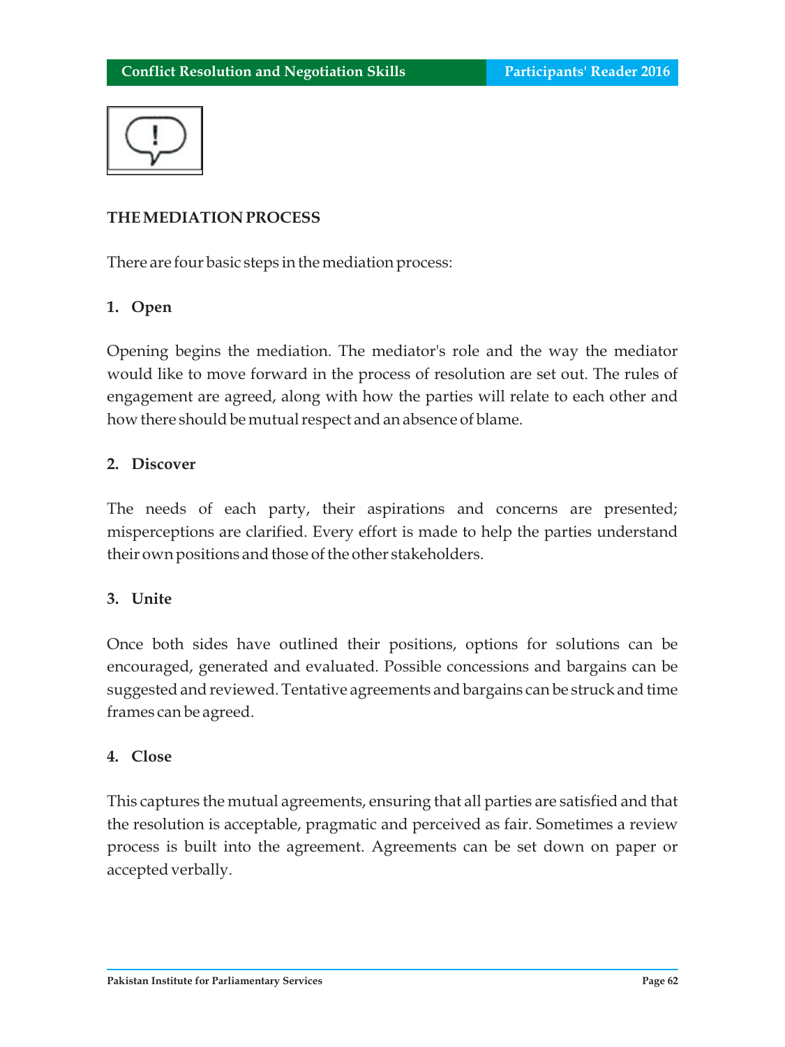## THE MEDIATION PROCESS

There are four basic steps in the mediation process:

### 1. Open

Opening begins the mediation. The mediator's role and the way the mediator would like to move forward in the process of resolution are set out. The rules of engagement are agreed, along with how the parties will relate to each other and how there should be mutual respect and an absence of blame.

### 2. Discover

The needs of each party, their aspirations and concerns are presented; misperceptions are clarified. Every effort is made to help the parties understand their own positions and those of the other stakeholders.

### 3. Unite

Once both sides have outlined their positions, options for solutions can be encouraged, generated and evaluated. Possible concessions and bargains can be suggested and reviewed. Tentative agreements and bargains can be struck and time frames can be agreed.

### 4. Close

This captures the mutual agreements, ensuring that all parties are satisfied and that the resolution is acceptable, pragmatic and perceived as fair. Sometimes a review process is built into the agreement. Agreements can be set down on paper or accepted verbally.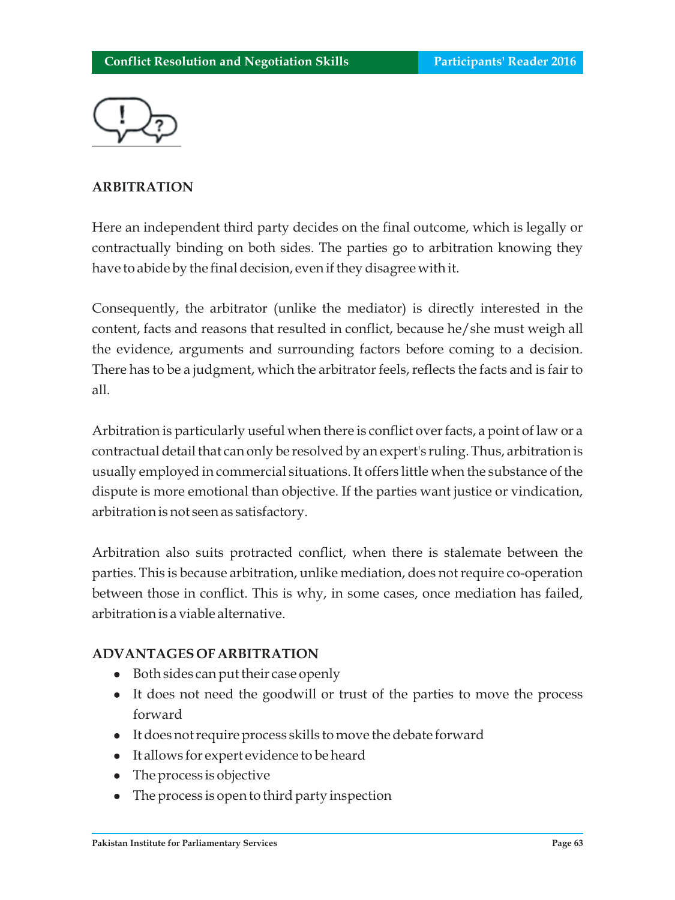## ARBITRATION

Here an independent third party decides on the final outcome, which is legally or contractually binding on both sides. The parties go to arbitration knowing they have to abide by the final decision, even if they disagree with it.

Consequently, the arbitrator (unlike the mediator) is directly interested in the content, facts and reasons that resulted in conflict, because he/she must weigh all the evidence, arguments and surrounding factors before coming to a decision. There has to be a judgment, which the arbitrator feels, reflects the facts and is fair to all.

Arbitration is particularly useful when there is conflict over facts, a point of law or a contractual detail that can only be resolved by an expert's ruling. Thus, arbitration is usually employed in commercial situations. It offers little when the substance of the dispute is more emotional than objective. If the parties want justice or vindication, arbitration is not seen as satisfactory.

Arbitration also suits protracted conflict, when there is stalemate between the parties. This is because arbitration, unlike mediation, does not require co-operation between those in conflict. This is why, in some cases, once mediation has failed, arbitration is a viable alternative.

### ADVANTAGES OF ARBITRATION

- Both sides can put their case openly
- It does not need the goodwill or trust of the parties to move the process forward
- It does not require process skills to move the debate forward
- It allows for expert evidence to be heard
- The process is objective
- The process is open to third party inspection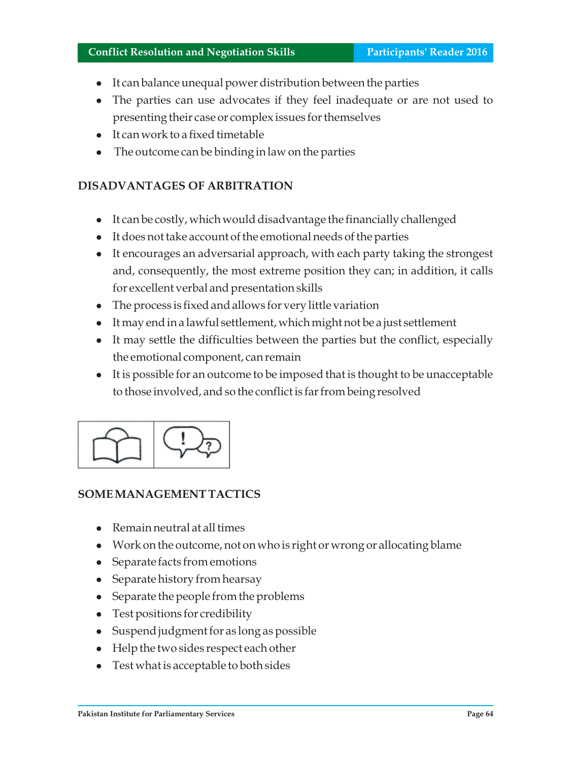- It can balance unequal power distribution between the parties
- The parties can use advocates if they feel inadequate or are not used to presenting their case or complex issues for themselves
- It can work to a fixed timetable
- The outcome can be binding in law on the parties

## DISADVANTAGES OF ARBITRATION

- It can be costly, which would disadvantage the financially challenged
- It does not take account of the emotional needs of the parties
- It encourages an adversarial approach, with each party taking the strongest and, consequently, the most extreme position they can; in addition, it calls for excellent verbal and presentation skills
- The process is fixed and allows for very little variation
- It may end in a lawful settlement, which might not be a just settlement
- It may settle the difficulties between the parties but the conflict, especially the emotional component, can remain
- It is possible for an outcome to be imposed that is thought to be unacceptable to those involved, and so the conflict is far from being resolved

## SOME MANAGEMENT TACTICS

- Remain neutral at all times
- Work on the outcome, not on who is right or wrong or allocating blame
- Separate facts from emotions
- Separate history from hearsay
- Separate the people from the problems
- Test positions for credibility
- Suspend judgment for as long as possible
- Help the two sides respect each other
- Test what is acceptable to both sides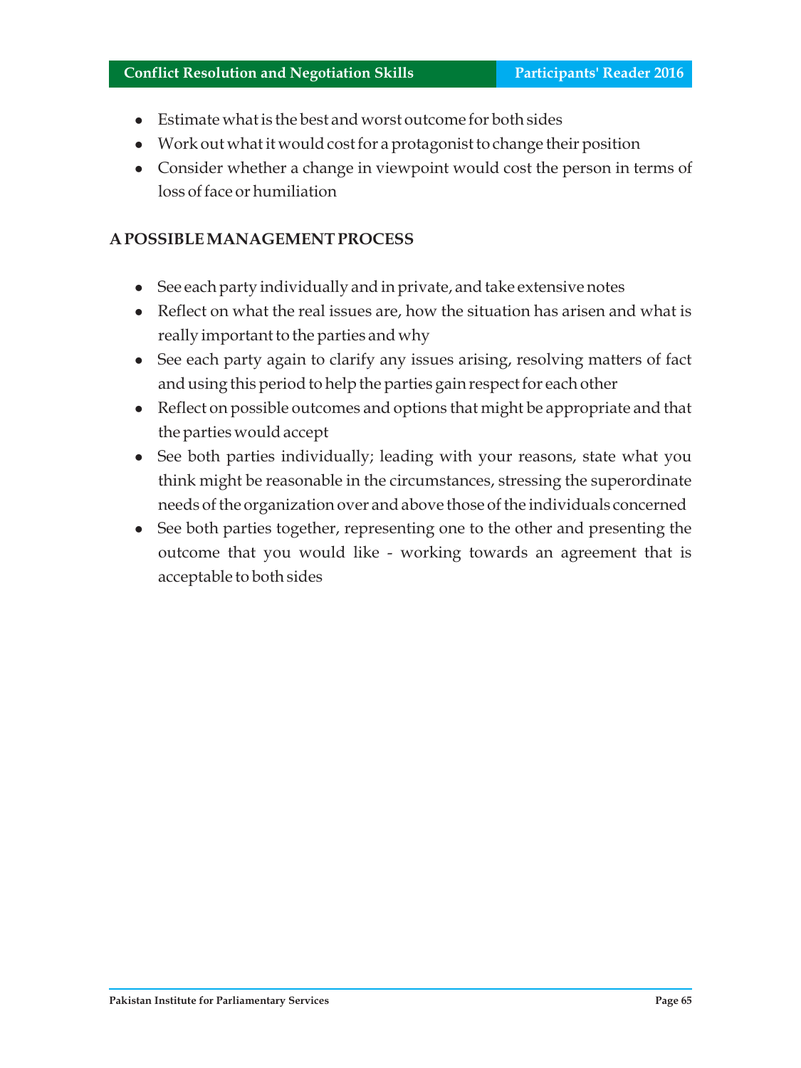- Estimate what is the best and worst outcome for both sides
- Work out what it would cost for a protagonist to change their position
- Consider whether a change in viewpoint would cost the person in terms of loss of face or humiliation

## A POSSIBLE MANAGEMENT PROCESS

- See each party individually and in private, and take extensive notes
- Reflect on what the real issues are, how the situation has arisen and what is really important to the parties and why
- See each party again to clarify any issues arising, resolving matters of fact and using this period to help the parties gain respect for each other
- Reflect on possible outcomes and options that might be appropriate and that the parties would accept
- See both parties individually; leading with your reasons, state what you think might be reasonable in the circumstances, stressing the superordinate needs of the organization over and above those of the individuals concerned
- See both parties together, representing one to the other and presenting the outcome that you would like - working towards an agreement that is acceptable to both sides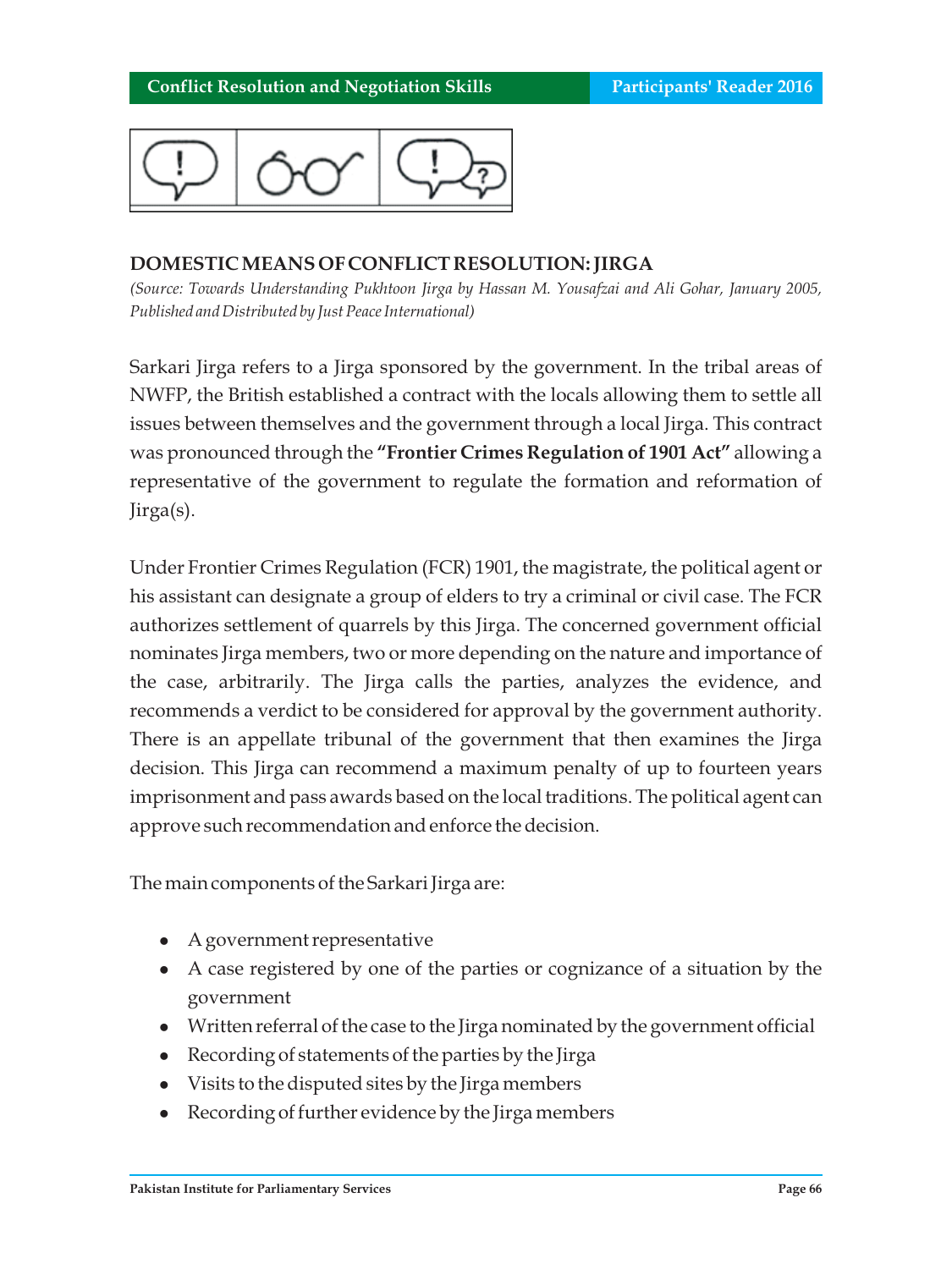## DOMESTIC MEANS OF CONFLICT RESOLUTION: JIRGA

*(Source: Towards Understanding Pukhtoon Jirga by Hassan M. Yousafzai and Ali Gohar, January 2005, Published and Distributed by Just Peace International)*

Sarkari Jirga refers to a Jirga sponsored by the government. In the tribal areas of NWFP, the British established a contract with the locals allowing them to settle all issues between themselves and the government through a local Jirga. This contract was pronounced through the **"Frontier Crimes Regulation of 1901 Act"** allowing a representative of the government to regulate the formation and reformation of Jirga(s).

Under Frontier Crimes Regulation (FCR) 1901, the magistrate, the political agent or his assistant can designate a group of elders to try a criminal or civil case. The FCR authorizes settlement of quarrels by this Jirga. The concerned government official nominates Jirga members, two or more depending on the nature and importance of the case, arbitrarily. The Jirga calls the parties, analyzes the evidence, and recommends a verdict to be considered for approval by the government authority. There is an appellate tribunal of the government that then examines the Jirga decision. This Jirga can recommend a maximum penalty of up to fourteen years imprisonment and pass awards based on the local traditions. The political agent can approve such recommendation and enforce the decision.

The main components of the Sarkari Jirga are:

- A government representative
- A case registered by one of the parties or cognizance of a situation by the government
- Written referral of the case to the Jirga nominated by the government official
- Recording of statements of the parties by the Jirga
- Visits to the disputed sites by the Jirga members
- Recording of further evidence by the Jirga members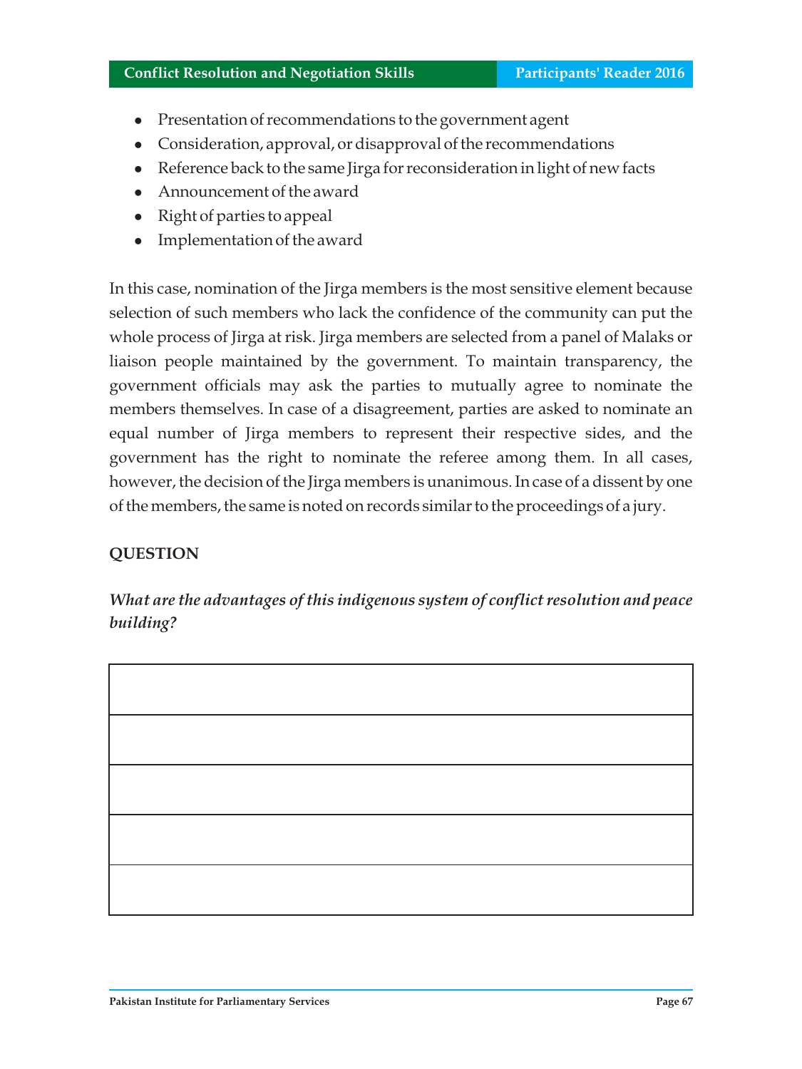- Presentation of recommendations to the government agent
- Consideration, approval, or disapproval of the recommendations
- Reference back to the same Jirga for reconsideration in light of new facts
- Announcement of the award
- Right of parties to appeal
- Implementation of the award

In this case, nomination of the Jirga members is the most sensitive element because selection of such members who lack the confidence of the community can put the whole process of Jirga at risk. Jirga members are selected from a panel of Malaks or liaison people maintained by the government. To maintain transparency, the government officials may ask the parties to mutually agree to nominate the members themselves. In case of a disagreement, parties are asked to nominate an equal number of Jirga members to represent their respective sides, and the government has the right to nominate the referee among them. In all cases, however, the decision of the Jirga members is unanimous. In case of a dissent by one of the members, the same is noted on records similar to the proceedings of a jury.

**QUESTION**

***What are the advantages of this indigenous system of conflict resolution and peace building?***

| |
|---|
| |
| |
| |
| |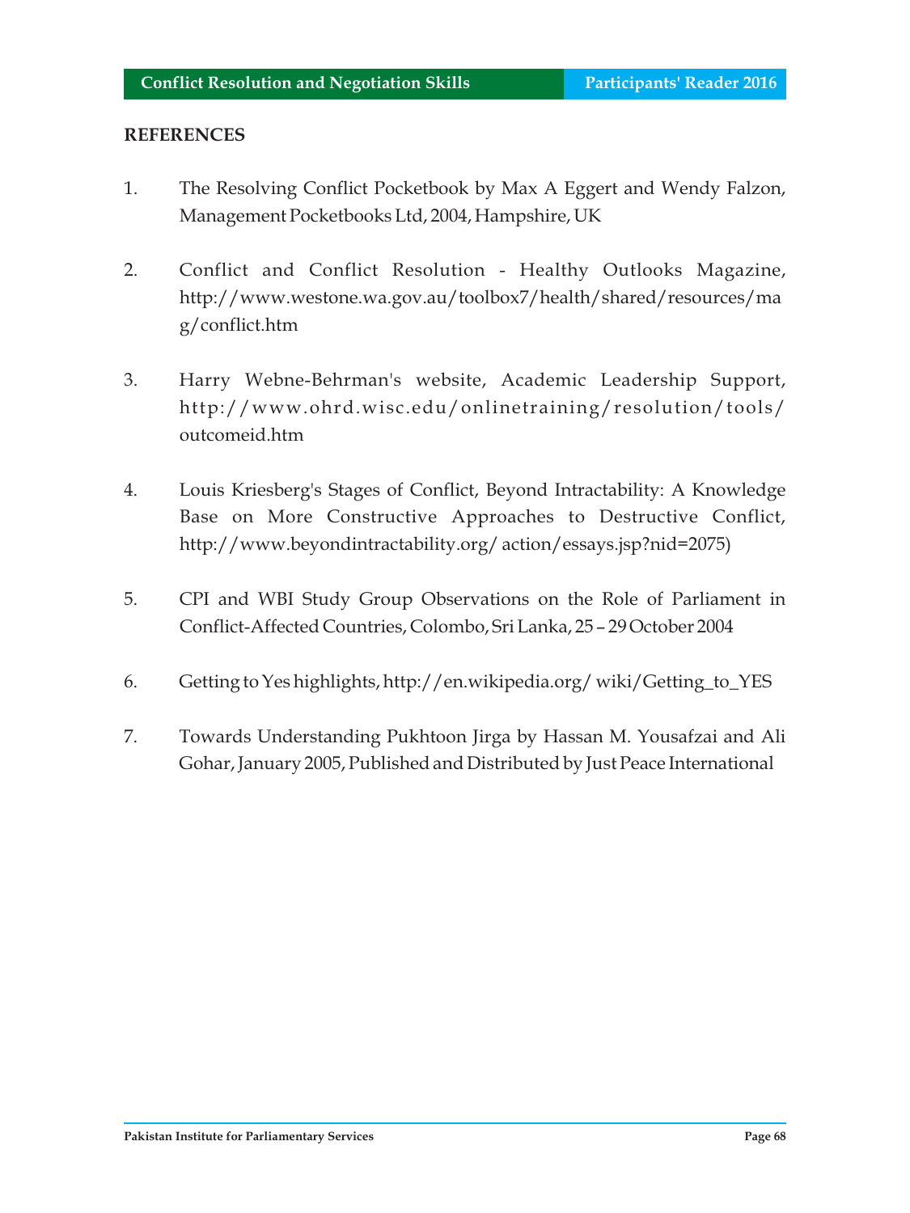## REFERENCES

1. The Resolving Conflict Pocketbook by Max A Eggert and Wendy Falzon, Management Pocketbooks Ltd, 2004, Hampshire, UK

2. Conflict and Conflict Resolution - Healthy Outlooks Magazine, http://www.westone.wa.gov.au/toolbox7/health/shared/resources/mag/conflict.htm

3. Harry Webne-Behrman's website, Academic Leadership Support, http://www.ohrd.wisc.edu/onlinetraining/resolution/tools/outcomeid.htm

4. Louis Kriesberg's Stages of Conflict, Beyond Intractability: A Knowledge Base on More Constructive Approaches to Destructive Conflict, http://www.beyondintractability.org/ action/essays.jsp?nid=2075)

5. CPI and WBI Study Group Observations on the Role of Parliament in Conflict-Affected Countries, Colombo, Sri Lanka, 25 – 29 October 2004

6. Getting to Yes highlights, http://en.wikipedia.org/ wiki/Getting_to_YES

7. Towards Understanding Pukhtoon Jirga by Hassan M. Yousafzai and Ali Gohar, January 2005, Published and Distributed by Just Peace International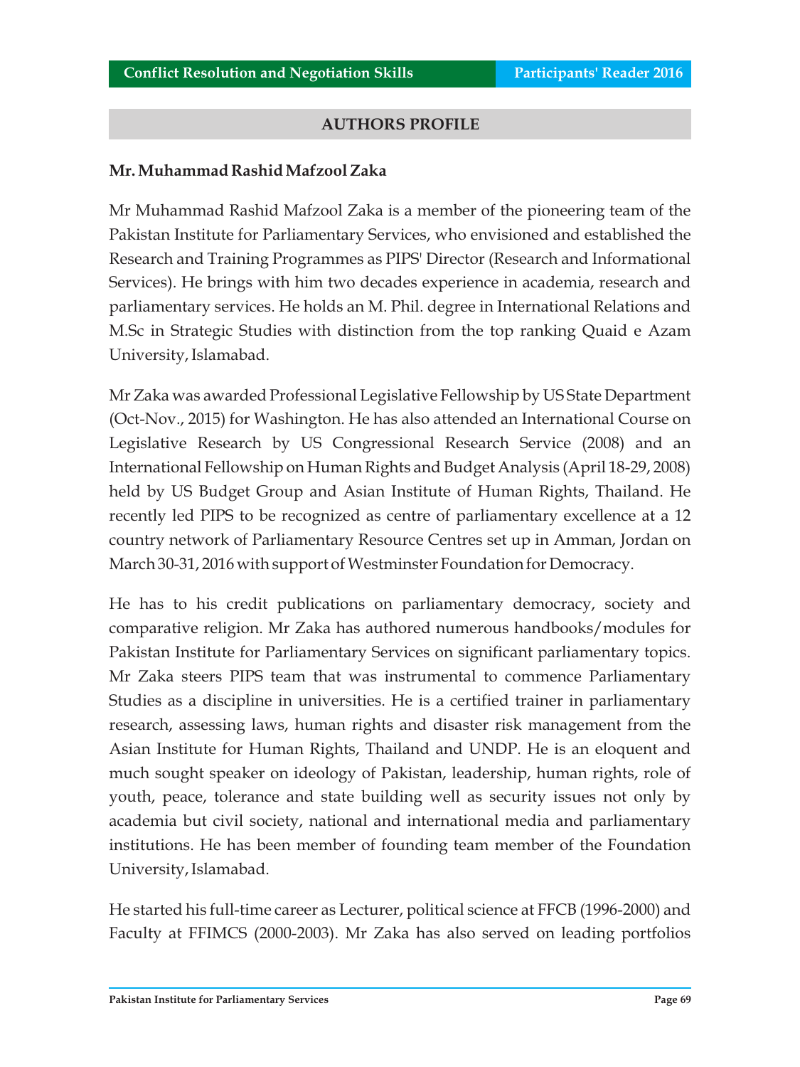## AUTHORS PROFILE

**Mr. Muhammad Rashid Mafzool Zaka**

Mr Muhammad Rashid Mafzool Zaka is a member of the pioneering team of the Pakistan Institute for Parliamentary Services, who envisioned and established the Research and Training Programmes as PIPS' Director (Research and Informational Services). He brings with him two decades experience in academia, research and parliamentary services. He holds an M. Phil. degree in International Relations and M.Sc in Strategic Studies with distinction from the top ranking Quaid e Azam University, Islamabad.

Mr Zaka was awarded Professional Legislative Fellowship by US State Department (Oct-Nov., 2015) for Washington. He has also attended an International Course on Legislative Research by US Congressional Research Service (2008) and an International Fellowship on Human Rights and Budget Analysis (April 18-29, 2008) held by US Budget Group and Asian Institute of Human Rights, Thailand. He recently led PIPS to be recognized as centre of parliamentary excellence at a 12 country network of Parliamentary Resource Centres set up in Amman, Jordan on March 30-31, 2016 with support of Westminster Foundation for Democracy.

He has to his credit publications on parliamentary democracy, society and comparative religion. Mr Zaka has authored numerous handbooks/modules for Pakistan Institute for Parliamentary Services on significant parliamentary topics. Mr Zaka steers PIPS team that was instrumental to commence Parliamentary Studies as a discipline in universities. He is a certified trainer in parliamentary research, assessing laws, human rights and disaster risk management from the Asian Institute for Human Rights, Thailand and UNDP. He is an eloquent and much sought speaker on ideology of Pakistan, leadership, human rights, role of youth, peace, tolerance and state building well as security issues not only by academia but civil society, national and international media and parliamentary institutions. He has been member of founding team member of the Foundation University, Islamabad.

He started his full-time career as Lecturer, political science at FFCB (1996-2000) and Faculty at FFIMCS (2000-2003). Mr Zaka has also served on leading portfolios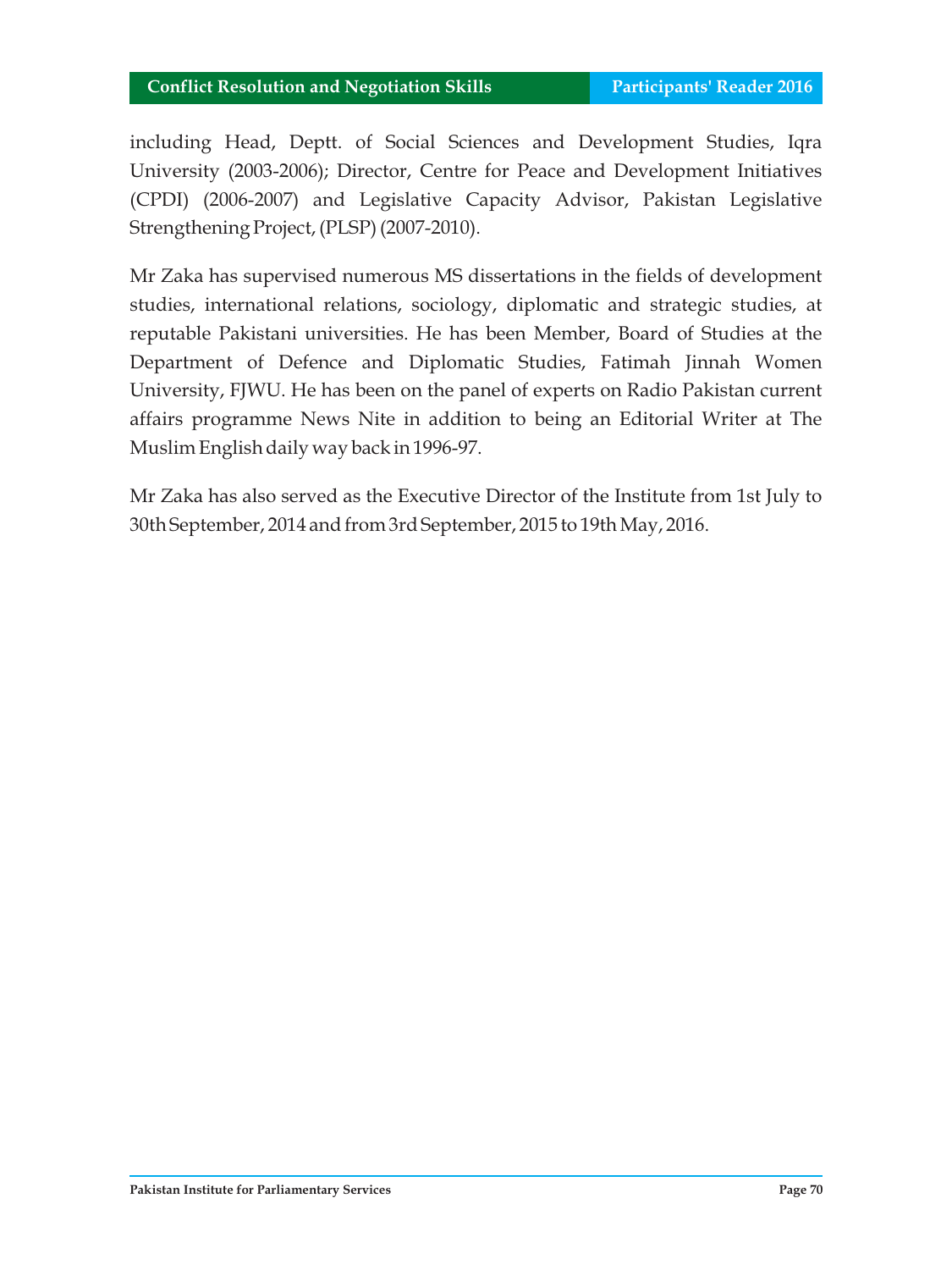including Head, Deptt. of Social Sciences and Development Studies, Iqra University (2003-2006); Director, Centre for Peace and Development Initiatives (CPDI) (2006-2007) and Legislative Capacity Advisor, Pakistan Legislative Strengthening Project, (PLSP) (2007-2010).

Mr Zaka has supervised numerous MS dissertations in the fields of development studies, international relations, sociology, diplomatic and strategic studies, at reputable Pakistani universities. He has been Member, Board of Studies at the Department of Defence and Diplomatic Studies, Fatimah Jinnah Women University, FJWU. He has been on the panel of experts on Radio Pakistan current affairs programme News Nite in addition to being an Editorial Writer at The Muslim English daily way back in 1996-97.

Mr Zaka has also served as the Executive Director of the Institute from 1st July to 30th September, 2014 and from 3rd September, 2015 to 19th May, 2016.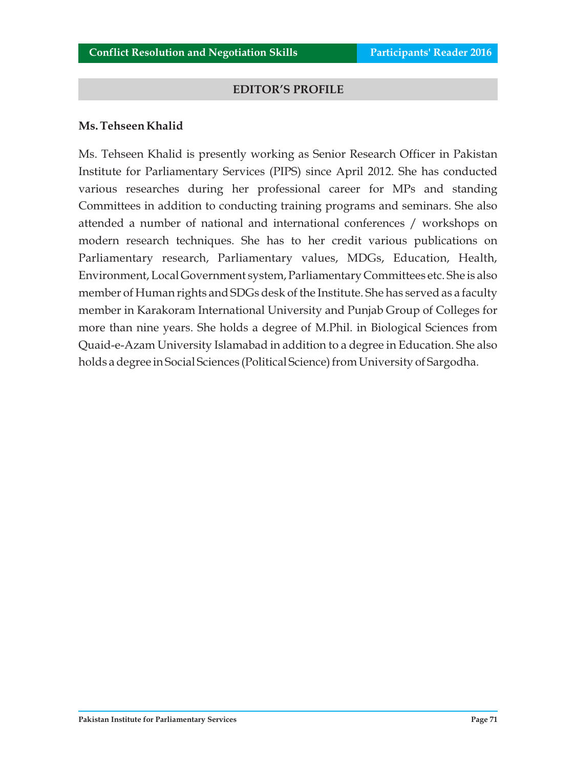## EDITOR'S PROFILE

**Ms. Tehseen Khalid**

Ms. Tehseen Khalid is presently working as Senior Research Officer in Pakistan Institute for Parliamentary Services (PIPS) since April 2012. She has conducted various researches during her professional career for MPs and standing Committees in addition to conducting training programs and seminars. She also attended a number of national and international conferences / workshops on modern research techniques. She has to her credit various publications on Parliamentary research, Parliamentary values, MDGs, Education, Health, Environment, Local Government system, Parliamentary Committees etc. She is also member of Human rights and SDGs desk of the Institute. She has served as a faculty member in Karakoram International University and Punjab Group of Colleges for more than nine years. She holds a degree of M.Phil. in Biological Sciences from Quaid-e-Azam University Islamabad in addition to a degree in Education. She also holds a degree in Social Sciences (Political Science) from University of Sargodha.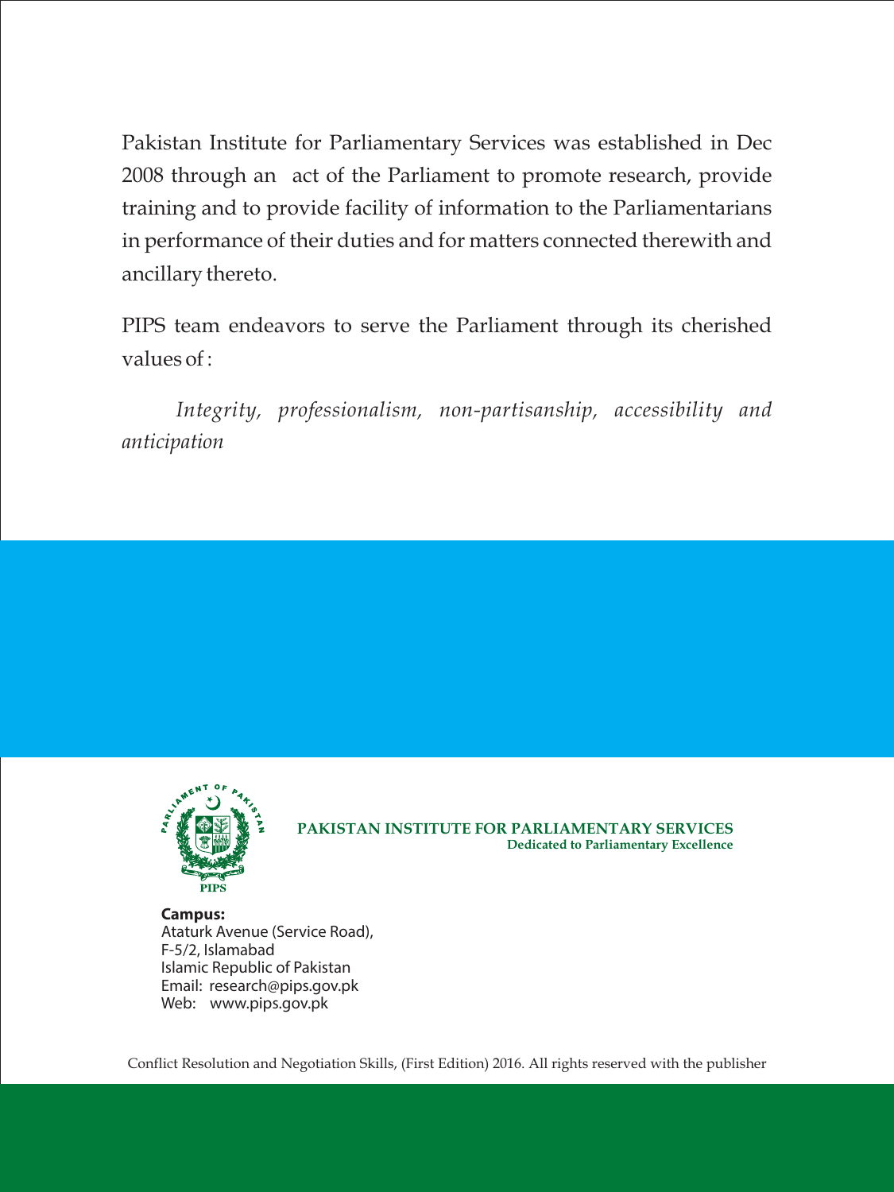Pakistan Institute for Parliamentary Services was established in Dec 2008 through an act of the Parliament to promote research, provide training and to provide facility of information to the Parliamentarians in performance of their duties and for matters connected therewith and ancillary thereto.

PIPS team endeavors to serve the Parliament through its cherished values of :

*Integrity, professionalism, non-partisanship, accessibility and anticipation*

PARLIAMENT OF PAKISTAN

PIPS

**PAKISTAN INSTITUTE FOR PARLIAMENTARY SERVICES**
**Dedicated to Parliamentary Excellence**

**Campus:**
Ataturk Avenue (Service Road),
F-5/2, Islamabad
Islamic Republic of Pakistan
Email: research@pips.gov.pk
Web: www.pips.gov.pk

Conflict Resolution and Negotiation Skills, (First Edition) 2016. All rights reserved with the publisher